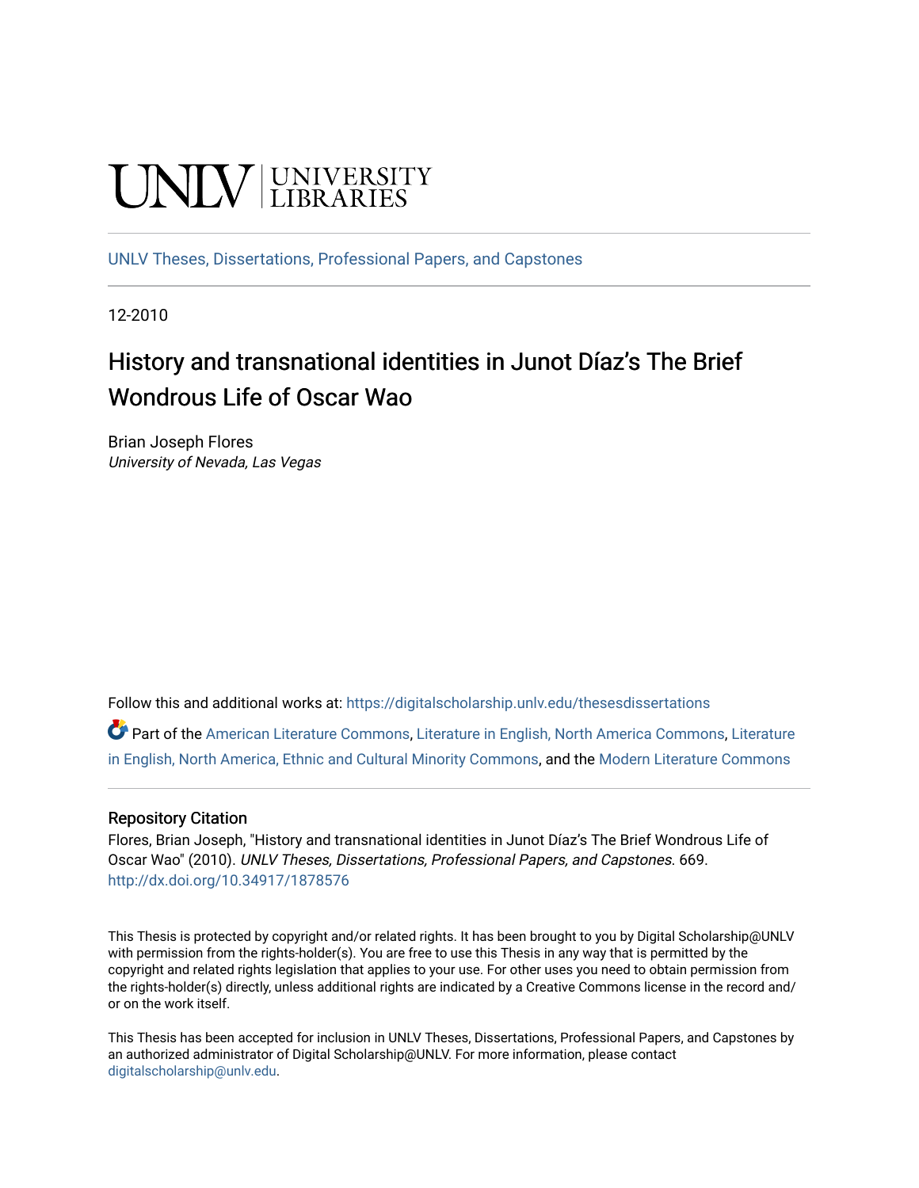UNLV | UNIVERSITY LIBRARIES

UNLV Theses, Dissertations, Professional Papers, and Capstones

12-2010

# History and transnational identities in Junot Díaz's The Brief Wondrous Life of Oscar Wao

Brian Joseph Flores
*University of Nevada, Las Vegas*

Follow this and additional works at: https://digitalscholarship.unlv.edu/thesesdissertations

Part of the American Literature Commons, Literature in English, North America Commons, Literature in English, North America, Ethnic and Cultural Minority Commons, and the Modern Literature Commons

## Repository Citation

Flores, Brian Joseph, "History and transnational identities in Junot Díaz's The Brief Wondrous Life of Oscar Wao" (2010). *UNLV Theses, Dissertations, Professional Papers, and Capstones*. 669.
http://dx.doi.org/10.34917/1878576

This Thesis is protected by copyright and/or related rights. It has been brought to you by Digital Scholarship@UNLV with permission from the rights-holder(s). You are free to use this Thesis in any way that is permitted by the copyright and related rights legislation that applies to your use. For other uses you need to obtain permission from the rights-holder(s) directly, unless additional rights are indicated by a Creative Commons license in the record and/or on the work itself.

This Thesis has been accepted for inclusion in UNLV Theses, Dissertations, Professional Papers, and Capstones by an authorized administrator of Digital Scholarship@UNLV. For more information, please contact digitalscholarship@unlv.edu.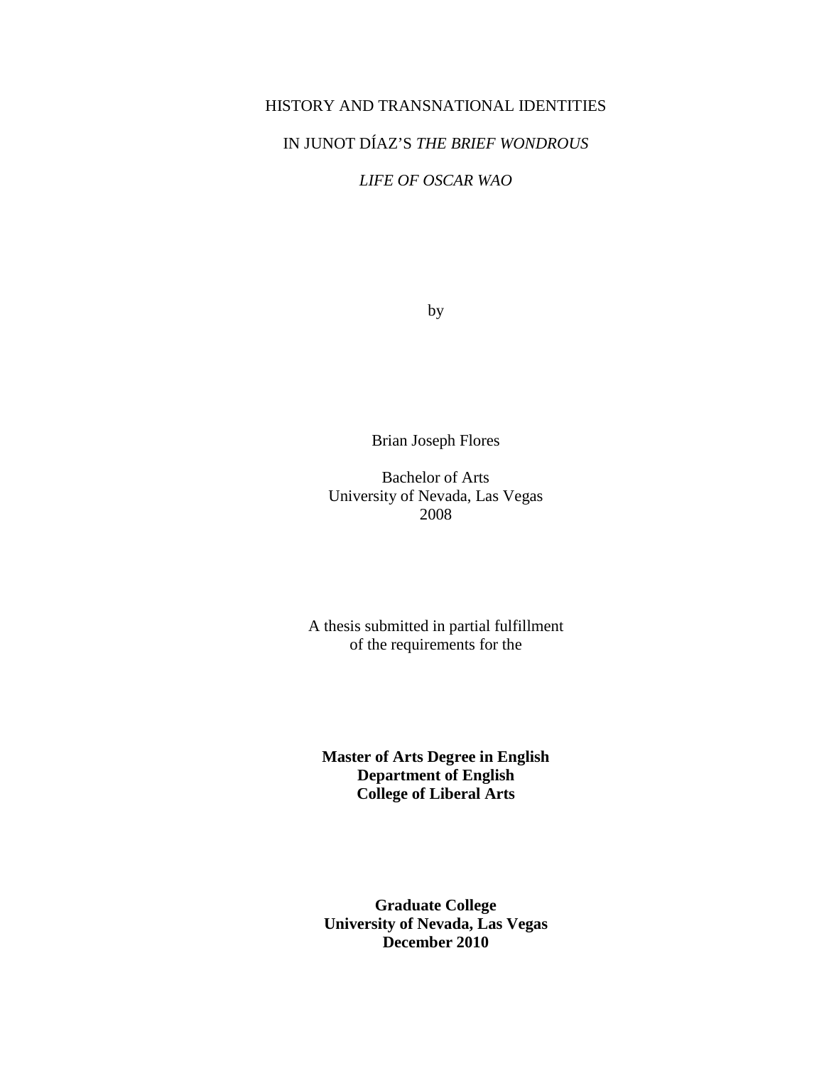HISTORY AND TRANSNATIONAL IDENTITIES

IN JUNOT DÍAZ'S *THE BRIEF WONDROUS*

*LIFE OF OSCAR WAO*

by

Brian Joseph Flores

Bachelor of Arts
University of Nevada, Las Vegas
2008

A thesis submitted in partial fulfillment
of the requirements for the

**Master of Arts Degree in English**
**Department of English**
**College of Liberal Arts**

**Graduate College**
**University of Nevada, Las Vegas**
**December 2010**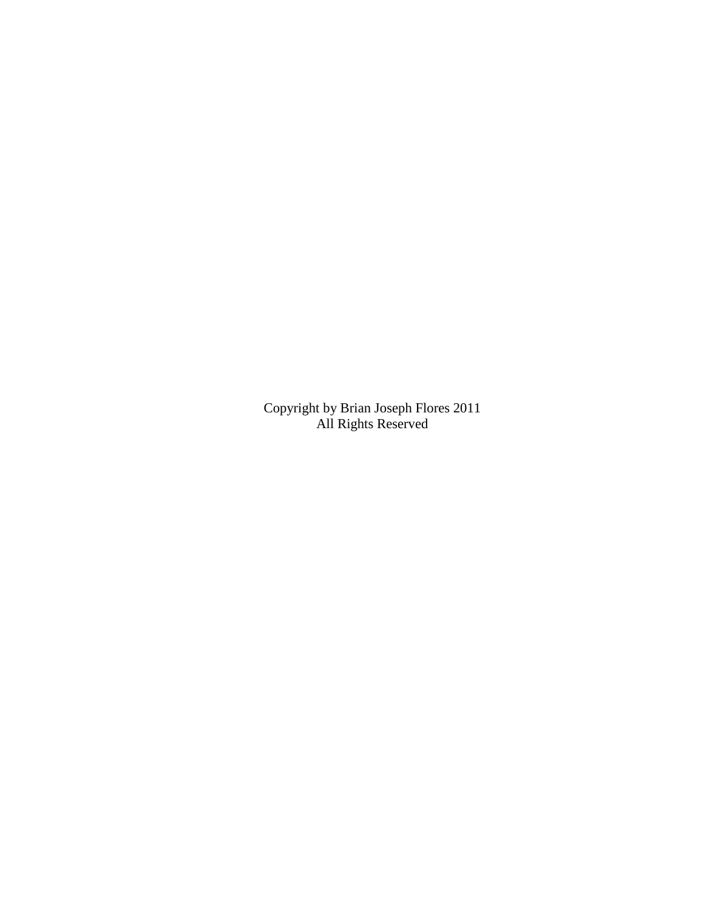Copyright by Brian Joseph Flores 2011
All Rights Reserved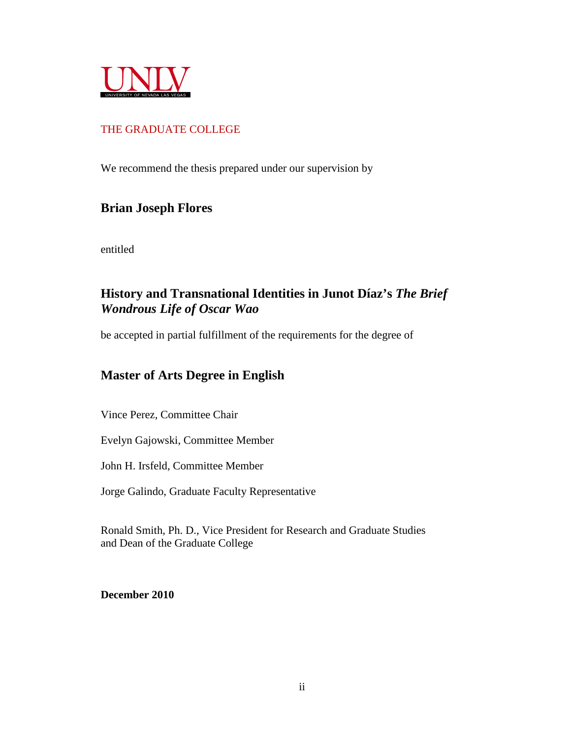UNLV
UNIVERSITY OF NEVADA LAS VEGAS

THE GRADUATE COLLEGE

We recommend the thesis prepared under our supervision by

**Brian Joseph Flores**

entitled

**History and Transnational Identities in Junot Díaz's *The Brief Wondrous Life of Oscar Wao***

be accepted in partial fulfillment of the requirements for the degree of

**Master of Arts Degree in English**

Vince Perez, Committee Chair

Evelyn Gajowski, Committee Member

John H. Irsfeld, Committee Member

Jorge Galindo, Graduate Faculty Representative

Ronald Smith, Ph. D., Vice President for Research and Graduate Studies
and Dean of the Graduate College

**December 2010**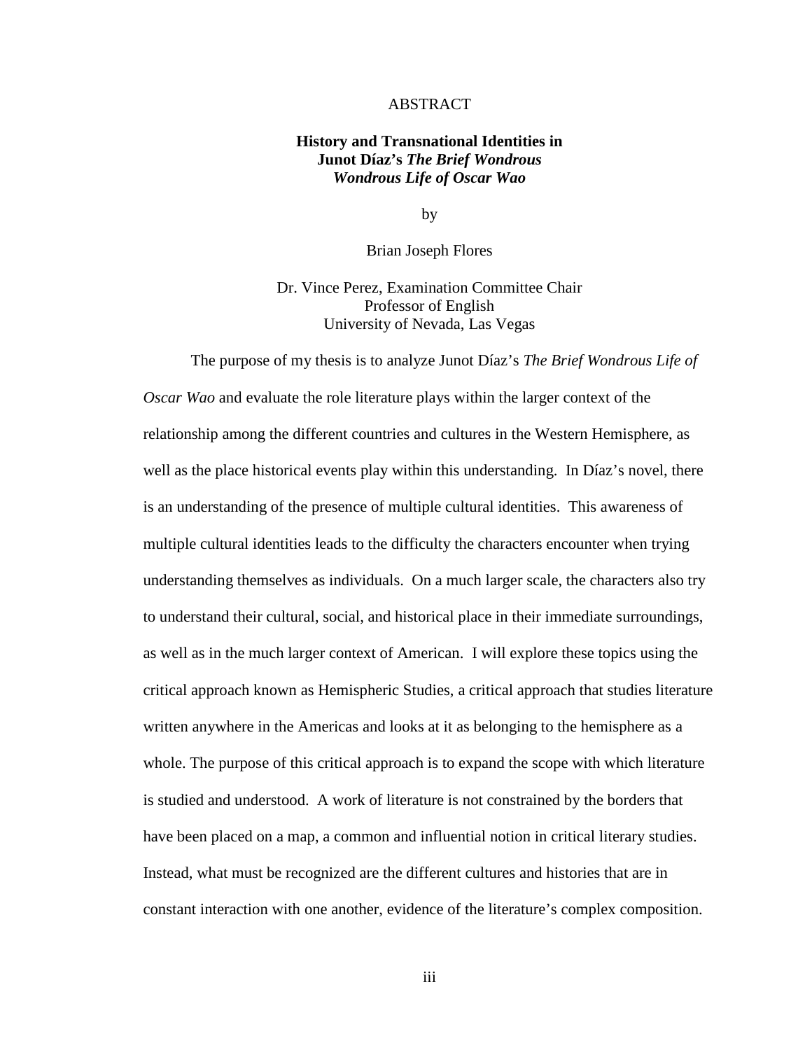ABSTRACT

**History and Transnational Identities in Junot Díaz's *The Brief Wondrous Wondrous Life of Oscar Wao***

by

Brian Joseph Flores

Dr. Vince Perez, Examination Committee Chair
Professor of English
University of Nevada, Las Vegas

The purpose of my thesis is to analyze Junot Díaz's *The Brief Wondrous Life of Oscar Wao* and evaluate the role literature plays within the larger context of the relationship among the different countries and cultures in the Western Hemisphere, as well as the place historical events play within this understanding. In Díaz's novel, there is an understanding of the presence of multiple cultural identities. This awareness of multiple cultural identities leads to the difficulty the characters encounter when trying understanding themselves as individuals. On a much larger scale, the characters also try to understand their cultural, social, and historical place in their immediate surroundings, as well as in the much larger context of American. I will explore these topics using the critical approach known as Hemispheric Studies, a critical approach that studies literature written anywhere in the Americas and looks at it as belonging to the hemisphere as a whole. The purpose of this critical approach is to expand the scope with which literature is studied and understood. A work of literature is not constrained by the borders that have been placed on a map, a common and influential notion in critical literary studies. Instead, what must be recognized are the different cultures and histories that are in constant interaction with one another, evidence of the literature's complex composition.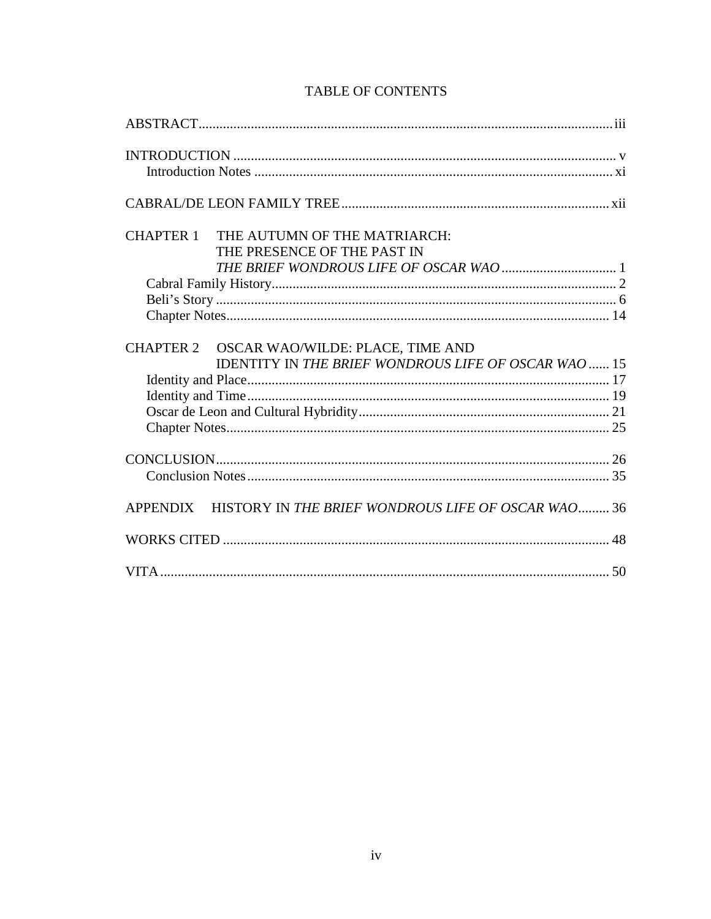# TABLE OF CONTENTS

ABSTRACT .......... iii

INTRODUCTION .......... v
- Introduction Notes .......... xi

CABRAL/DE LEON FAMILY TREE .......... xii

CHAPTER 1 THE AUTUMN OF THE MATRIARCH: THE PRESENCE OF THE PAST IN *THE BRIEF WONDROUS LIFE OF OSCAR WAO* .......... 1
- Cabral Family History .......... 2
- Beli's Story .......... 6
- Chapter Notes .......... 14

CHAPTER 2 OSCAR WAO/WILDE: PLACE, TIME AND IDENTITY IN *THE BRIEF WONDROUS LIFE OF OSCAR WAO* .......... 15
- Identity and Place .......... 17
- Identity and Time .......... 19
- Oscar de Leon and Cultural Hybridity .......... 21
- Chapter Notes .......... 25

CONCLUSION .......... 26
- Conclusion Notes .......... 35

APPENDIX HISTORY IN *THE BRIEF WONDROUS LIFE OF OSCAR WAO* .......... 36

WORKS CITED .......... 48

VITA .......... 50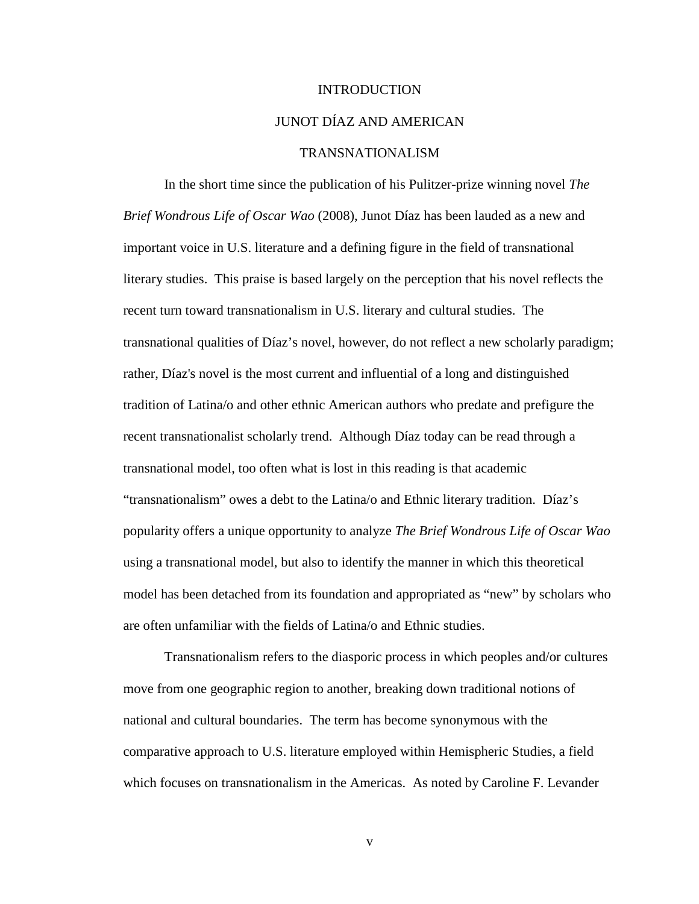# INTRODUCTION

# JUNOT DÍAZ AND AMERICAN TRANSNATIONALISM

In the short time since the publication of his Pulitzer-prize winning novel *The Brief Wondrous Life of Oscar Wao* (2008), Junot Díaz has been lauded as a new and important voice in U.S. literature and a defining figure in the field of transnational literary studies. This praise is based largely on the perception that his novel reflects the recent turn toward transnationalism in U.S. literary and cultural studies. The transnational qualities of Díaz's novel, however, do not reflect a new scholarly paradigm; rather, Díaz's novel is the most current and influential of a long and distinguished tradition of Latina/o and other ethnic American authors who predate and prefigure the recent transnationalist scholarly trend. Although Díaz today can be read through a transnational model, too often what is lost in this reading is that academic "transnationalism" owes a debt to the Latina/o and Ethnic literary tradition. Díaz's popularity offers a unique opportunity to analyze *The Brief Wondrous Life of Oscar Wao* using a transnational model, but also to identify the manner in which this theoretical model has been detached from its foundation and appropriated as "new" by scholars who are often unfamiliar with the fields of Latina/o and Ethnic studies.

Transnationalism refers to the diasporic process in which peoples and/or cultures move from one geographic region to another, breaking down traditional notions of national and cultural boundaries. The term has become synonymous with the comparative approach to U.S. literature employed within Hemispheric Studies, a field which focuses on transnationalism in the Americas. As noted by Caroline F. Levander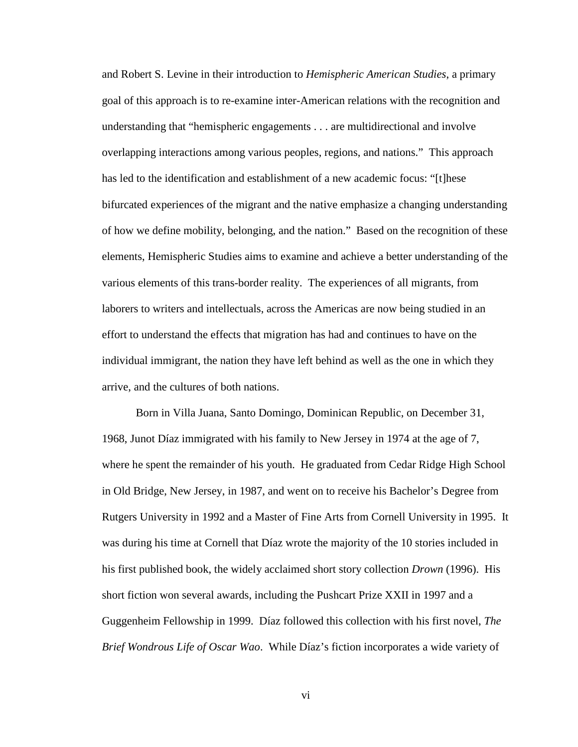and Robert S. Levine in their introduction to *Hemispheric American Studies*, a primary goal of this approach is to re-examine inter-American relations with the recognition and understanding that "hemispheric engagements . . . are multidirectional and involve overlapping interactions among various peoples, regions, and nations." This approach has led to the identification and establishment of a new academic focus: "[t]hese bifurcated experiences of the migrant and the native emphasize a changing understanding of how we define mobility, belonging, and the nation." Based on the recognition of these elements, Hemispheric Studies aims to examine and achieve a better understanding of the various elements of this trans-border reality. The experiences of all migrants, from laborers to writers and intellectuals, across the Americas are now being studied in an effort to understand the effects that migration has had and continues to have on the individual immigrant, the nation they have left behind as well as the one in which they arrive, and the cultures of both nations.

Born in Villa Juana, Santo Domingo, Dominican Republic, on December 31, 1968, Junot Díaz immigrated with his family to New Jersey in 1974 at the age of 7, where he spent the remainder of his youth. He graduated from Cedar Ridge High School in Old Bridge, New Jersey, in 1987, and went on to receive his Bachelor's Degree from Rutgers University in 1992 and a Master of Fine Arts from Cornell University in 1995. It was during his time at Cornell that Díaz wrote the majority of the 10 stories included in his first published book, the widely acclaimed short story collection *Drown* (1996). His short fiction won several awards, including the Pushcart Prize XXII in 1997 and a Guggenheim Fellowship in 1999. Díaz followed this collection with his first novel, *The Brief Wondrous Life of Oscar Wao*. While Díaz's fiction incorporates a wide variety of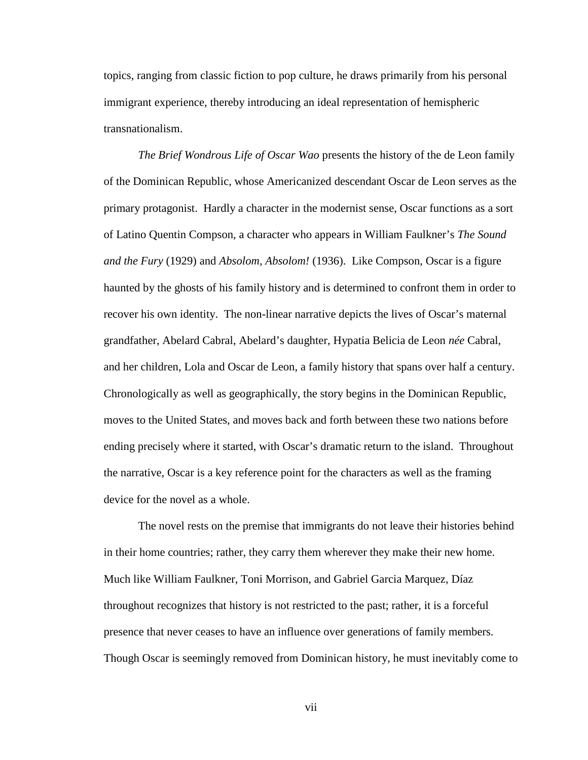topics, ranging from classic fiction to pop culture, he draws primarily from his personal immigrant experience, thereby introducing an ideal representation of hemispheric transnationalism.

*The Brief Wondrous Life of Oscar Wao* presents the history of the de Leon family of the Dominican Republic, whose Americanized descendant Oscar de Leon serves as the primary protagonist. Hardly a character in the modernist sense, Oscar functions as a sort of Latino Quentin Compson, a character who appears in William Faulkner's *The Sound and the Fury* (1929) and *Absolom, Absolom!* (1936). Like Compson, Oscar is a figure haunted by the ghosts of his family history and is determined to confront them in order to recover his own identity. The non-linear narrative depicts the lives of Oscar's maternal grandfather, Abelard Cabral, Abelard's daughter, Hypatia Belicia de Leon *née* Cabral, and her children, Lola and Oscar de Leon, a family history that spans over half a century. Chronologically as well as geographically, the story begins in the Dominican Republic, moves to the United States, and moves back and forth between these two nations before ending precisely where it started, with Oscar's dramatic return to the island. Throughout the narrative, Oscar is a key reference point for the characters as well as the framing device for the novel as a whole.

The novel rests on the premise that immigrants do not leave their histories behind in their home countries; rather, they carry them wherever they make their new home. Much like William Faulkner, Toni Morrison, and Gabriel Garcia Marquez, Díaz throughout recognizes that history is not restricted to the past; rather, it is a forceful presence that never ceases to have an influence over generations of family members. Though Oscar is seemingly removed from Dominican history, he must inevitably come to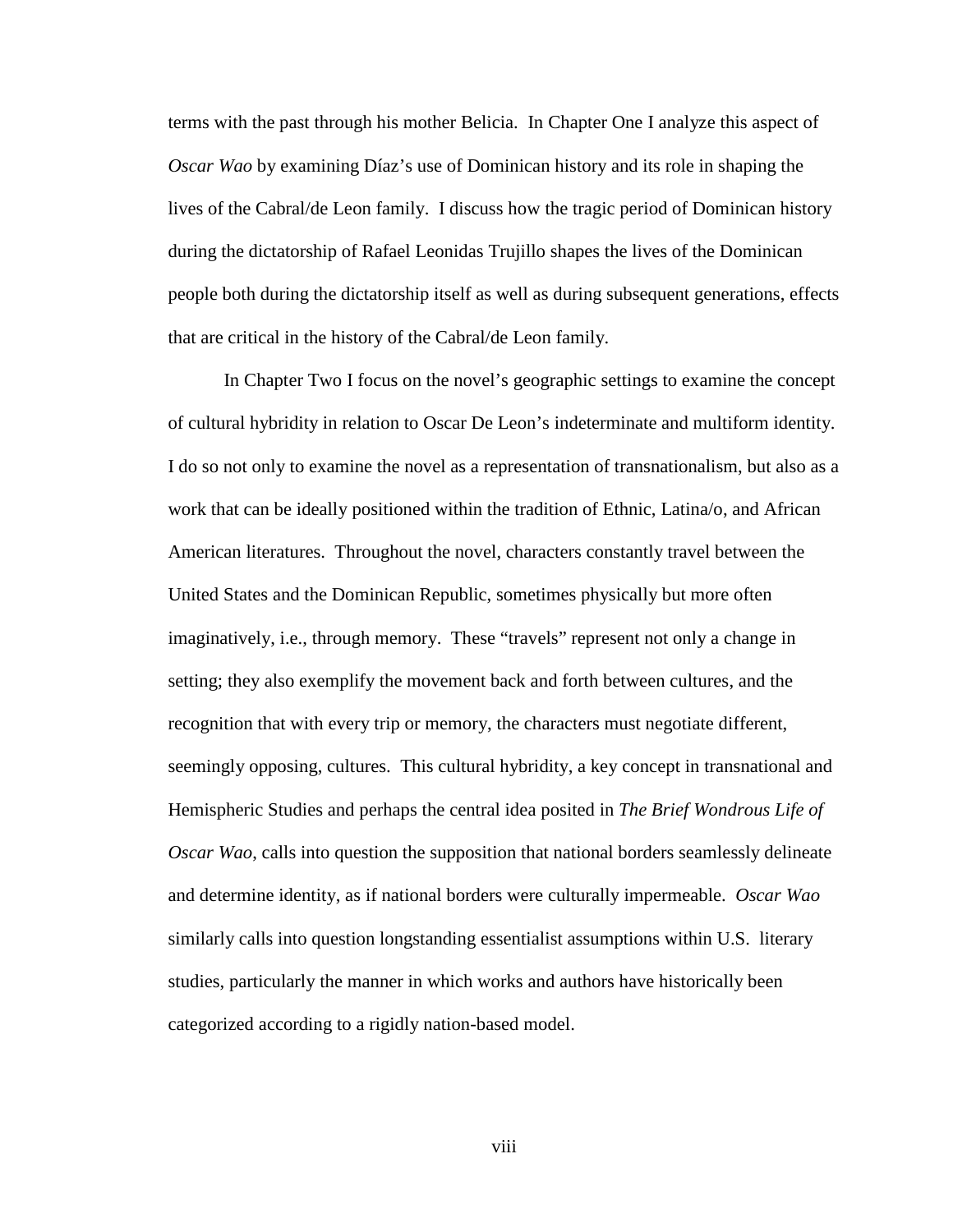terms with the past through his mother Belicia. In Chapter One I analyze this aspect of *Oscar Wao* by examining Díaz's use of Dominican history and its role in shaping the lives of the Cabral/de Leon family. I discuss how the tragic period of Dominican history during the dictatorship of Rafael Leonidas Trujillo shapes the lives of the Dominican people both during the dictatorship itself as well as during subsequent generations, effects that are critical in the history of the Cabral/de Leon family.

In Chapter Two I focus on the novel's geographic settings to examine the concept of cultural hybridity in relation to Oscar De Leon's indeterminate and multiform identity. I do so not only to examine the novel as a representation of transnationalism, but also as a work that can be ideally positioned within the tradition of Ethnic, Latina/o, and African American literatures. Throughout the novel, characters constantly travel between the United States and the Dominican Republic, sometimes physically but more often imaginatively, i.e., through memory. These "travels" represent not only a change in setting; they also exemplify the movement back and forth between cultures, and the recognition that with every trip or memory, the characters must negotiate different, seemingly opposing, cultures. This cultural hybridity, a key concept in transnational and Hemispheric Studies and perhaps the central idea posited in *The Brief Wondrous Life of Oscar Wao*, calls into question the supposition that national borders seamlessly delineate and determine identity, as if national borders were culturally impermeable. *Oscar Wao* similarly calls into question longstanding essentialist assumptions within U.S. literary studies, particularly the manner in which works and authors have historically been categorized according to a rigidly nation-based model.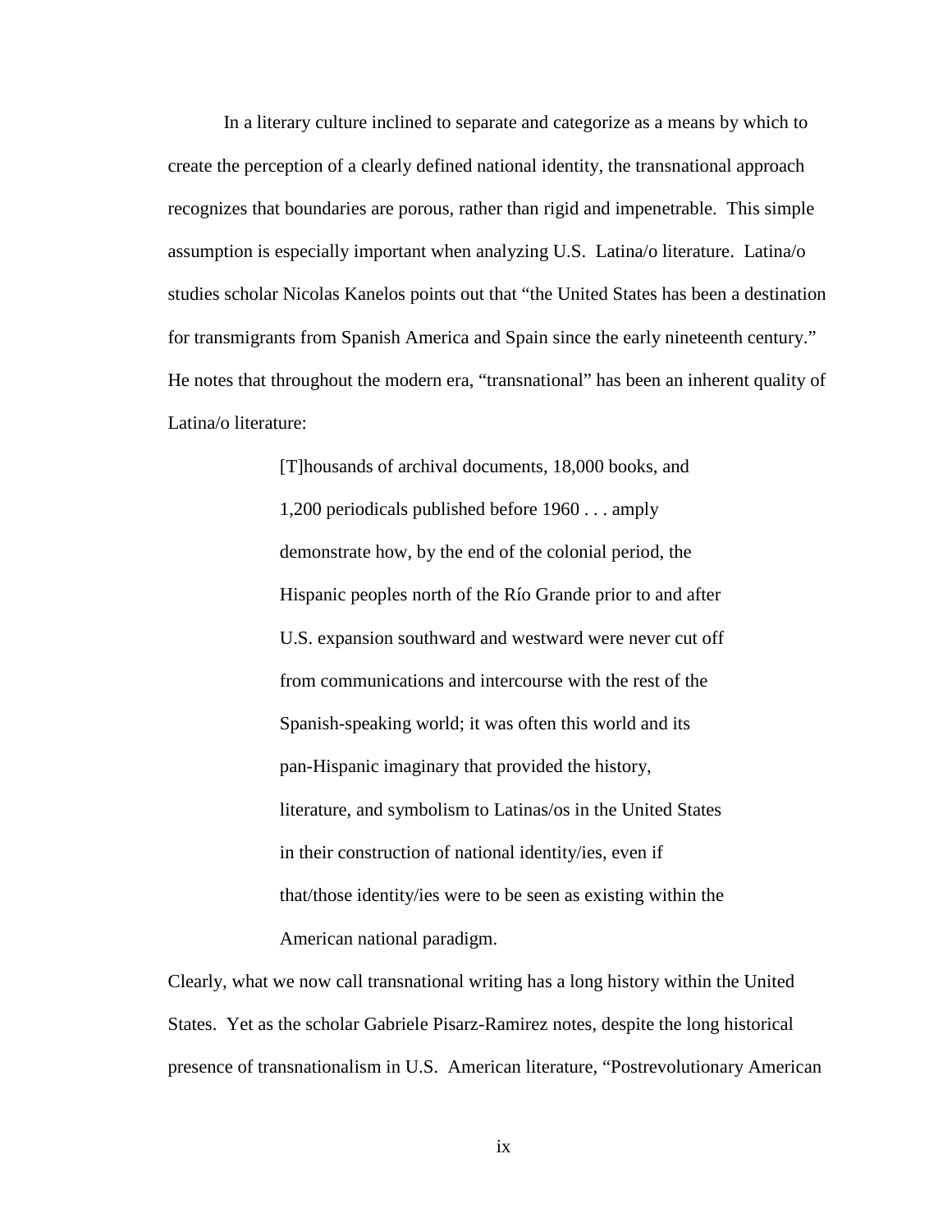In a literary culture inclined to separate and categorize as a means by which to create the perception of a clearly defined national identity, the transnational approach recognizes that boundaries are porous, rather than rigid and impenetrable. This simple assumption is especially important when analyzing U.S. Latina/o literature. Latina/o studies scholar Nicolas Kanelos points out that "the United States has been a destination for transmigrants from Spanish America and Spain since the early nineteenth century." He notes that throughout the modern era, "transnational" has been an inherent quality of Latina/o literature:

> [T]housands of archival documents, 18,000 books, and 1,200 periodicals published before 1960 . . . amply demonstrate how, by the end of the colonial period, the Hispanic peoples north of the Río Grande prior to and after U.S. expansion southward and westward were never cut off from communications and intercourse with the rest of the Spanish-speaking world; it was often this world and its pan-Hispanic imaginary that provided the history, literature, and symbolism to Latinas/os in the United States in their construction of national identity/ies, even if that/those identity/ies were to be seen as existing within the American national paradigm.

Clearly, what we now call transnational writing has a long history within the United States. Yet as the scholar Gabriele Pisarz-Ramirez notes, despite the long historical presence of transnationalism in U.S. American literature, "Postrevolutionary American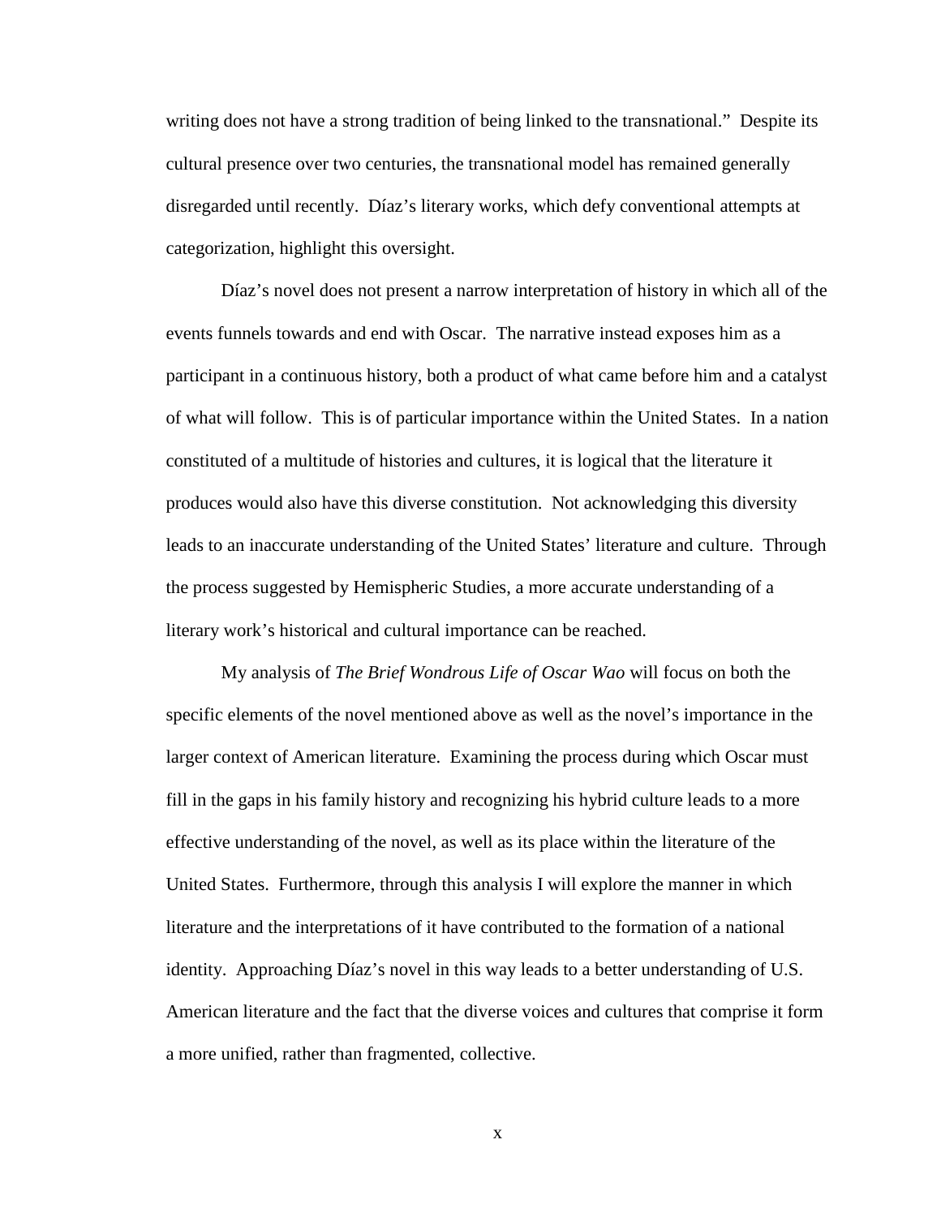writing does not have a strong tradition of being linked to the transnational." Despite its cultural presence over two centuries, the transnational model has remained generally disregarded until recently. Díaz's literary works, which defy conventional attempts at categorization, highlight this oversight.

Díaz's novel does not present a narrow interpretation of history in which all of the events funnels towards and end with Oscar. The narrative instead exposes him as a participant in a continuous history, both a product of what came before him and a catalyst of what will follow. This is of particular importance within the United States. In a nation constituted of a multitude of histories and cultures, it is logical that the literature it produces would also have this diverse constitution. Not acknowledging this diversity leads to an inaccurate understanding of the United States' literature and culture. Through the process suggested by Hemispheric Studies, a more accurate understanding of a literary work's historical and cultural importance can be reached.

My analysis of *The Brief Wondrous Life of Oscar Wao* will focus on both the specific elements of the novel mentioned above as well as the novel's importance in the larger context of American literature. Examining the process during which Oscar must fill in the gaps in his family history and recognizing his hybrid culture leads to a more effective understanding of the novel, as well as its place within the literature of the United States. Furthermore, through this analysis I will explore the manner in which literature and the interpretations of it have contributed to the formation of a national identity. Approaching Díaz's novel in this way leads to a better understanding of U.S. American literature and the fact that the diverse voices and cultures that comprise it form a more unified, rather than fragmented, collective.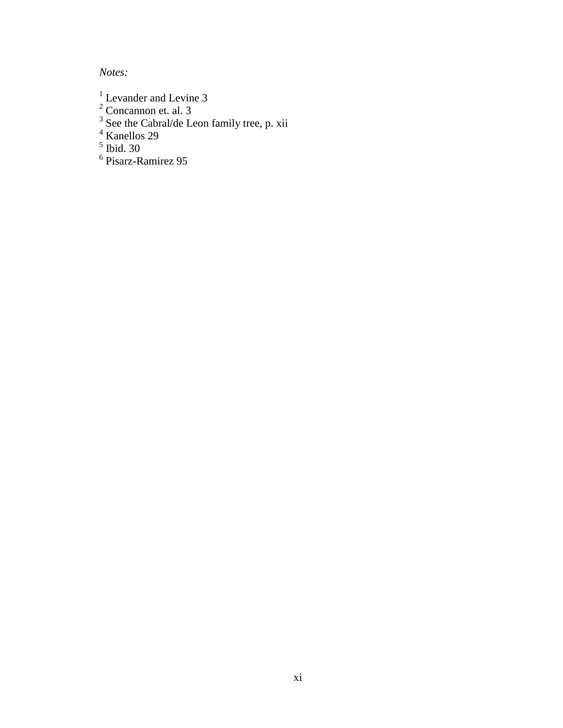*Notes:*

[1] Levander and Levine 3
[2] Concannon et. al. 3
[3] See the Cabral/de Leon family tree, p. xii
[4] Kanellos 29
[5] Ibid. 30
[6] Pisarz-Ramirez 95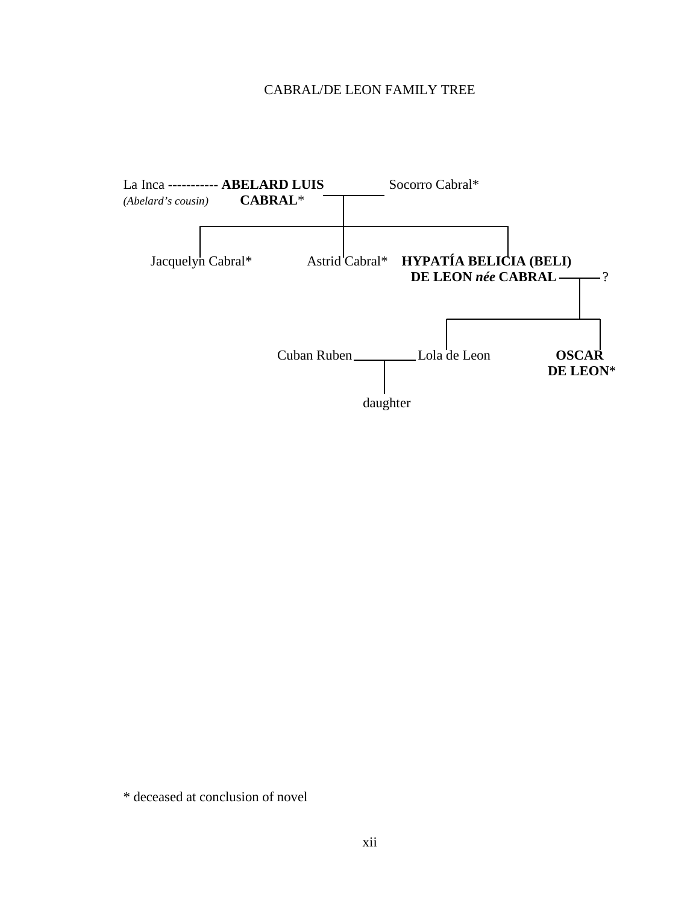CABRAL/DE LEON FAMILY TREE

La Inca ----------- **ABELARD LUIS CABRAL*** ——— Socorro Cabral*
*(Abelard's cousin)*

Jacquelyn Cabral*    Astrid Cabral*    **HYPATÍA BELICIA (BELI) DE LEON *née* CABRAL** ——— ?

Cuban Ruben ——— Lola de Leon    **OSCAR DE LEON***

daughter

\* deceased at conclusion of novel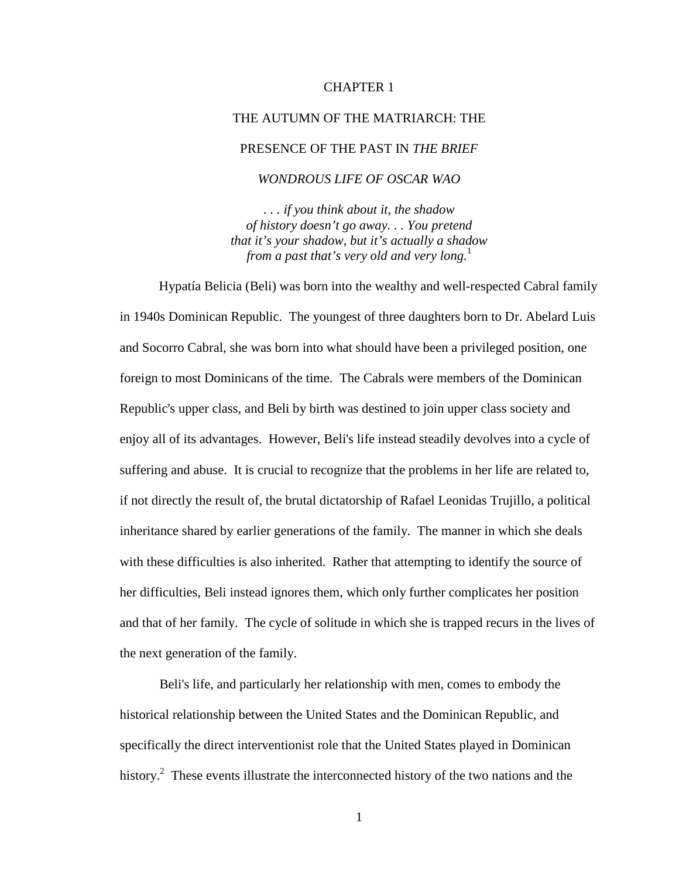# CHAPTER 1

# THE AUTUMN OF THE MATRIARCH: THE PRESENCE OF THE PAST IN *THE BRIEF WONDROUS LIFE OF OSCAR WAO*

*. . . if you think about it, the shadow of history doesn't go away. . . You pretend that it's your shadow, but it's actually a shadow from a past that's very old and very long.*[1]

Hypatía Belicia (Beli) was born into the wealthy and well-respected Cabral family in 1940s Dominican Republic. The youngest of three daughters born to Dr. Abelard Luis and Socorro Cabral, she was born into what should have been a privileged position, one foreign to most Dominicans of the time. The Cabrals were members of the Dominican Republic's upper class, and Beli by birth was destined to join upper class society and enjoy all of its advantages. However, Beli's life instead steadily devolves into a cycle of suffering and abuse. It is crucial to recognize that the problems in her life are related to, if not directly the result of, the brutal dictatorship of Rafael Leonidas Trujillo, a political inheritance shared by earlier generations of the family. The manner in which she deals with these difficulties is also inherited. Rather that attempting to identify the source of her difficulties, Beli instead ignores them, which only further complicates her position and that of her family. The cycle of solitude in which she is trapped recurs in the lives of the next generation of the family.

Beli's life, and particularly her relationship with men, comes to embody the historical relationship between the United States and the Dominican Republic, and specifically the direct interventionist role that the United States played in Dominican history.[2] These events illustrate the interconnected history of the two nations and the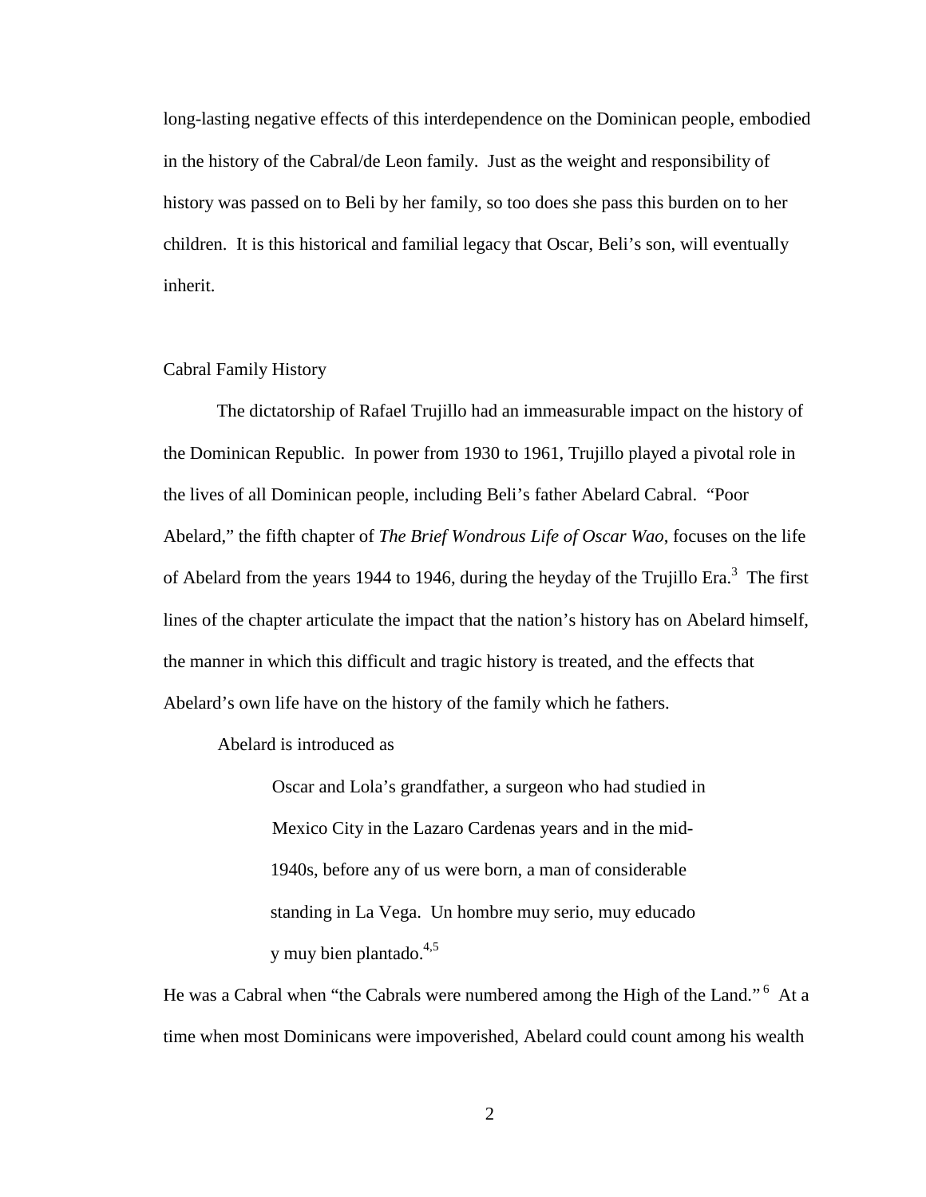long-lasting negative effects of this interdependence on the Dominican people, embodied in the history of the Cabral/de Leon family. Just as the weight and responsibility of history was passed on to Beli by her family, so too does she pass this burden on to her children. It is this historical and familial legacy that Oscar, Beli's son, will eventually inherit.

## Cabral Family History

The dictatorship of Rafael Trujillo had an immeasurable impact on the history of the Dominican Republic. In power from 1930 to 1961, Trujillo played a pivotal role in the lives of all Dominican people, including Beli's father Abelard Cabral. "Poor Abelard," the fifth chapter of *The Brief Wondrous Life of Oscar Wao*, focuses on the life of Abelard from the years 1944 to 1946, during the heyday of the Trujillo Era.[3] The first lines of the chapter articulate the impact that the nation's history has on Abelard himself, the manner in which this difficult and tragic history is treated, and the effects that Abelard's own life have on the history of the family which he fathers.

Abelard is introduced as

> Oscar and Lola's grandfather, a surgeon who had studied in Mexico City in the Lazaro Cardenas years and in the mid-1940s, before any of us were born, a man of considerable standing in La Vega. Un hombre muy serio, muy educado y muy bien plantado.[4,5]

He was a Cabral when "the Cabrals were numbered among the High of the Land."[6] At a time when most Dominicans were impoverished, Abelard could count among his wealth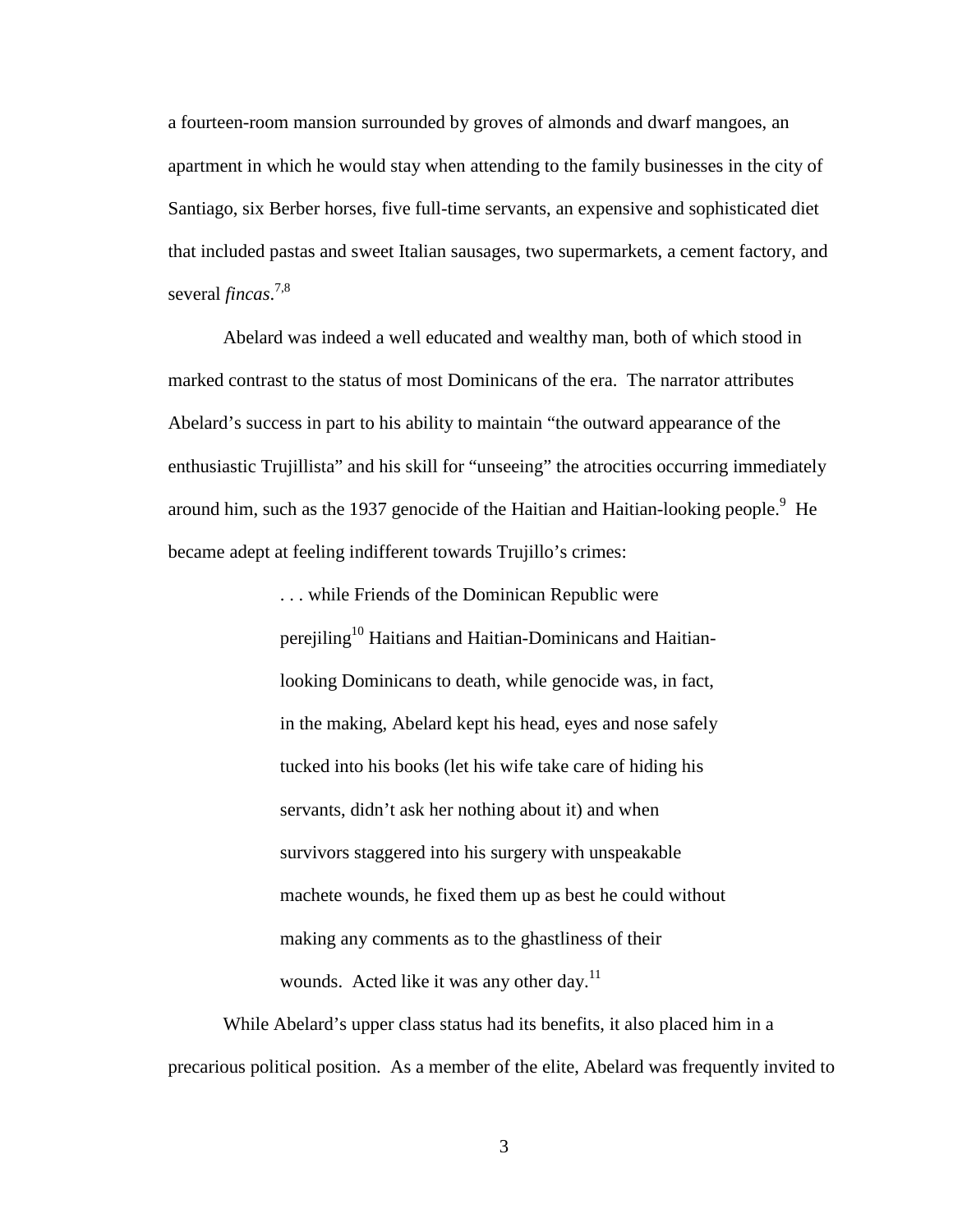a fourteen-room mansion surrounded by groves of almonds and dwarf mangoes, an apartment in which he would stay when attending to the family businesses in the city of Santiago, six Berber horses, five full-time servants, an expensive and sophisticated diet that included pastas and sweet Italian sausages, two supermarkets, a cement factory, and several *fincas*.[7,8]

Abelard was indeed a well educated and wealthy man, both of which stood in marked contrast to the status of most Dominicans of the era. The narrator attributes Abelard's success in part to his ability to maintain "the outward appearance of the enthusiastic Trujillista" and his skill for "unseeing" the atrocities occurring immediately around him, such as the 1937 genocide of the Haitian and Haitian-looking people.[9] He became adept at feeling indifferent towards Trujillo's crimes:

> . . . while Friends of the Dominican Republic were perejiling[10] Haitians and Haitian-Dominicans and Haitian-looking Dominicans to death, while genocide was, in fact, in the making, Abelard kept his head, eyes and nose safely tucked into his books (let his wife take care of hiding his servants, didn't ask her nothing about it) and when survivors staggered into his surgery with unspeakable machete wounds, he fixed them up as best he could without making any comments as to the ghastliness of their wounds. Acted like it was any other day.[11]

While Abelard's upper class status had its benefits, it also placed him in a precarious political position. As a member of the elite, Abelard was frequently invited to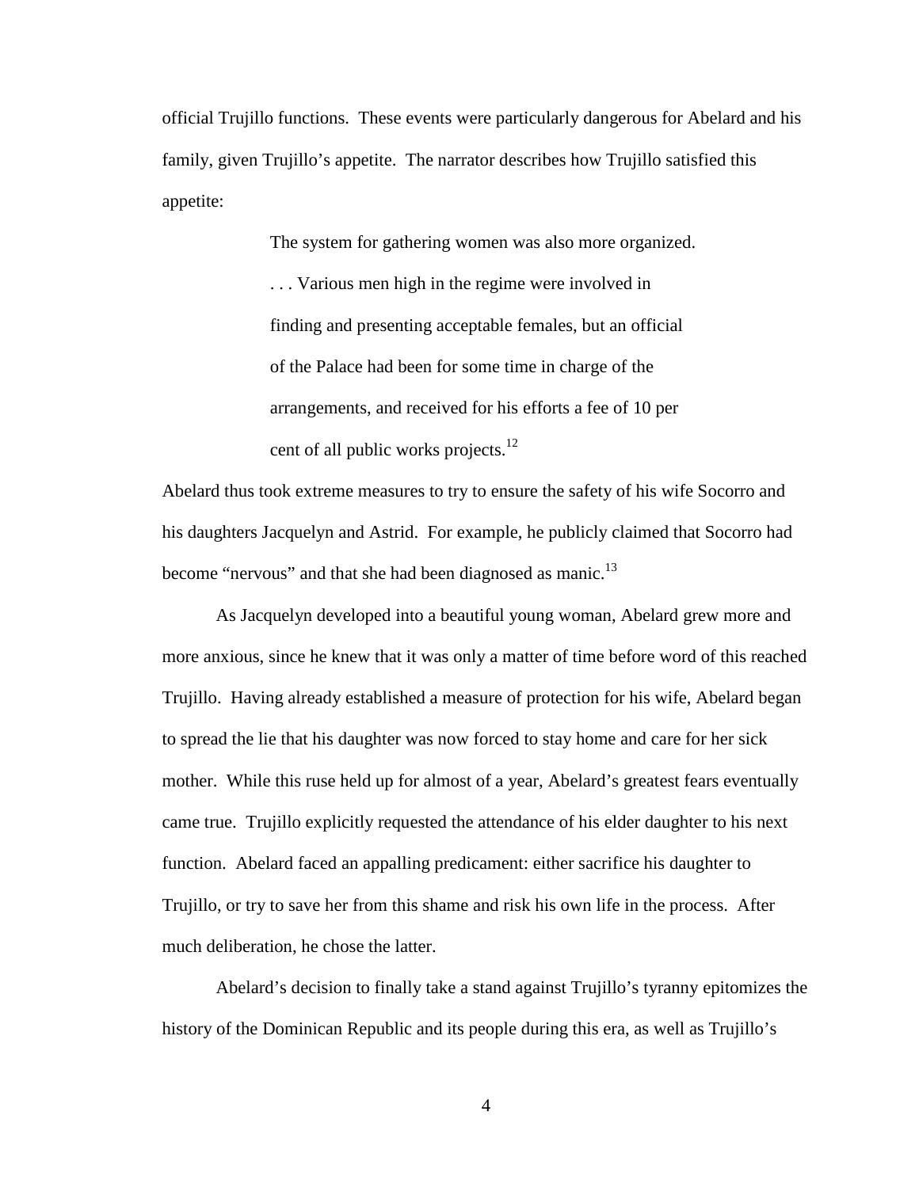official Trujillo functions. These events were particularly dangerous for Abelard and his family, given Trujillo's appetite. The narrator describes how Trujillo satisfied this appetite:

> The system for gathering women was also more organized. . . . Various men high in the regime were involved in finding and presenting acceptable females, but an official of the Palace had been for some time in charge of the arrangements, and received for his efforts a fee of 10 per cent of all public works projects.[12]

Abelard thus took extreme measures to try to ensure the safety of his wife Socorro and his daughters Jacquelyn and Astrid. For example, he publicly claimed that Socorro had become "nervous" and that she had been diagnosed as manic.[13]

As Jacquelyn developed into a beautiful young woman, Abelard grew more and more anxious, since he knew that it was only a matter of time before word of this reached Trujillo. Having already established a measure of protection for his wife, Abelard began to spread the lie that his daughter was now forced to stay home and care for her sick mother. While this ruse held up for almost of a year, Abelard's greatest fears eventually came true. Trujillo explicitly requested the attendance of his elder daughter to his next function. Abelard faced an appalling predicament: either sacrifice his daughter to Trujillo, or try to save her from this shame and risk his own life in the process. After much deliberation, he chose the latter.

Abelard's decision to finally take a stand against Trujillo's tyranny epitomizes the history of the Dominican Republic and its people during this era, as well as Trujillo's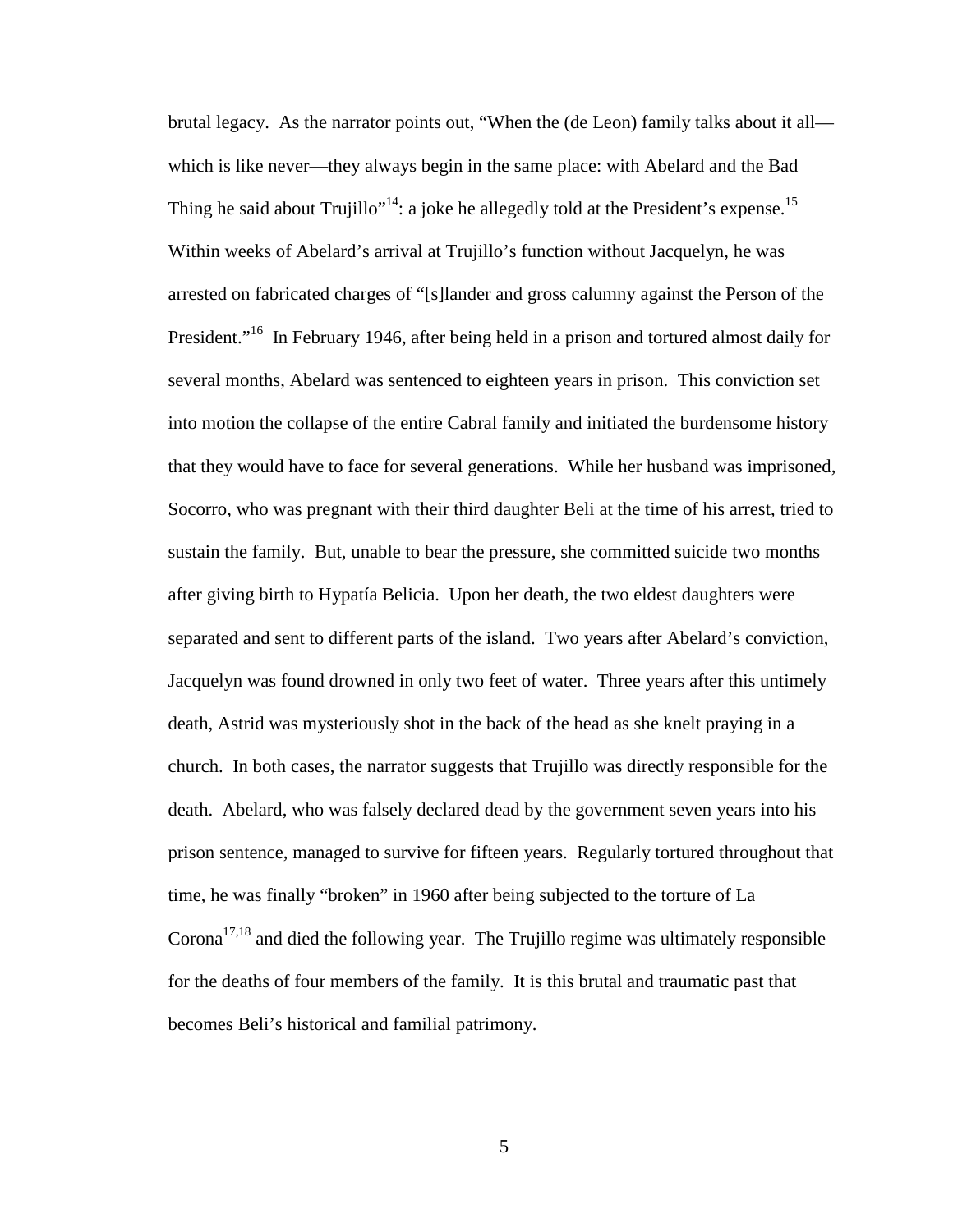brutal legacy. As the narrator points out, "When the (de Leon) family talks about it all—which is like never—they always begin in the same place: with Abelard and the Bad Thing he said about Trujillo"[14]: a joke he allegedly told at the President's expense.[15] Within weeks of Abelard's arrival at Trujillo's function without Jacquelyn, he was arrested on fabricated charges of "[s]lander and gross calumny against the Person of the President."[16] In February 1946, after being held in a prison and tortured almost daily for several months, Abelard was sentenced to eighteen years in prison. This conviction set into motion the collapse of the entire Cabral family and initiated the burdensome history that they would have to face for several generations. While her husband was imprisoned, Socorro, who was pregnant with their third daughter Beli at the time of his arrest, tried to sustain the family. But, unable to bear the pressure, she committed suicide two months after giving birth to Hypatía Belicia. Upon her death, the two eldest daughters were separated and sent to different parts of the island. Two years after Abelard's conviction, Jacquelyn was found drowned in only two feet of water. Three years after this untimely death, Astrid was mysteriously shot in the back of the head as she knelt praying in a church. In both cases, the narrator suggests that Trujillo was directly responsible for the death. Abelard, who was falsely declared dead by the government seven years into his prison sentence, managed to survive for fifteen years. Regularly tortured throughout that time, he was finally "broken" in 1960 after being subjected to the torture of La Corona[17,18] and died the following year. The Trujillo regime was ultimately responsible for the deaths of four members of the family. It is this brutal and traumatic past that becomes Beli's historical and familial patrimony.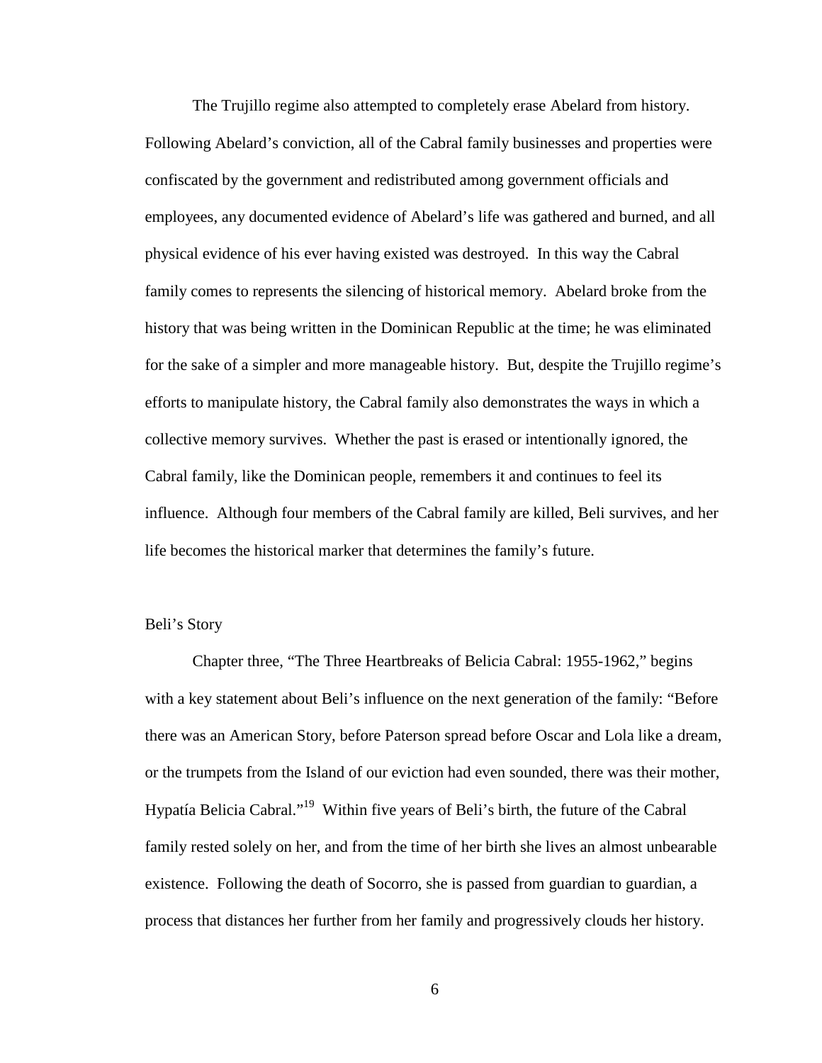The Trujillo regime also attempted to completely erase Abelard from history. Following Abelard's conviction, all of the Cabral family businesses and properties were confiscated by the government and redistributed among government officials and employees, any documented evidence of Abelard's life was gathered and burned, and all physical evidence of his ever having existed was destroyed. In this way the Cabral family comes to represents the silencing of historical memory. Abelard broke from the history that was being written in the Dominican Republic at the time; he was eliminated for the sake of a simpler and more manageable history. But, despite the Trujillo regime's efforts to manipulate history, the Cabral family also demonstrates the ways in which a collective memory survives. Whether the past is erased or intentionally ignored, the Cabral family, like the Dominican people, remembers it and continues to feel its influence. Although four members of the Cabral family are killed, Beli survives, and her life becomes the historical marker that determines the family's future.

### Beli's Story

Chapter three, "The Three Heartbreaks of Belicia Cabral: 1955-1962," begins with a key statement about Beli's influence on the next generation of the family: "Before there was an American Story, before Paterson spread before Oscar and Lola like a dream, or the trumpets from the Island of our eviction had even sounded, there was their mother, Hypatía Belicia Cabral."[19] Within five years of Beli's birth, the future of the Cabral family rested solely on her, and from the time of her birth she lives an almost unbearable existence. Following the death of Socorro, she is passed from guardian to guardian, a process that distances her further from her family and progressively clouds her history.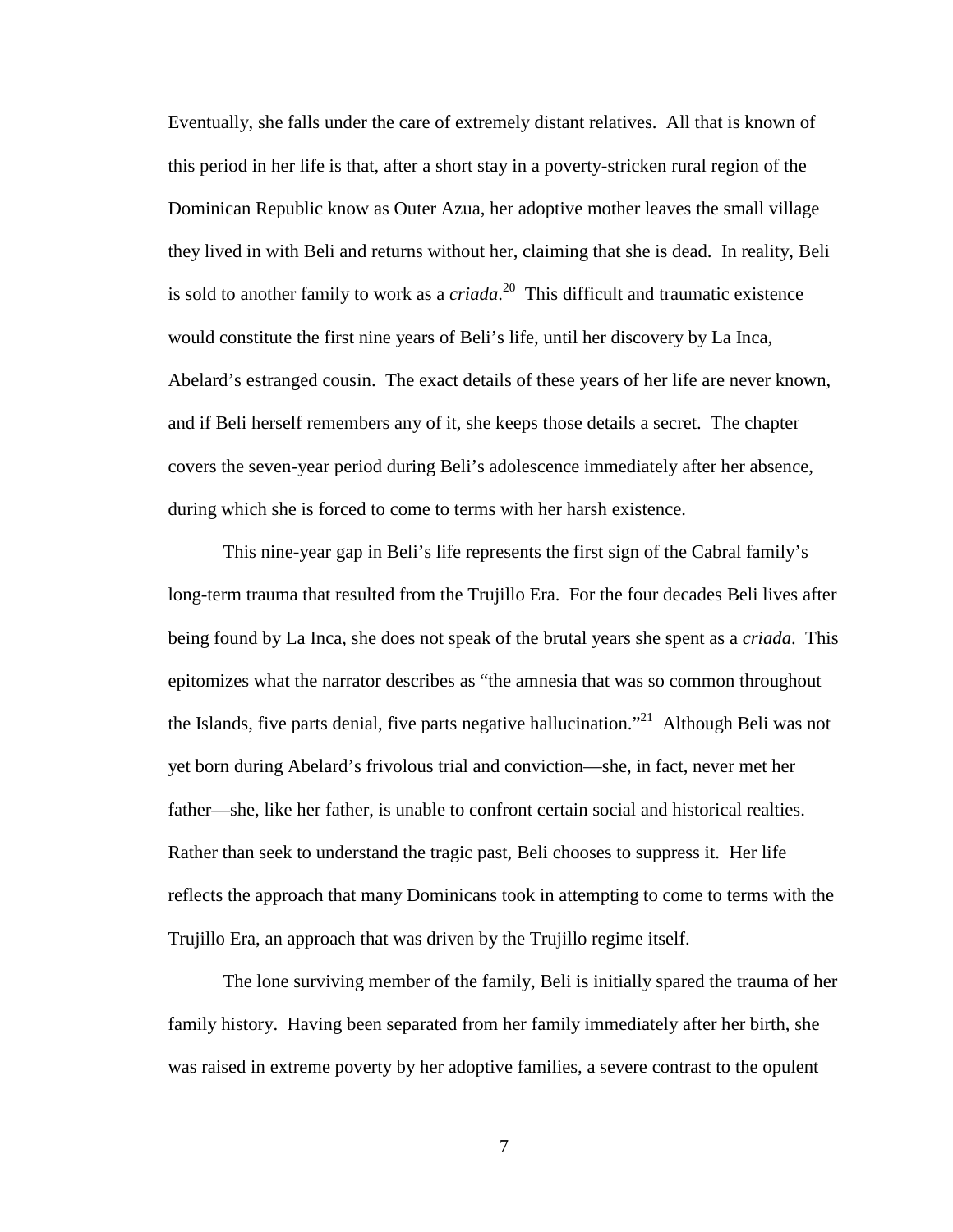Eventually, she falls under the care of extremely distant relatives. All that is known of this period in her life is that, after a short stay in a poverty-stricken rural region of the Dominican Republic know as Outer Azua, her adoptive mother leaves the small village they lived in with Beli and returns without her, claiming that she is dead. In reality, Beli is sold to another family to work as a *criada*.[20] This difficult and traumatic existence would constitute the first nine years of Beli's life, until her discovery by La Inca, Abelard's estranged cousin. The exact details of these years of her life are never known, and if Beli herself remembers any of it, she keeps those details a secret. The chapter covers the seven-year period during Beli's adolescence immediately after her absence, during which she is forced to come to terms with her harsh existence.

This nine-year gap in Beli's life represents the first sign of the Cabral family's long-term trauma that resulted from the Trujillo Era. For the four decades Beli lives after being found by La Inca, she does not speak of the brutal years she spent as a *criada*. This epitomizes what the narrator describes as "the amnesia that was so common throughout the Islands, five parts denial, five parts negative hallucination."[21] Although Beli was not yet born during Abelard's frivolous trial and conviction—she, in fact, never met her father—she, like her father, is unable to confront certain social and historical realties. Rather than seek to understand the tragic past, Beli chooses to suppress it. Her life reflects the approach that many Dominicans took in attempting to come to terms with the Trujillo Era, an approach that was driven by the Trujillo regime itself.

The lone surviving member of the family, Beli is initially spared the trauma of her family history. Having been separated from her family immediately after her birth, she was raised in extreme poverty by her adoptive families, a severe contrast to the opulent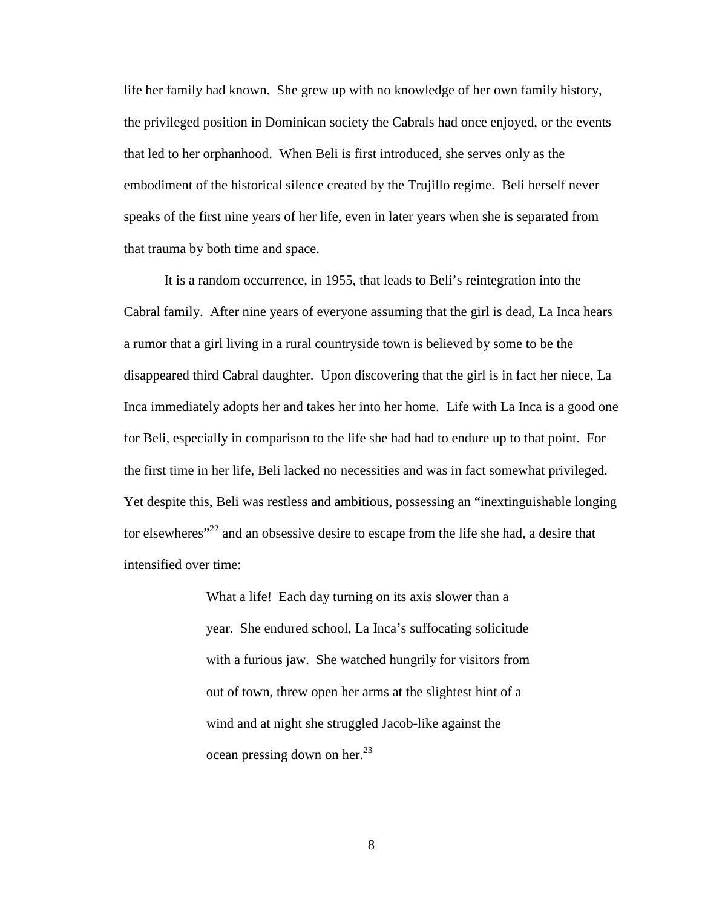life her family had known. She grew up with no knowledge of her own family history, the privileged position in Dominican society the Cabrals had once enjoyed, or the events that led to her orphanhood. When Beli is first introduced, she serves only as the embodiment of the historical silence created by the Trujillo regime. Beli herself never speaks of the first nine years of her life, even in later years when she is separated from that trauma by both time and space.

It is a random occurrence, in 1955, that leads to Beli's reintegration into the Cabral family. After nine years of everyone assuming that the girl is dead, La Inca hears a rumor that a girl living in a rural countryside town is believed by some to be the disappeared third Cabral daughter. Upon discovering that the girl is in fact her niece, La Inca immediately adopts her and takes her into her home. Life with La Inca is a good one for Beli, especially in comparison to the life she had had to endure up to that point. For the first time in her life, Beli lacked no necessities and was in fact somewhat privileged. Yet despite this, Beli was restless and ambitious, possessing an "inextinguishable longing for elsewheres"[22] and an obsessive desire to escape from the life she had, a desire that intensified over time:

> What a life! Each day turning on its axis slower than a year. She endured school, La Inca's suffocating solicitude with a furious jaw. She watched hungrily for visitors from out of town, threw open her arms at the slightest hint of a wind and at night she struggled Jacob-like against the ocean pressing down on her.[23]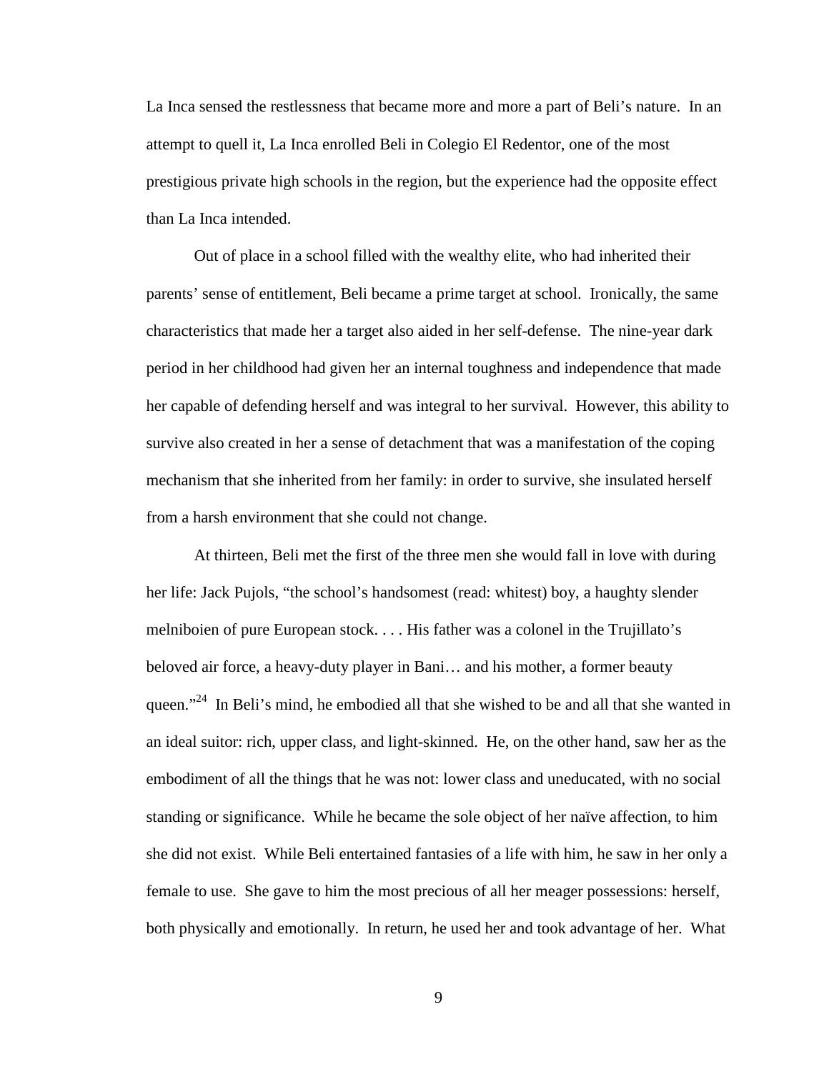La Inca sensed the restlessness that became more and more a part of Beli's nature. In an attempt to quell it, La Inca enrolled Beli in Colegio El Redentor, one of the most prestigious private high schools in the region, but the experience had the opposite effect than La Inca intended.

Out of place in a school filled with the wealthy elite, who had inherited their parents' sense of entitlement, Beli became a prime target at school. Ironically, the same characteristics that made her a target also aided in her self-defense. The nine-year dark period in her childhood had given her an internal toughness and independence that made her capable of defending herself and was integral to her survival. However, this ability to survive also created in her a sense of detachment that was a manifestation of the coping mechanism that she inherited from her family: in order to survive, she insulated herself from a harsh environment that she could not change.

At thirteen, Beli met the first of the three men she would fall in love with during her life: Jack Pujols, "the school's handsomest (read: whitest) boy, a haughty slender melniboien of pure European stock. . . . His father was a colonel in the Trujillato's beloved air force, a heavy-duty player in Bani… and his mother, a former beauty queen."[24] In Beli's mind, he embodied all that she wished to be and all that she wanted in an ideal suitor: rich, upper class, and light-skinned. He, on the other hand, saw her as the embodiment of all the things that he was not: lower class and uneducated, with no social standing or significance. While he became the sole object of her naïve affection, to him she did not exist. While Beli entertained fantasies of a life with him, he saw in her only a female to use. She gave to him the most precious of all her meager possessions: herself, both physically and emotionally. In return, he used her and took advantage of her. What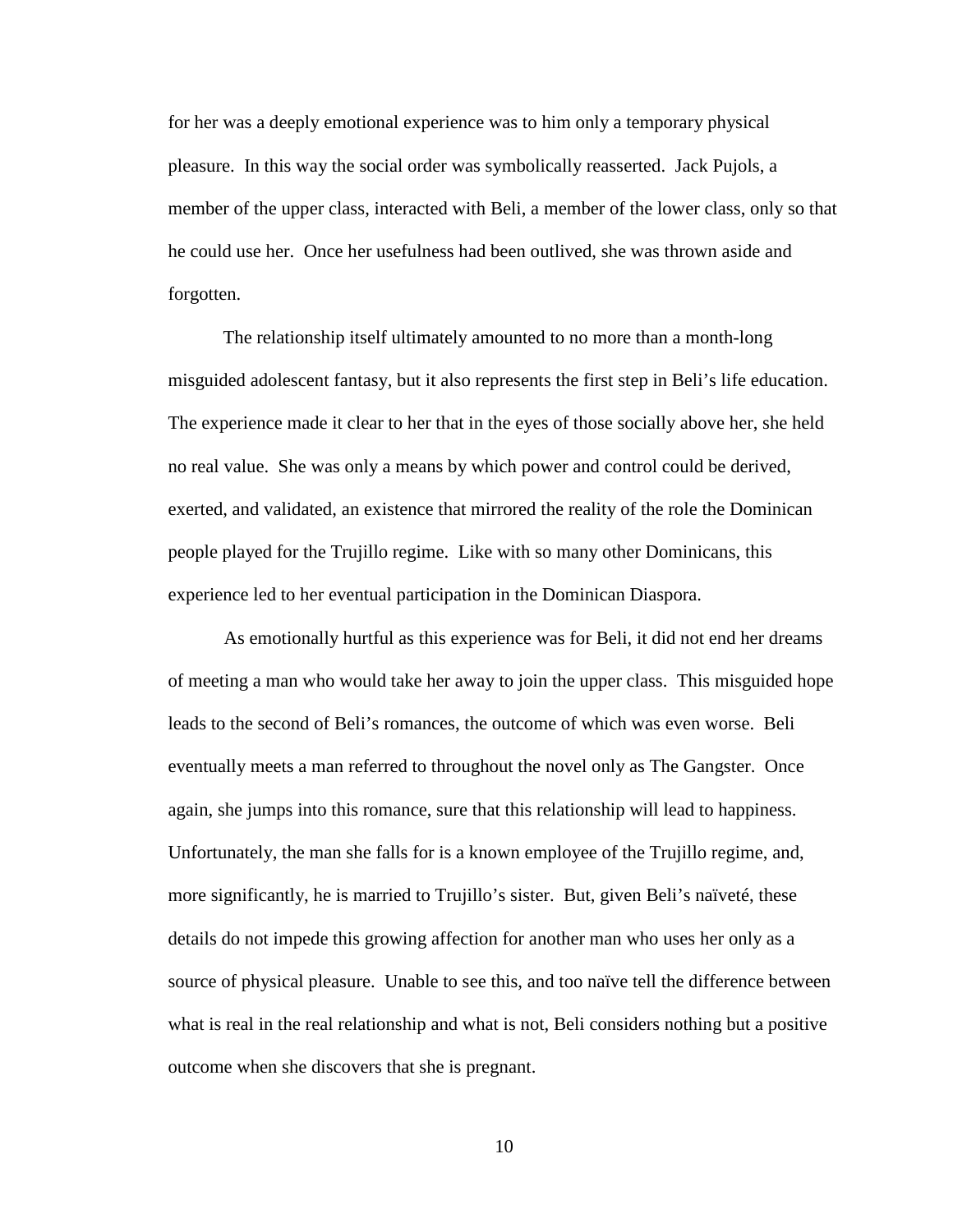for her was a deeply emotional experience was to him only a temporary physical pleasure. In this way the social order was symbolically reasserted. Jack Pujols, a member of the upper class, interacted with Beli, a member of the lower class, only so that he could use her. Once her usefulness had been outlived, she was thrown aside and forgotten.

The relationship itself ultimately amounted to no more than a month-long misguided adolescent fantasy, but it also represents the first step in Beli's life education. The experience made it clear to her that in the eyes of those socially above her, she held no real value. She was only a means by which power and control could be derived, exerted, and validated, an existence that mirrored the reality of the role the Dominican people played for the Trujillo regime. Like with so many other Dominicans, this experience led to her eventual participation in the Dominican Diaspora.

As emotionally hurtful as this experience was for Beli, it did not end her dreams of meeting a man who would take her away to join the upper class. This misguided hope leads to the second of Beli's romances, the outcome of which was even worse. Beli eventually meets a man referred to throughout the novel only as The Gangster. Once again, she jumps into this romance, sure that this relationship will lead to happiness. Unfortunately, the man she falls for is a known employee of the Trujillo regime, and, more significantly, he is married to Trujillo's sister. But, given Beli's naïveté, these details do not impede this growing affection for another man who uses her only as a source of physical pleasure. Unable to see this, and too naïve tell the difference between what is real in the real relationship and what is not, Beli considers nothing but a positive outcome when she discovers that she is pregnant.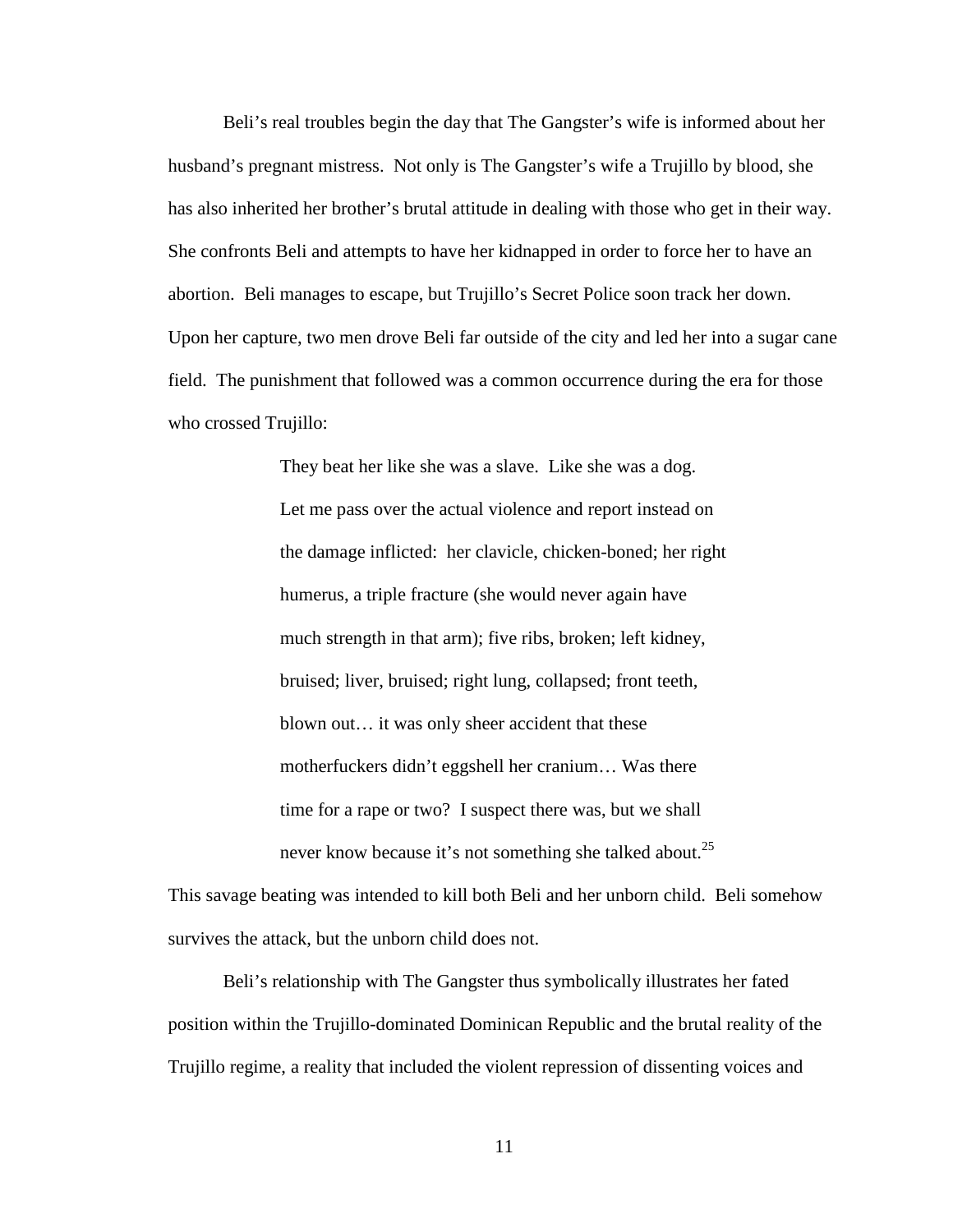Beli's real troubles begin the day that The Gangster's wife is informed about her husband's pregnant mistress. Not only is The Gangster's wife a Trujillo by blood, she has also inherited her brother's brutal attitude in dealing with those who get in their way. She confronts Beli and attempts to have her kidnapped in order to force her to have an abortion. Beli manages to escape, but Trujillo's Secret Police soon track her down. Upon her capture, two men drove Beli far outside of the city and led her into a sugar cane field. The punishment that followed was a common occurrence during the era for those who crossed Trujillo:

> They beat her like she was a slave. Like she was a dog. Let me pass over the actual violence and report instead on the damage inflicted: her clavicle, chicken-boned; her right humerus, a triple fracture (she would never again have much strength in that arm); five ribs, broken; left kidney, bruised; liver, bruised; right lung, collapsed; front teeth, blown out… it was only sheer accident that these motherfuckers didn't eggshell her cranium… Was there time for a rape or two? I suspect there was, but we shall never know because it's not something she talked about.[25]

This savage beating was intended to kill both Beli and her unborn child. Beli somehow survives the attack, but the unborn child does not.

Beli's relationship with The Gangster thus symbolically illustrates her fated position within the Trujillo-dominated Dominican Republic and the brutal reality of the Trujillo regime, a reality that included the violent repression of dissenting voices and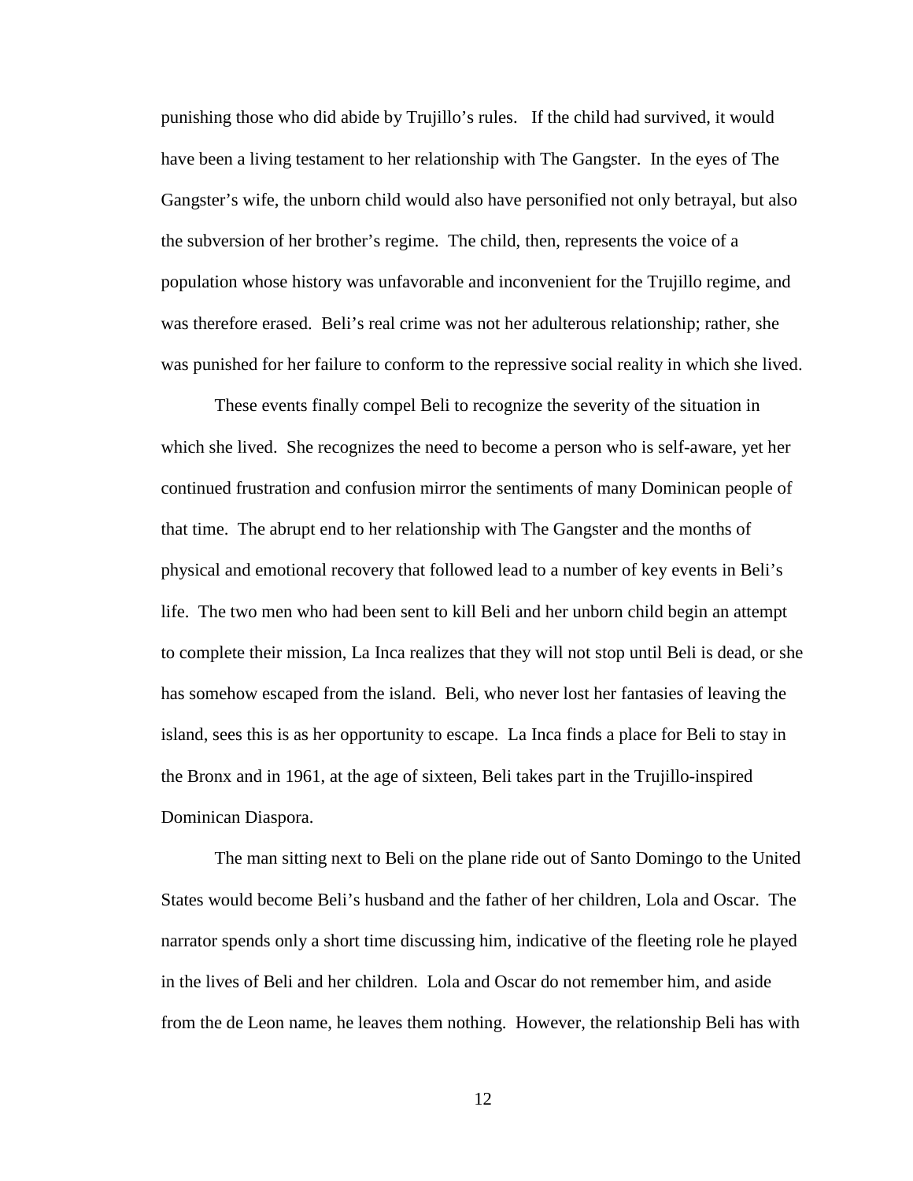punishing those who did abide by Trujillo's rules.   If the child had survived, it would have been a living testament to her relationship with The Gangster.  In the eyes of The Gangster's wife, the unborn child would also have personified not only betrayal, but also the subversion of her brother's regime.  The child, then, represents the voice of a population whose history was unfavorable and inconvenient for the Trujillo regime, and was therefore erased.  Beli's real crime was not her adulterous relationship; rather, she was punished for her failure to conform to the repressive social reality in which she lived.

These events finally compel Beli to recognize the severity of the situation in which she lived.  She recognizes the need to become a person who is self-aware, yet her continued frustration and confusion mirror the sentiments of many Dominican people of that time.  The abrupt end to her relationship with The Gangster and the months of physical and emotional recovery that followed lead to a number of key events in Beli's life.  The two men who had been sent to kill Beli and her unborn child begin an attempt to complete their mission, La Inca realizes that they will not stop until Beli is dead, or she has somehow escaped from the island.  Beli, who never lost her fantasies of leaving the island, sees this is as her opportunity to escape.  La Inca finds a place for Beli to stay in the Bronx and in 1961, at the age of sixteen, Beli takes part in the Trujillo-inspired Dominican Diaspora.

The man sitting next to Beli on the plane ride out of Santo Domingo to the United States would become Beli's husband and the father of her children, Lola and Oscar.  The narrator spends only a short time discussing him, indicative of the fleeting role he played in the lives of Beli and her children.  Lola and Oscar do not remember him, and aside from the de Leon name, he leaves them nothing.  However, the relationship Beli has with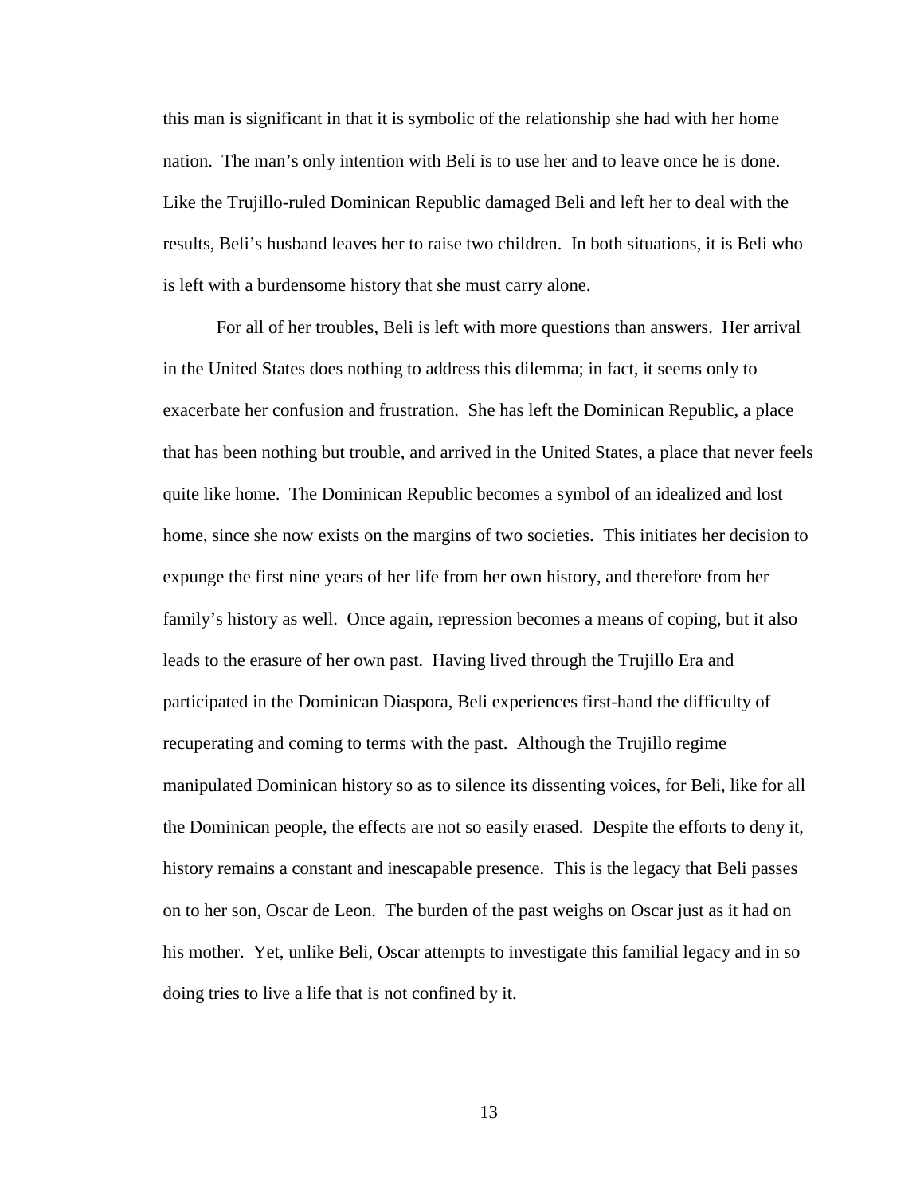this man is significant in that it is symbolic of the relationship she had with her home nation. The man's only intention with Beli is to use her and to leave once he is done. Like the Trujillo-ruled Dominican Republic damaged Beli and left her to deal with the results, Beli's husband leaves her to raise two children. In both situations, it is Beli who is left with a burdensome history that she must carry alone.

For all of her troubles, Beli is left with more questions than answers. Her arrival in the United States does nothing to address this dilemma; in fact, it seems only to exacerbate her confusion and frustration. She has left the Dominican Republic, a place that has been nothing but trouble, and arrived in the United States, a place that never feels quite like home. The Dominican Republic becomes a symbol of an idealized and lost home, since she now exists on the margins of two societies. This initiates her decision to expunge the first nine years of her life from her own history, and therefore from her family's history as well. Once again, repression becomes a means of coping, but it also leads to the erasure of her own past. Having lived through the Trujillo Era and participated in the Dominican Diaspora, Beli experiences first-hand the difficulty of recuperating and coming to terms with the past. Although the Trujillo regime manipulated Dominican history so as to silence its dissenting voices, for Beli, like for all the Dominican people, the effects are not so easily erased. Despite the efforts to deny it, history remains a constant and inescapable presence. This is the legacy that Beli passes on to her son, Oscar de Leon. The burden of the past weighs on Oscar just as it had on his mother. Yet, unlike Beli, Oscar attempts to investigate this familial legacy and in so doing tries to live a life that is not confined by it.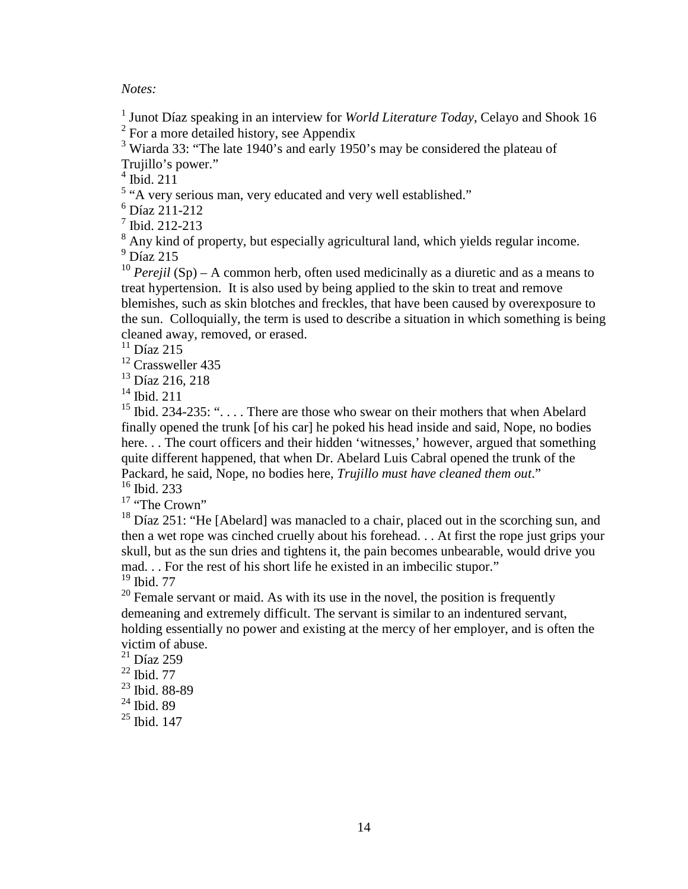*Notes:*

[1] Junot Díaz speaking in an interview for *World Literature Today*, Celayo and Shook 16
[2] For a more detailed history, see Appendix
[3] Wiarda 33: "The late 1940's and early 1950's may be considered the plateau of Trujillo's power."
[4] Ibid. 211
[5] "A very serious man, very educated and very well established."
[6] Díaz 211-212
[7] Ibid. 212-213
[8] Any kind of property, but especially agricultural land, which yields regular income.
[9] Díaz 215
[10] *Perejil* (Sp) – A common herb, often used medicinally as a diuretic and as a means to treat hypertension. It is also used by being applied to the skin to treat and remove blemishes, such as skin blotches and freckles, that have been caused by overexposure to the sun. Colloquially, the term is used to describe a situation in which something is being cleaned away, removed, or erased.
[11] Díaz 215
[12] Crassweller 435
[13] Díaz 216, 218
[14] Ibid. 211
[15] Ibid. 234-235: ". . . . There are those who swear on their mothers that when Abelard finally opened the trunk [of his car] he poked his head inside and said, Nope, no bodies here. . . The court officers and their hidden 'witnesses,' however, argued that something quite different happened, that when Dr. Abelard Luis Cabral opened the trunk of the Packard, he said, Nope, no bodies here, *Trujillo must have cleaned them out*."
[16] Ibid. 233
[17] "The Crown"
[18] Díaz 251: "He [Abelard] was manacled to a chair, placed out in the scorching sun, and then a wet rope was cinched cruelly about his forehead. . . At first the rope just grips your skull, but as the sun dries and tightens it, the pain becomes unbearable, would drive you mad. . . For the rest of his short life he existed in an imbecilic stupor."
[19] Ibid. 77
[20] Female servant or maid. As with its use in the novel, the position is frequently demeaning and extremely difficult. The servant is similar to an indentured servant, holding essentially no power and existing at the mercy of her employer, and is often the victim of abuse.
[21] Díaz 259
[22] Ibid. 77
[23] Ibid. 88-89
[24] Ibid. 89
[25] Ibid. 147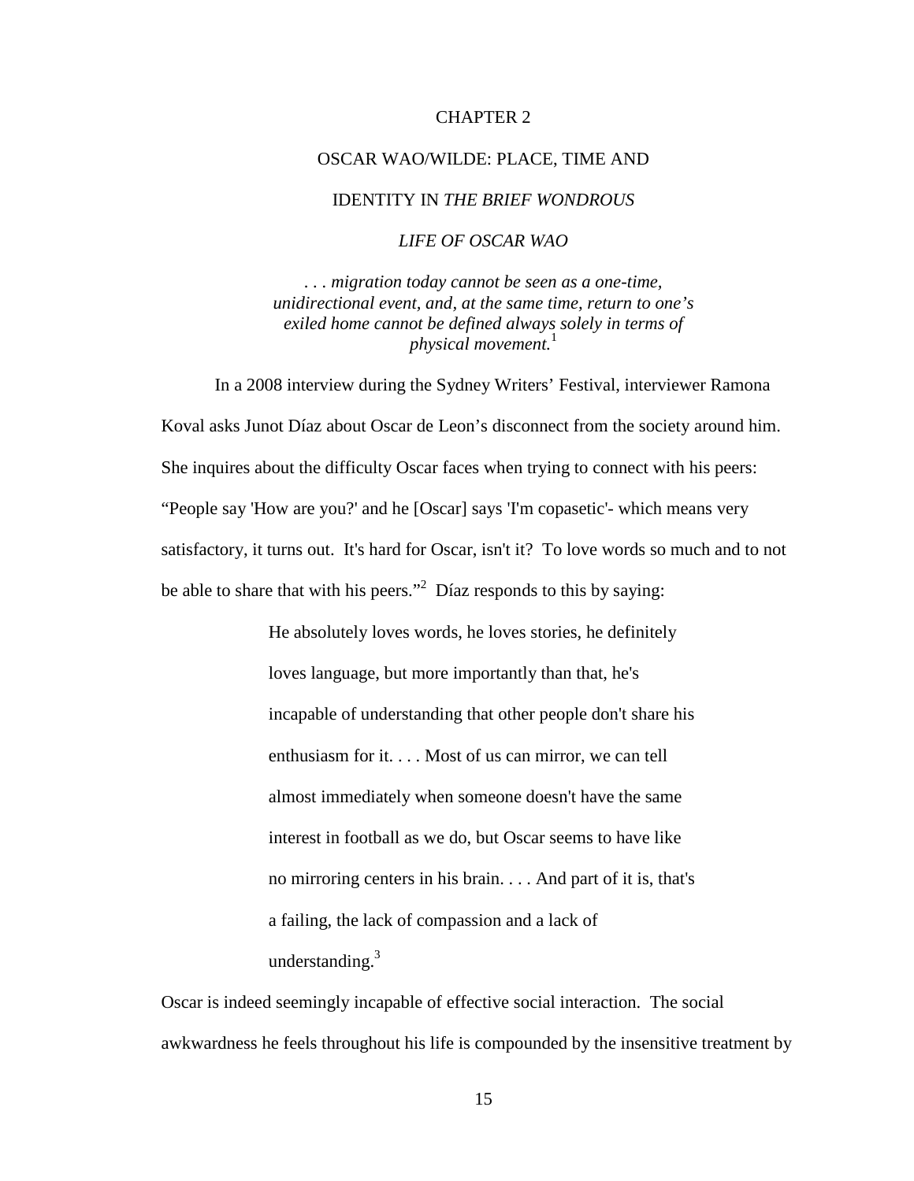# CHAPTER 2

# OSCAR WAO/WILDE: PLACE, TIME AND IDENTITY IN *THE BRIEF WONDROUS LIFE OF OSCAR WAO*

> *. . . migration today cannot be seen as a one-time, unidirectional event, and, at the same time, return to one's exiled home cannot be defined always solely in terms of physical movement.*[1]

In a 2008 interview during the Sydney Writers' Festival, interviewer Ramona Koval asks Junot Díaz about Oscar de Leon's disconnect from the society around him. She inquires about the difficulty Oscar faces when trying to connect with his peers: "People say 'How are you?' and he [Oscar] says 'I'm copasetic'- which means very satisfactory, it turns out. It's hard for Oscar, isn't it? To love words so much and to not be able to share that with his peers."[2] Díaz responds to this by saying:

> He absolutely loves words, he loves stories, he definitely loves language, but more importantly than that, he's incapable of understanding that other people don't share his enthusiasm for it. . . . Most of us can mirror, we can tell almost immediately when someone doesn't have the same interest in football as we do, but Oscar seems to have like no mirroring centers in his brain. . . . And part of it is, that's a failing, the lack of compassion and a lack of understanding.[3]

Oscar is indeed seemingly incapable of effective social interaction. The social awkwardness he feels throughout his life is compounded by the insensitive treatment by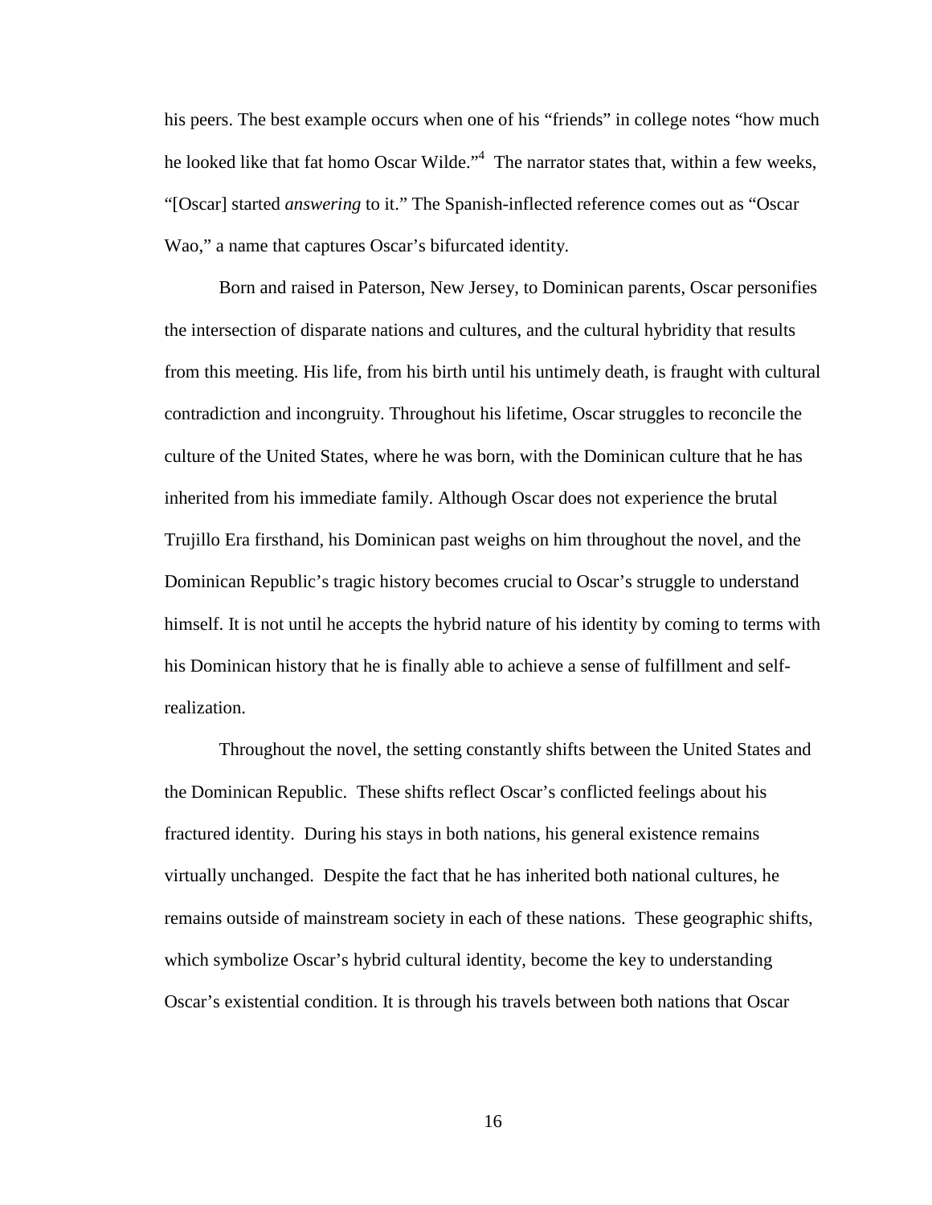his peers. The best example occurs when one of his "friends" in college notes "how much he looked like that fat homo Oscar Wilde."[4] The narrator states that, within a few weeks, "[Oscar] started *answering* to it." The Spanish-inflected reference comes out as "Oscar Wao," a name that captures Oscar's bifurcated identity.

Born and raised in Paterson, New Jersey, to Dominican parents, Oscar personifies the intersection of disparate nations and cultures, and the cultural hybridity that results from this meeting. His life, from his birth until his untimely death, is fraught with cultural contradiction and incongruity. Throughout his lifetime, Oscar struggles to reconcile the culture of the United States, where he was born, with the Dominican culture that he has inherited from his immediate family. Although Oscar does not experience the brutal Trujillo Era firsthand, his Dominican past weighs on him throughout the novel, and the Dominican Republic's tragic history becomes crucial to Oscar's struggle to understand himself. It is not until he accepts the hybrid nature of his identity by coming to terms with his Dominican history that he is finally able to achieve a sense of fulfillment and self-realization.

Throughout the novel, the setting constantly shifts between the United States and the Dominican Republic. These shifts reflect Oscar's conflicted feelings about his fractured identity. During his stays in both nations, his general existence remains virtually unchanged. Despite the fact that he has inherited both national cultures, he remains outside of mainstream society in each of these nations. These geographic shifts, which symbolize Oscar's hybrid cultural identity, become the key to understanding Oscar's existential condition. It is through his travels between both nations that Oscar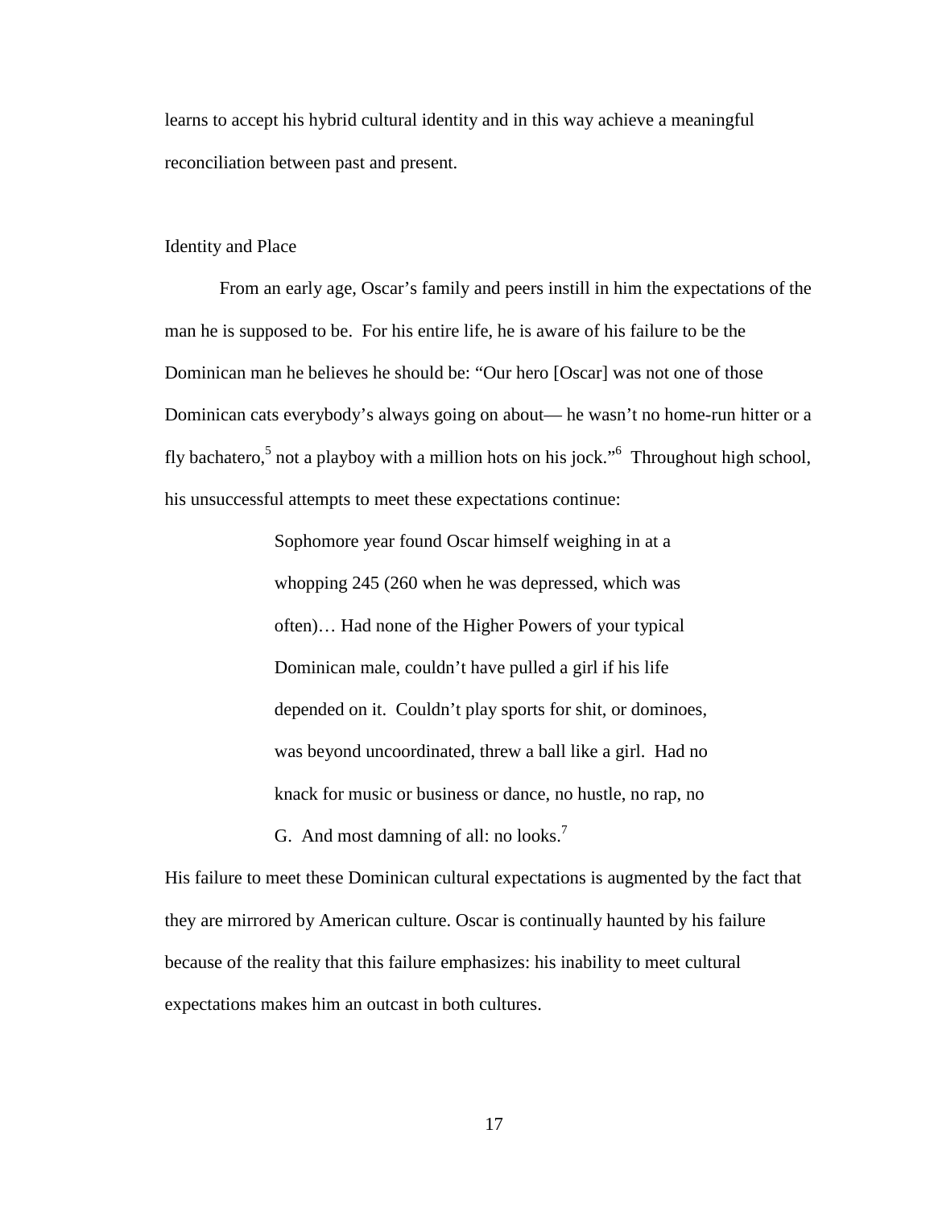learns to accept his hybrid cultural identity and in this way achieve a meaningful reconciliation between past and present.

## Identity and Place

From an early age, Oscar's family and peers instill in him the expectations of the man he is supposed to be. For his entire life, he is aware of his failure to be the Dominican man he believes he should be: "Our hero [Oscar] was not one of those Dominican cats everybody's always going on about— he wasn't no home-run hitter or a fly bachatero,[5] not a playboy with a million hots on his jock."[6] Throughout high school, his unsuccessful attempts to meet these expectations continue:

> Sophomore year found Oscar himself weighing in at a whopping 245 (260 when he was depressed, which was often)… Had none of the Higher Powers of your typical Dominican male, couldn't have pulled a girl if his life depended on it. Couldn't play sports for shit, or dominoes, was beyond uncoordinated, threw a ball like a girl. Had no knack for music or business or dance, no hustle, no rap, no G. And most damning of all: no looks.[7]

His failure to meet these Dominican cultural expectations is augmented by the fact that they are mirrored by American culture. Oscar is continually haunted by his failure because of the reality that this failure emphasizes: his inability to meet cultural expectations makes him an outcast in both cultures.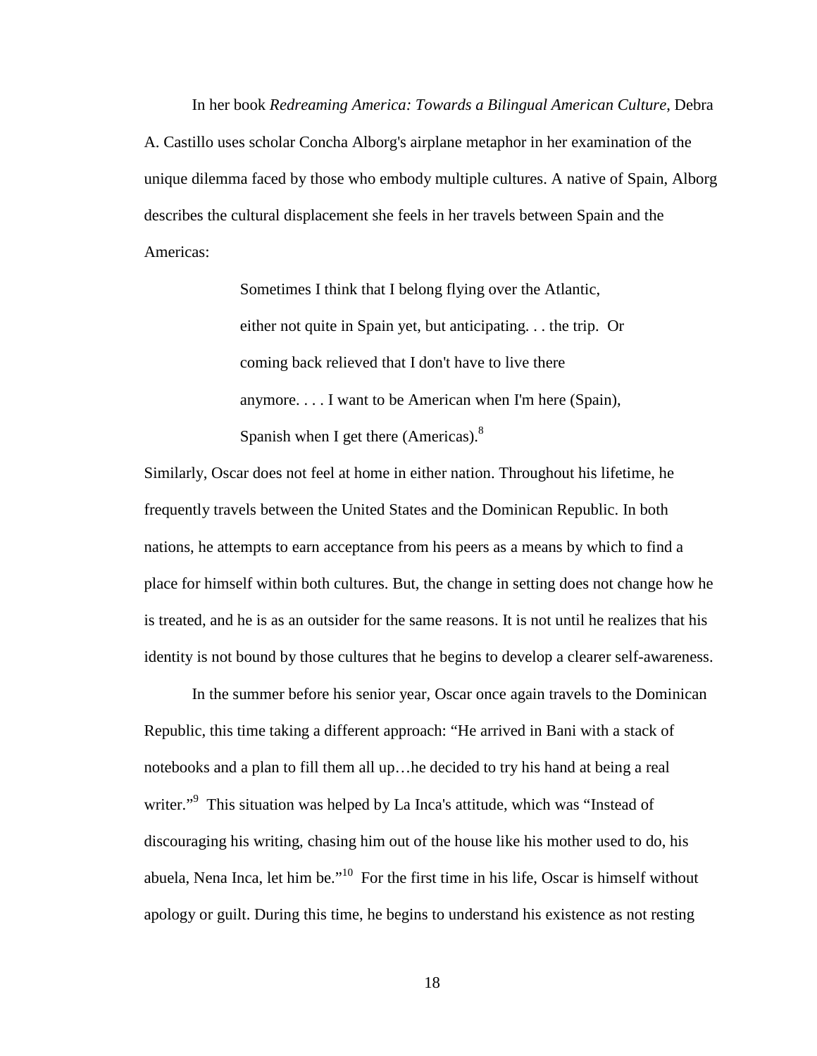In her book *Redreaming America: Towards a Bilingual American Culture*, Debra A. Castillo uses scholar Concha Alborg's airplane metaphor in her examination of the unique dilemma faced by those who embody multiple cultures. A native of Spain, Alborg describes the cultural displacement she feels in her travels between Spain and the Americas:

> Sometimes I think that I belong flying over the Atlantic, either not quite in Spain yet, but anticipating. . . the trip. Or coming back relieved that I don't have to live there anymore. . . . I want to be American when I'm here (Spain), Spanish when I get there (Americas).[8]

Similarly, Oscar does not feel at home in either nation. Throughout his lifetime, he frequently travels between the United States and the Dominican Republic. In both nations, he attempts to earn acceptance from his peers as a means by which to find a place for himself within both cultures. But, the change in setting does not change how he is treated, and he is as an outsider for the same reasons. It is not until he realizes that his identity is not bound by those cultures that he begins to develop a clearer self-awareness.

In the summer before his senior year, Oscar once again travels to the Dominican Republic, this time taking a different approach: "He arrived in Bani with a stack of notebooks and a plan to fill them all up…he decided to try his hand at being a real writer."[9] This situation was helped by La Inca's attitude, which was "Instead of discouraging his writing, chasing him out of the house like his mother used to do, his abuela, Nena Inca, let him be."[10] For the first time in his life, Oscar is himself without apology or guilt. During this time, he begins to understand his existence as not resting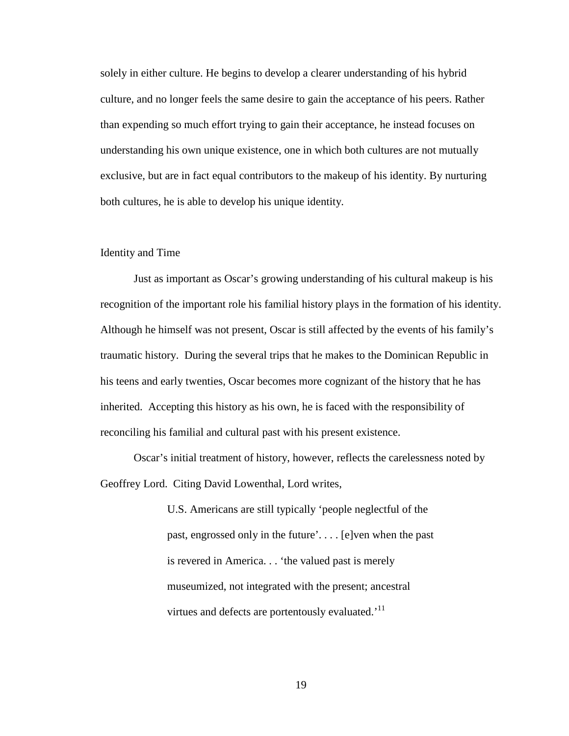solely in either culture. He begins to develop a clearer understanding of his hybrid culture, and no longer feels the same desire to gain the acceptance of his peers. Rather than expending so much effort trying to gain their acceptance, he instead focuses on understanding his own unique existence, one in which both cultures are not mutually exclusive, but are in fact equal contributors to the makeup of his identity. By nurturing both cultures, he is able to develop his unique identity.

## Identity and Time

Just as important as Oscar's growing understanding of his cultural makeup is his recognition of the important role his familial history plays in the formation of his identity. Although he himself was not present, Oscar is still affected by the events of his family's traumatic history. During the several trips that he makes to the Dominican Republic in his teens and early twenties, Oscar becomes more cognizant of the history that he has inherited. Accepting this history as his own, he is faced with the responsibility of reconciling his familial and cultural past with his present existence.

Oscar's initial treatment of history, however, reflects the carelessness noted by Geoffrey Lord. Citing David Lowenthal, Lord writes,

> U.S. Americans are still typically 'people neglectful of the past, engrossed only in the future'. . . . [e]ven when the past is revered in America. . . 'the valued past is merely museumized, not integrated with the present; ancestral virtues and defects are portentously evaluated.'[11]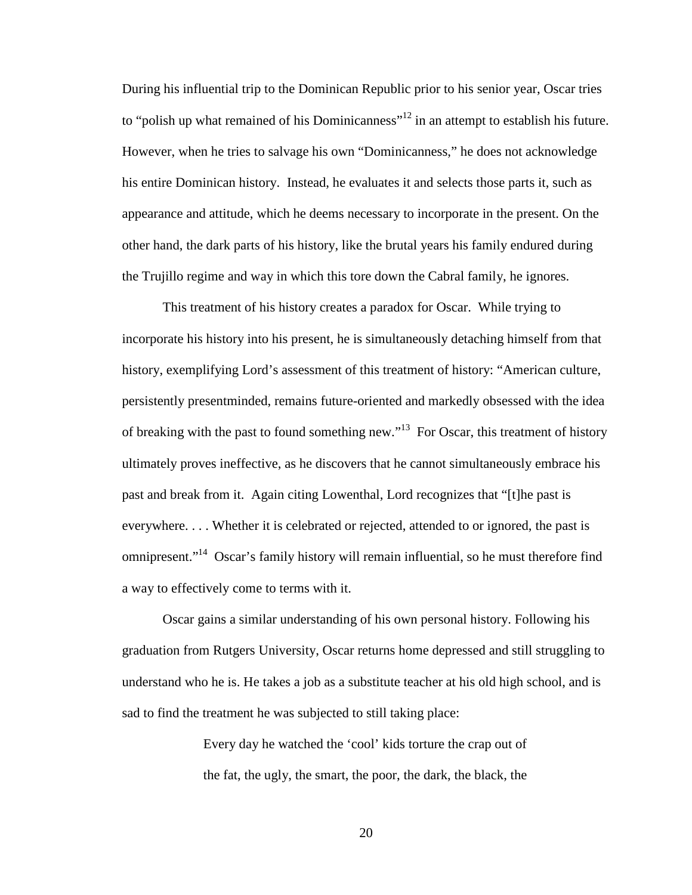During his influential trip to the Dominican Republic prior to his senior year, Oscar tries to "polish up what remained of his Dominicanness"[12] in an attempt to establish his future. However, when he tries to salvage his own "Dominicanness," he does not acknowledge his entire Dominican history. Instead, he evaluates it and selects those parts it, such as appearance and attitude, which he deems necessary to incorporate in the present. On the other hand, the dark parts of his history, like the brutal years his family endured during the Trujillo regime and way in which this tore down the Cabral family, he ignores.

This treatment of his history creates a paradox for Oscar. While trying to incorporate his history into his present, he is simultaneously detaching himself from that history, exemplifying Lord's assessment of this treatment of history: "American culture, persistently presentminded, remains future-oriented and markedly obsessed with the idea of breaking with the past to found something new."[13] For Oscar, this treatment of history ultimately proves ineffective, as he discovers that he cannot simultaneously embrace his past and break from it. Again citing Lowenthal, Lord recognizes that "[t]he past is everywhere. . . . Whether it is celebrated or rejected, attended to or ignored, the past is omnipresent."[14] Oscar's family history will remain influential, so he must therefore find a way to effectively come to terms with it.

Oscar gains a similar understanding of his own personal history. Following his graduation from Rutgers University, Oscar returns home depressed and still struggling to understand who he is. He takes a job as a substitute teacher at his old high school, and is sad to find the treatment he was subjected to still taking place:

> Every day he watched the 'cool' kids torture the crap out of the fat, the ugly, the smart, the poor, the dark, the black, the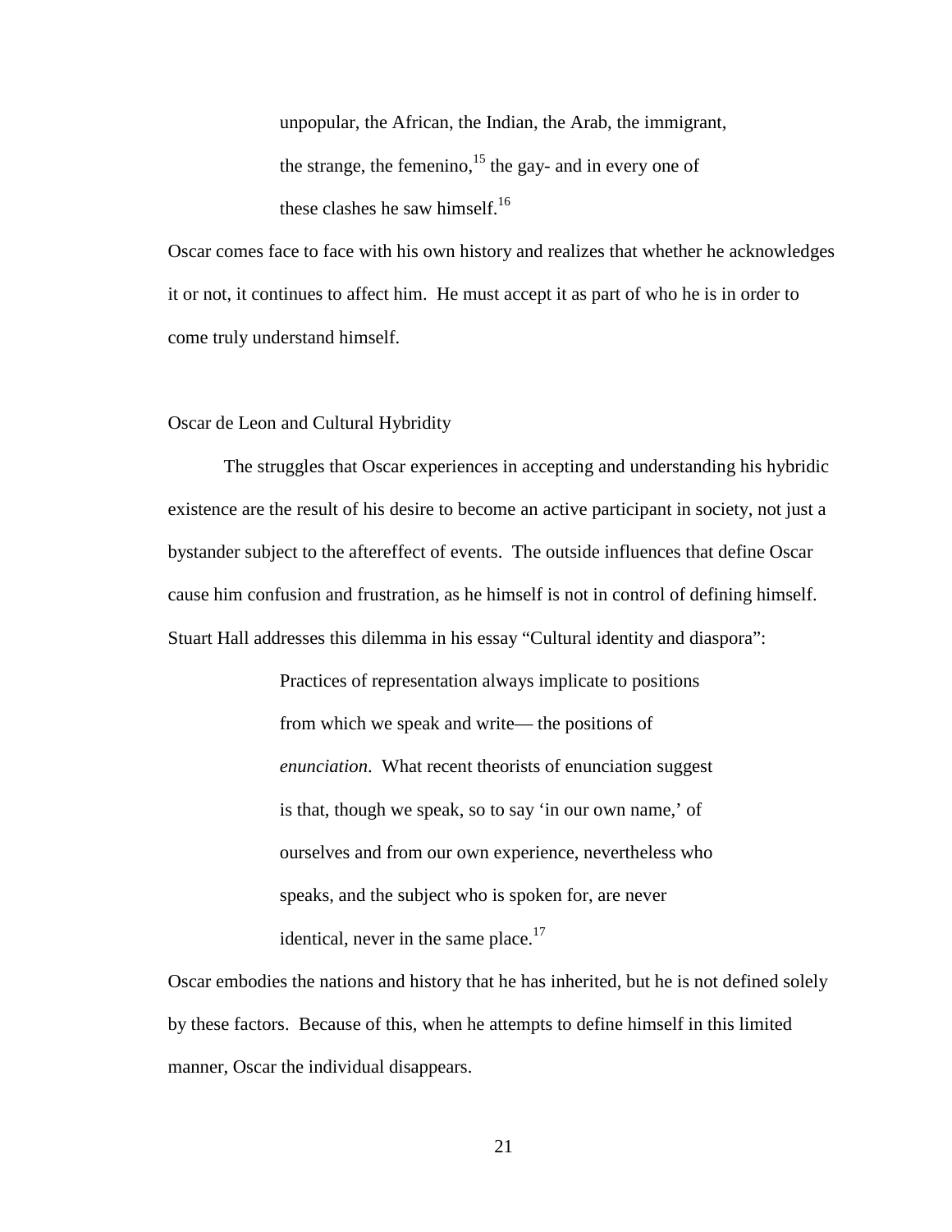> unpopular, the African, the Indian, the Arab, the immigrant, the strange, the femenino,[15] the gay- and in every one of these clashes he saw himself.[16]

Oscar comes face to face with his own history and realizes that whether he acknowledges it or not, it continues to affect him. He must accept it as part of who he is in order to come truly understand himself.

## Oscar de Leon and Cultural Hybridity

The struggles that Oscar experiences in accepting and understanding his hybridic existence are the result of his desire to become an active participant in society, not just a bystander subject to the aftereffect of events. The outside influences that define Oscar cause him confusion and frustration, as he himself is not in control of defining himself. Stuart Hall addresses this dilemma in his essay "Cultural identity and diaspora":

> Practices of representation always implicate to positions from which we speak and write— the positions of *enunciation*. What recent theorists of enunciation suggest is that, though we speak, so to say 'in our own name,' of ourselves and from our own experience, nevertheless who speaks, and the subject who is spoken for, are never identical, never in the same place.[17]

Oscar embodies the nations and history that he has inherited, but he is not defined solely by these factors. Because of this, when he attempts to define himself in this limited manner, Oscar the individual disappears.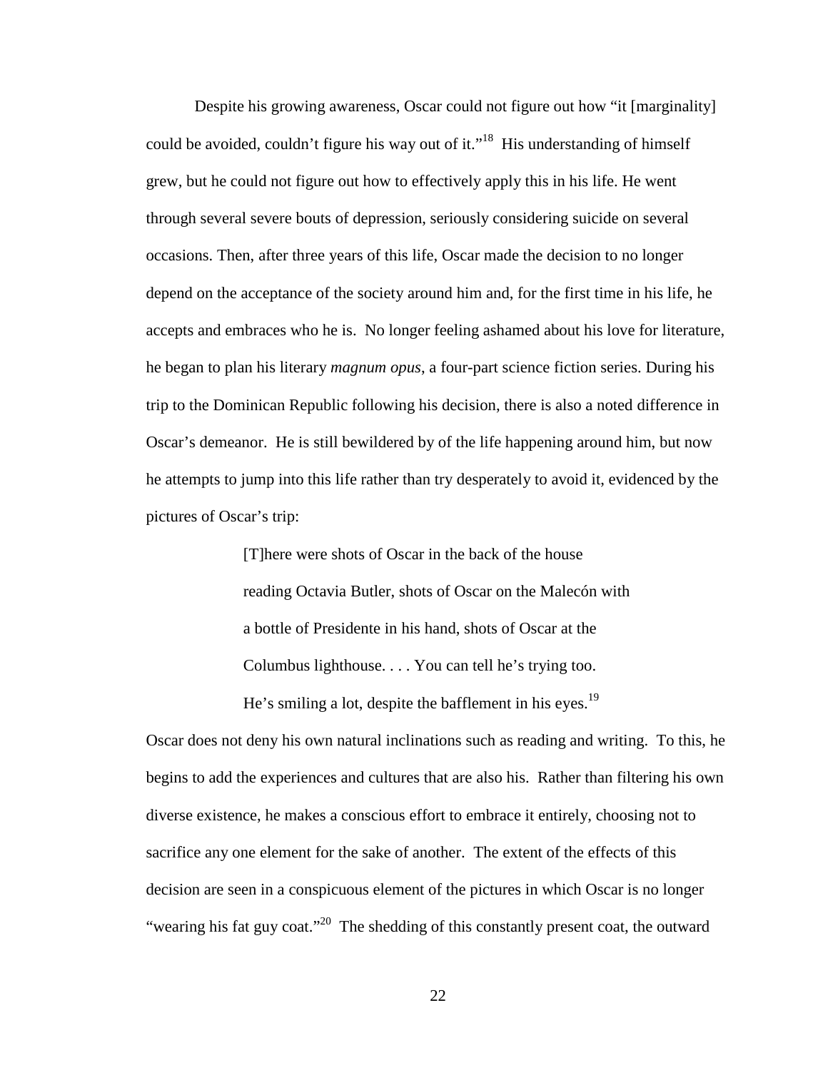Despite his growing awareness, Oscar could not figure out how "it [marginality] could be avoided, couldn't figure his way out of it."[18] His understanding of himself grew, but he could not figure out how to effectively apply this in his life. He went through several severe bouts of depression, seriously considering suicide on several occasions. Then, after three years of this life, Oscar made the decision to no longer depend on the acceptance of the society around him and, for the first time in his life, he accepts and embraces who he is. No longer feeling ashamed about his love for literature, he began to plan his literary *magnum opus*, a four-part science fiction series. During his trip to the Dominican Republic following his decision, there is also a noted difference in Oscar's demeanor. He is still bewildered by of the life happening around him, but now he attempts to jump into this life rather than try desperately to avoid it, evidenced by the pictures of Oscar's trip:

> [T]here were shots of Oscar in the back of the house reading Octavia Butler, shots of Oscar on the Malecón with a bottle of Presidente in his hand, shots of Oscar at the Columbus lighthouse. . . . You can tell he's trying too. He's smiling a lot, despite the bafflement in his eyes.[19]

Oscar does not deny his own natural inclinations such as reading and writing. To this, he begins to add the experiences and cultures that are also his. Rather than filtering his own diverse existence, he makes a conscious effort to embrace it entirely, choosing not to sacrifice any one element for the sake of another. The extent of the effects of this decision are seen in a conspicuous element of the pictures in which Oscar is no longer "wearing his fat guy coat."[20] The shedding of this constantly present coat, the outward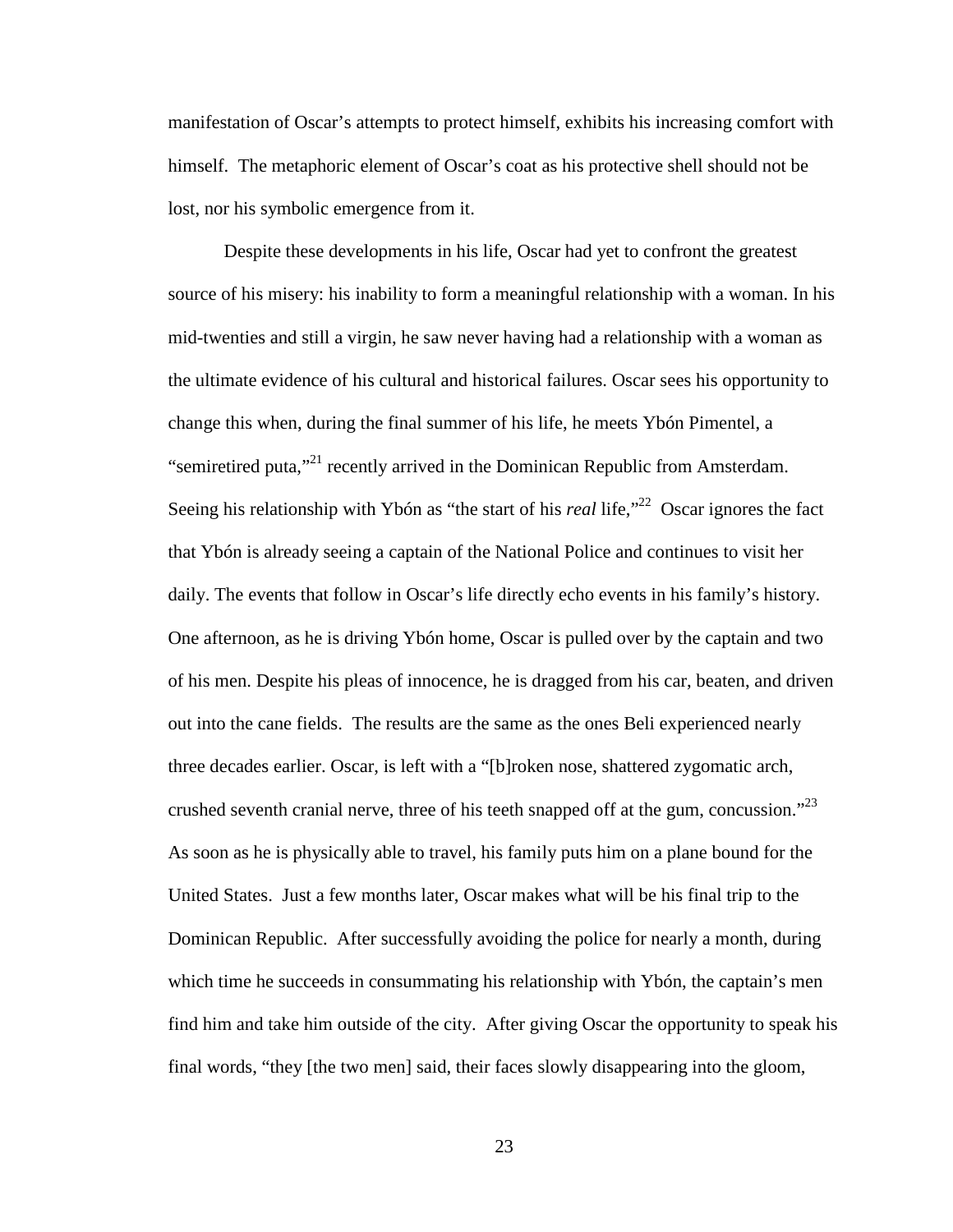manifestation of Oscar's attempts to protect himself, exhibits his increasing comfort with himself. The metaphoric element of Oscar's coat as his protective shell should not be lost, nor his symbolic emergence from it.

Despite these developments in his life, Oscar had yet to confront the greatest source of his misery: his inability to form a meaningful relationship with a woman. In his mid-twenties and still a virgin, he saw never having had a relationship with a woman as the ultimate evidence of his cultural and historical failures. Oscar sees his opportunity to change this when, during the final summer of his life, he meets Ybón Pimentel, a "semiretired puta,"[21] recently arrived in the Dominican Republic from Amsterdam. Seeing his relationship with Ybón as "the start of his *real* life,"[22] Oscar ignores the fact that Ybón is already seeing a captain of the National Police and continues to visit her daily. The events that follow in Oscar's life directly echo events in his family's history. One afternoon, as he is driving Ybón home, Oscar is pulled over by the captain and two of his men. Despite his pleas of innocence, he is dragged from his car, beaten, and driven out into the cane fields. The results are the same as the ones Beli experienced nearly three decades earlier. Oscar, is left with a "[b]roken nose, shattered zygomatic arch, crushed seventh cranial nerve, three of his teeth snapped off at the gum, concussion."[23] As soon as he is physically able to travel, his family puts him on a plane bound for the United States. Just a few months later, Oscar makes what will be his final trip to the Dominican Republic. After successfully avoiding the police for nearly a month, during which time he succeeds in consummating his relationship with Ybón, the captain's men find him and take him outside of the city. After giving Oscar the opportunity to speak his final words, "they [the two men] said, their faces slowly disappearing into the gloom,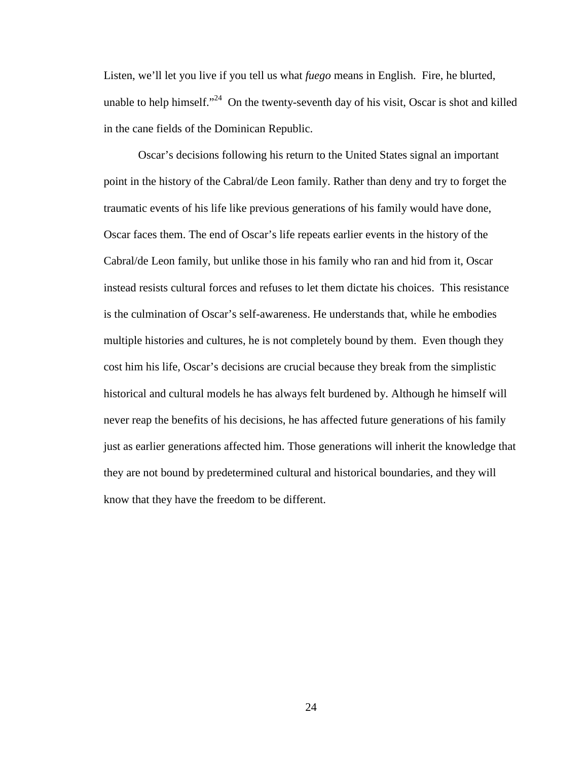Listen, we'll let you live if you tell us what *fuego* means in English. Fire, he blurted, unable to help himself."[24] On the twenty-seventh day of his visit, Oscar is shot and killed in the cane fields of the Dominican Republic.

Oscar's decisions following his return to the United States signal an important point in the history of the Cabral/de Leon family. Rather than deny and try to forget the traumatic events of his life like previous generations of his family would have done, Oscar faces them. The end of Oscar's life repeats earlier events in the history of the Cabral/de Leon family, but unlike those in his family who ran and hid from it, Oscar instead resists cultural forces and refuses to let them dictate his choices. This resistance is the culmination of Oscar's self-awareness. He understands that, while he embodies multiple histories and cultures, he is not completely bound by them. Even though they cost him his life, Oscar's decisions are crucial because they break from the simplistic historical and cultural models he has always felt burdened by. Although he himself will never reap the benefits of his decisions, he has affected future generations of his family just as earlier generations affected him. Those generations will inherit the knowledge that they are not bound by predetermined cultural and historical boundaries, and they will know that they have the freedom to be different.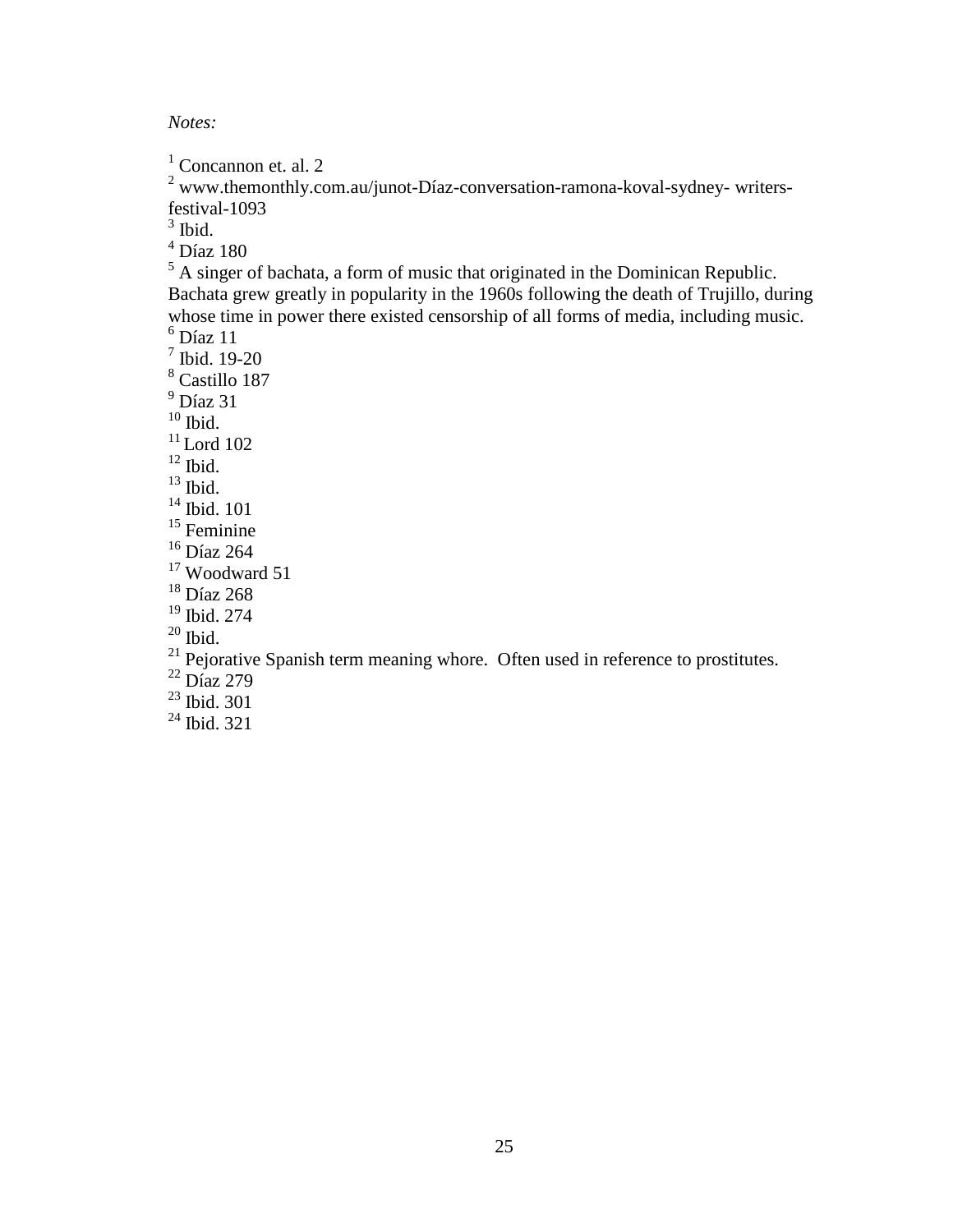*Notes:*

[1] Concannon et. al. 2
[2] www.themonthly.com.au/junot-Díaz-conversation-ramona-koval-sydney- writers-festival-1093
[3] Ibid.
[4] Díaz 180
[5] A singer of bachata, a form of music that originated in the Dominican Republic. Bachata grew greatly in popularity in the 1960s following the death of Trujillo, during whose time in power there existed censorship of all forms of media, including music.
[6] Díaz 11
[7] Ibid. 19-20
[8] Castillo 187
[9] Díaz 31
[10] Ibid.
[11] Lord 102
[12] Ibid.
[13] Ibid.
[14] Ibid. 101
[15] Feminine
[16] Díaz 264
[17] Woodward 51
[18] Díaz 268
[19] Ibid. 274
[20] Ibid.
[21] Pejorative Spanish term meaning whore. Often used in reference to prostitutes.
[22] Díaz 279
[23] Ibid. 301
[24] Ibid. 321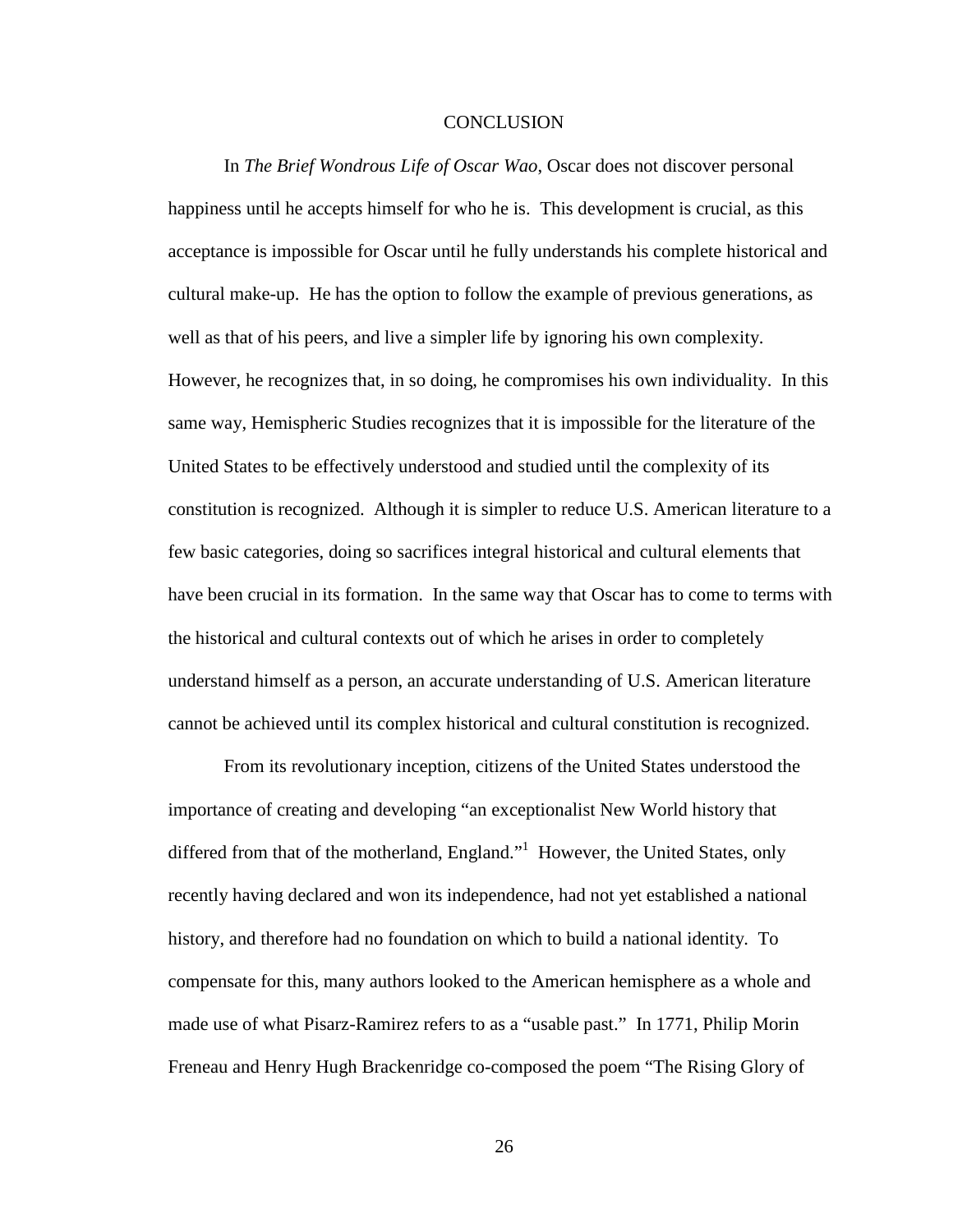# CONCLUSION

In *The Brief Wondrous Life of Oscar Wao*, Oscar does not discover personal happiness until he accepts himself for who he is. This development is crucial, as this acceptance is impossible for Oscar until he fully understands his complete historical and cultural make-up. He has the option to follow the example of previous generations, as well as that of his peers, and live a simpler life by ignoring his own complexity. However, he recognizes that, in so doing, he compromises his own individuality. In this same way, Hemispheric Studies recognizes that it is impossible for the literature of the United States to be effectively understood and studied until the complexity of its constitution is recognized. Although it is simpler to reduce U.S. American literature to a few basic categories, doing so sacrifices integral historical and cultural elements that have been crucial in its formation. In the same way that Oscar has to come to terms with the historical and cultural contexts out of which he arises in order to completely understand himself as a person, an accurate understanding of U.S. American literature cannot be achieved until its complex historical and cultural constitution is recognized.

From its revolutionary inception, citizens of the United States understood the importance of creating and developing "an exceptionalist New World history that differed from that of the motherland, England."[1] However, the United States, only recently having declared and won its independence, had not yet established a national history, and therefore had no foundation on which to build a national identity. To compensate for this, many authors looked to the American hemisphere as a whole and made use of what Pisarz-Ramirez refers to as a "usable past." In 1771, Philip Morin Freneau and Henry Hugh Brackenridge co-composed the poem "The Rising Glory of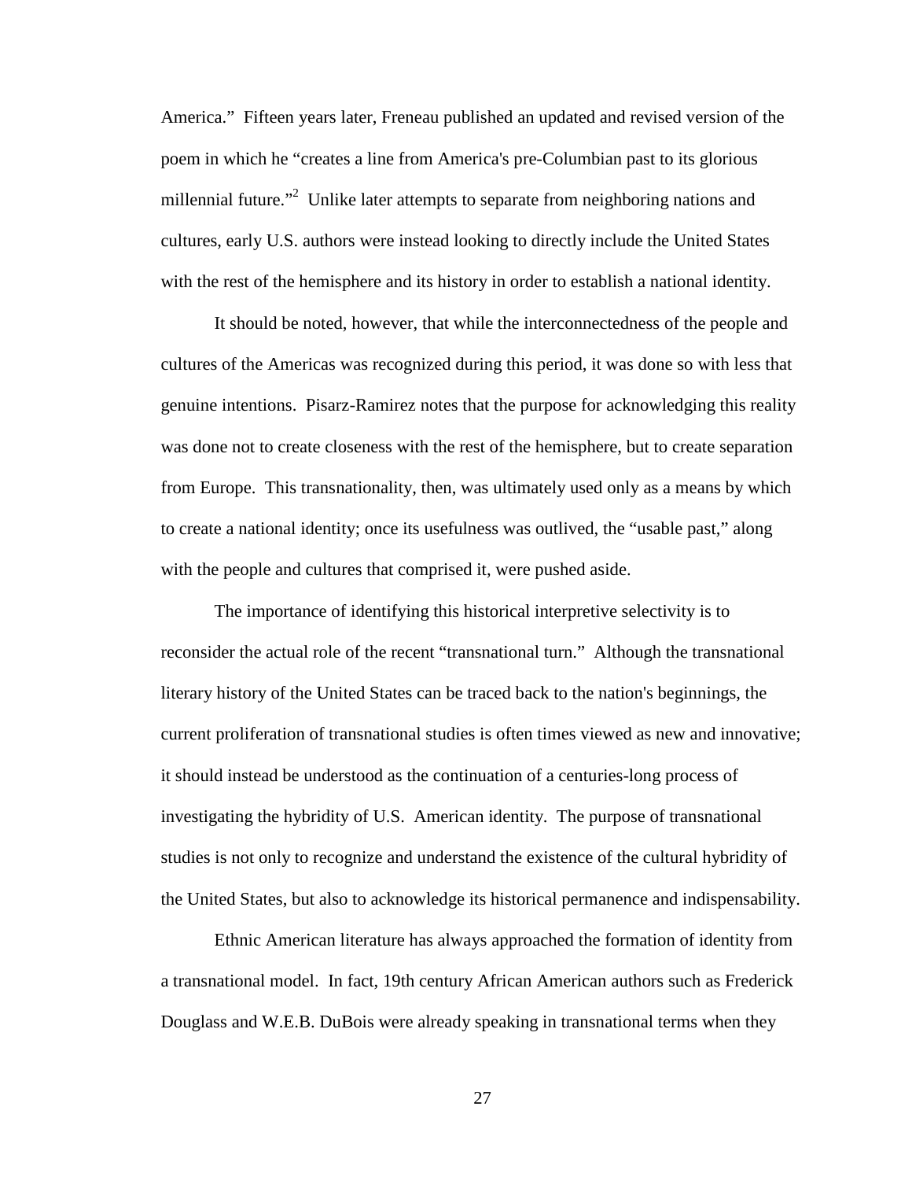America." Fifteen years later, Freneau published an updated and revised version of the poem in which he "creates a line from America's pre-Columbian past to its glorious millennial future."[2] Unlike later attempts to separate from neighboring nations and cultures, early U.S. authors were instead looking to directly include the United States with the rest of the hemisphere and its history in order to establish a national identity.

It should be noted, however, that while the interconnectedness of the people and cultures of the Americas was recognized during this period, it was done so with less that genuine intentions. Pisarz-Ramirez notes that the purpose for acknowledging this reality was done not to create closeness with the rest of the hemisphere, but to create separation from Europe. This transnationality, then, was ultimately used only as a means by which to create a national identity; once its usefulness was outlived, the "usable past," along with the people and cultures that comprised it, were pushed aside.

The importance of identifying this historical interpretive selectivity is to reconsider the actual role of the recent "transnational turn." Although the transnational literary history of the United States can be traced back to the nation's beginnings, the current proliferation of transnational studies is often times viewed as new and innovative; it should instead be understood as the continuation of a centuries-long process of investigating the hybridity of U.S. American identity. The purpose of transnational studies is not only to recognize and understand the existence of the cultural hybridity of the United States, but also to acknowledge its historical permanence and indispensability.

Ethnic American literature has always approached the formation of identity from a transnational model. In fact, 19th century African American authors such as Frederick Douglass and W.E.B. DuBois were already speaking in transnational terms when they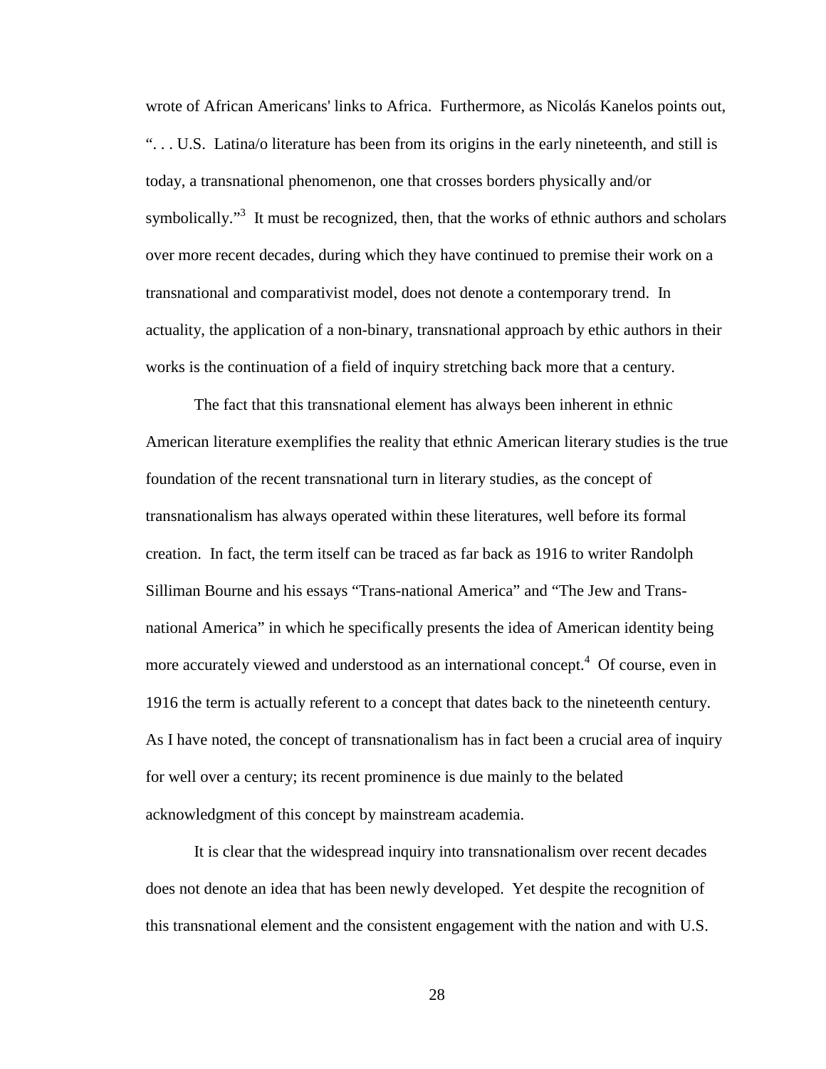wrote of African Americans' links to Africa. Furthermore, as Nicolás Kanelos points out, ". . . U.S. Latina/o literature has been from its origins in the early nineteenth, and still is today, a transnational phenomenon, one that crosses borders physically and/or symbolically."[3] It must be recognized, then, that the works of ethnic authors and scholars over more recent decades, during which they have continued to premise their work on a transnational and comparativist model, does not denote a contemporary trend. In actuality, the application of a non-binary, transnational approach by ethic authors in their works is the continuation of a field of inquiry stretching back more that a century.

The fact that this transnational element has always been inherent in ethnic American literature exemplifies the reality that ethnic American literary studies is the true foundation of the recent transnational turn in literary studies, as the concept of transnationalism has always operated within these literatures, well before its formal creation. In fact, the term itself can be traced as far back as 1916 to writer Randolph Silliman Bourne and his essays "Trans-national America" and "The Jew and Trans-national America" in which he specifically presents the idea of American identity being more accurately viewed and understood as an international concept.[4] Of course, even in 1916 the term is actually referent to a concept that dates back to the nineteenth century. As I have noted, the concept of transnationalism has in fact been a crucial area of inquiry for well over a century; its recent prominence is due mainly to the belated acknowledgment of this concept by mainstream academia.

It is clear that the widespread inquiry into transnationalism over recent decades does not denote an idea that has been newly developed. Yet despite the recognition of this transnational element and the consistent engagement with the nation and with U.S.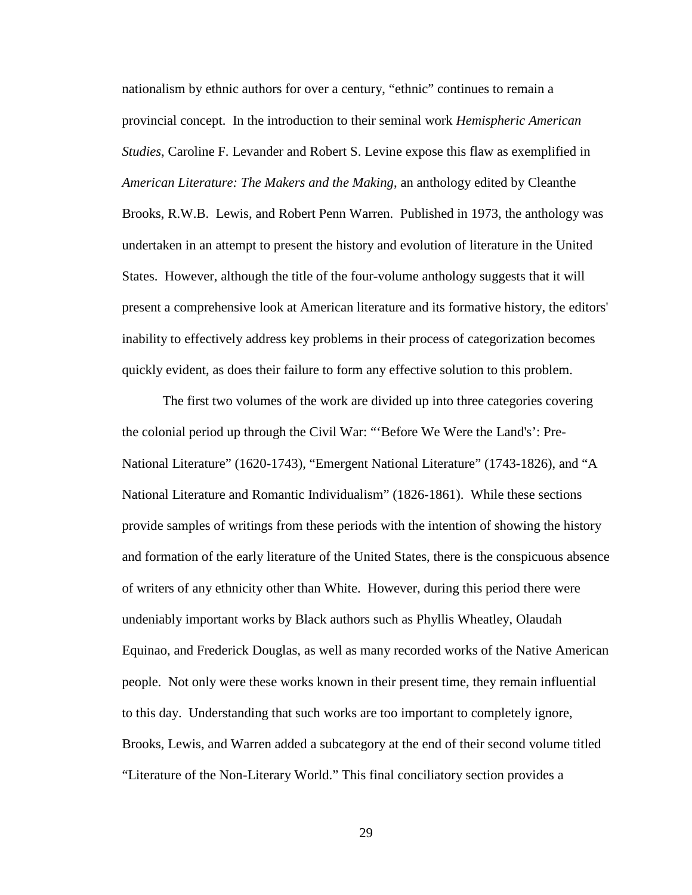nationalism by ethnic authors for over a century, "ethnic" continues to remain a provincial concept. In the introduction to their seminal work *Hemispheric American Studies*, Caroline F. Levander and Robert S. Levine expose this flaw as exemplified in *American Literature: The Makers and the Making*, an anthology edited by Cleanthe Brooks, R.W.B. Lewis, and Robert Penn Warren. Published in 1973, the anthology was undertaken in an attempt to present the history and evolution of literature in the United States. However, although the title of the four-volume anthology suggests that it will present a comprehensive look at American literature and its formative history, the editors' inability to effectively address key problems in their process of categorization becomes quickly evident, as does their failure to form any effective solution to this problem.

The first two volumes of the work are divided up into three categories covering the colonial period up through the Civil War: "'Before We Were the Land's': Pre-National Literature" (1620-1743), "Emergent National Literature" (1743-1826), and "A National Literature and Romantic Individualism" (1826-1861). While these sections provide samples of writings from these periods with the intention of showing the history and formation of the early literature of the United States, there is the conspicuous absence of writers of any ethnicity other than White. However, during this period there were undeniably important works by Black authors such as Phyllis Wheatley, Olaudah Equinao, and Frederick Douglas, as well as many recorded works of the Native American people. Not only were these works known in their present time, they remain influential to this day. Understanding that such works are too important to completely ignore, Brooks, Lewis, and Warren added a subcategory at the end of their second volume titled "Literature of the Non-Literary World." This final conciliatory section provides a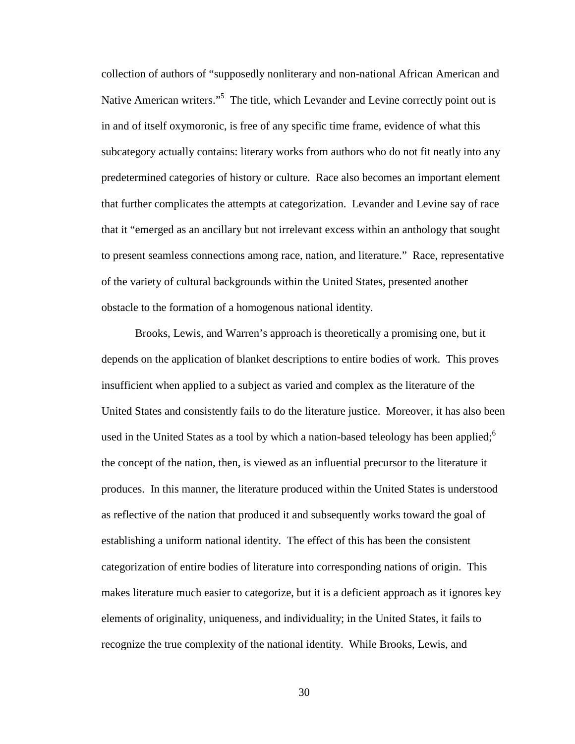collection of authors of "supposedly nonliterary and non-national African American and Native American writers."[5] The title, which Levander and Levine correctly point out is in and of itself oxymoronic, is free of any specific time frame, evidence of what this subcategory actually contains: literary works from authors who do not fit neatly into any predetermined categories of history or culture. Race also becomes an important element that further complicates the attempts at categorization. Levander and Levine say of race that it "emerged as an ancillary but not irrelevant excess within an anthology that sought to present seamless connections among race, nation, and literature." Race, representative of the variety of cultural backgrounds within the United States, presented another obstacle to the formation of a homogenous national identity.

Brooks, Lewis, and Warren's approach is theoretically a promising one, but it depends on the application of blanket descriptions to entire bodies of work. This proves insufficient when applied to a subject as varied and complex as the literature of the United States and consistently fails to do the literature justice. Moreover, it has also been used in the United States as a tool by which a nation-based teleology has been applied;[6] the concept of the nation, then, is viewed as an influential precursor to the literature it produces. In this manner, the literature produced within the United States is understood as reflective of the nation that produced it and subsequently works toward the goal of establishing a uniform national identity. The effect of this has been the consistent categorization of entire bodies of literature into corresponding nations of origin. This makes literature much easier to categorize, but it is a deficient approach as it ignores key elements of originality, uniqueness, and individuality; in the United States, it fails to recognize the true complexity of the national identity. While Brooks, Lewis, and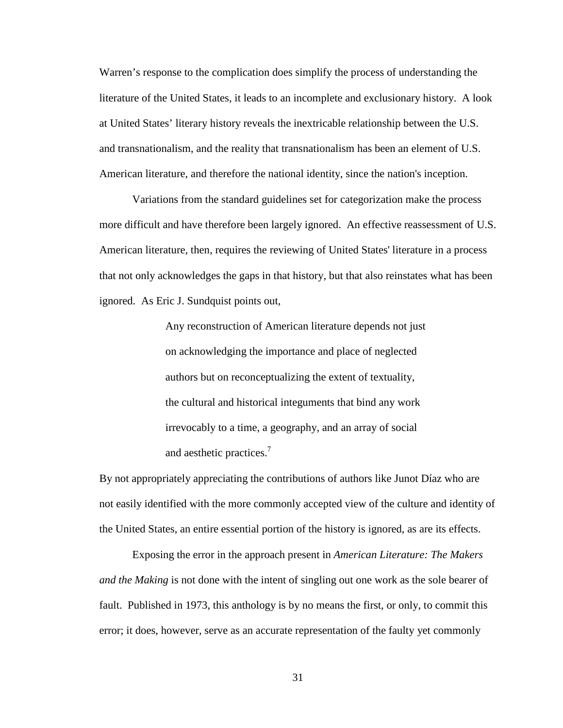Warren's response to the complication does simplify the process of understanding the literature of the United States, it leads to an incomplete and exclusionary history. A look at United States' literary history reveals the inextricable relationship between the U.S. and transnationalism, and the reality that transnationalism has been an element of U.S. American literature, and therefore the national identity, since the nation's inception.

Variations from the standard guidelines set for categorization make the process more difficult and have therefore been largely ignored. An effective reassessment of U.S. American literature, then, requires the reviewing of United States' literature in a process that not only acknowledges the gaps in that history, but that also reinstates what has been ignored. As Eric J. Sundquist points out,

> Any reconstruction of American literature depends not just on acknowledging the importance and place of neglected authors but on reconceptualizing the extent of textuality, the cultural and historical integuments that bind any work irrevocably to a time, a geography, and an array of social and aesthetic practices.[7]

By not appropriately appreciating the contributions of authors like Junot Díaz who are not easily identified with the more commonly accepted view of the culture and identity of the United States, an entire essential portion of the history is ignored, as are its effects.

Exposing the error in the approach present in *American Literature: The Makers and the Making* is not done with the intent of singling out one work as the sole bearer of fault. Published in 1973, this anthology is by no means the first, or only, to commit this error; it does, however, serve as an accurate representation of the faulty yet commonly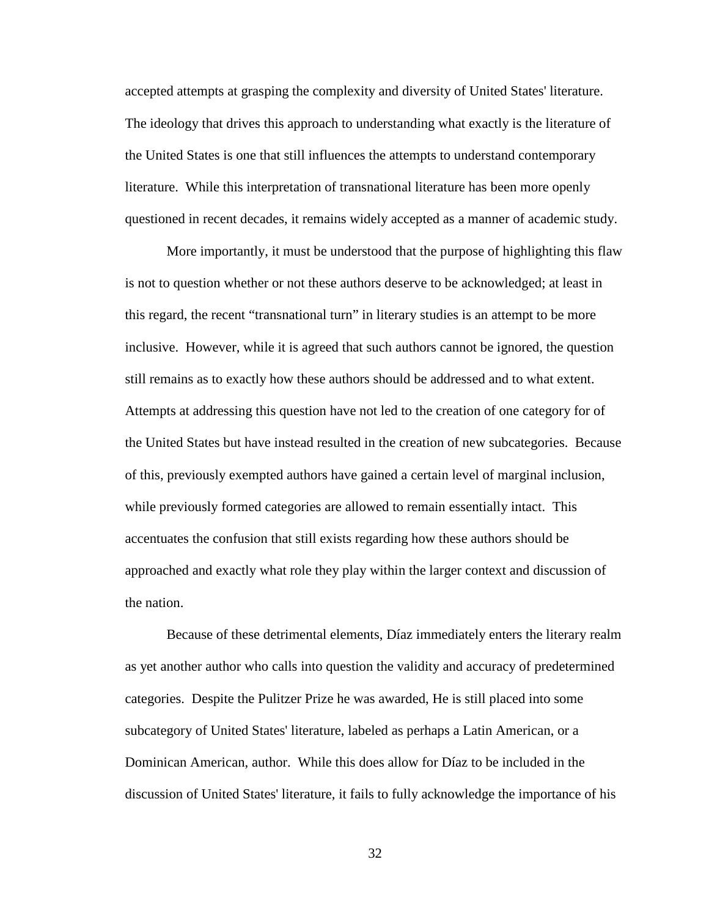accepted attempts at grasping the complexity and diversity of United States' literature. The ideology that drives this approach to understanding what exactly is the literature of the United States is one that still influences the attempts to understand contemporary literature. While this interpretation of transnational literature has been more openly questioned in recent decades, it remains widely accepted as a manner of academic study.

More importantly, it must be understood that the purpose of highlighting this flaw is not to question whether or not these authors deserve to be acknowledged; at least in this regard, the recent "transnational turn" in literary studies is an attempt to be more inclusive. However, while it is agreed that such authors cannot be ignored, the question still remains as to exactly how these authors should be addressed and to what extent. Attempts at addressing this question have not led to the creation of one category for of the United States but have instead resulted in the creation of new subcategories. Because of this, previously exempted authors have gained a certain level of marginal inclusion, while previously formed categories are allowed to remain essentially intact. This accentuates the confusion that still exists regarding how these authors should be approached and exactly what role they play within the larger context and discussion of the nation.

Because of these detrimental elements, Díaz immediately enters the literary realm as yet another author who calls into question the validity and accuracy of predetermined categories. Despite the Pulitzer Prize he was awarded, He is still placed into some subcategory of United States' literature, labeled as perhaps a Latin American, or a Dominican American, author. While this does allow for Díaz to be included in the discussion of United States' literature, it fails to fully acknowledge the importance of his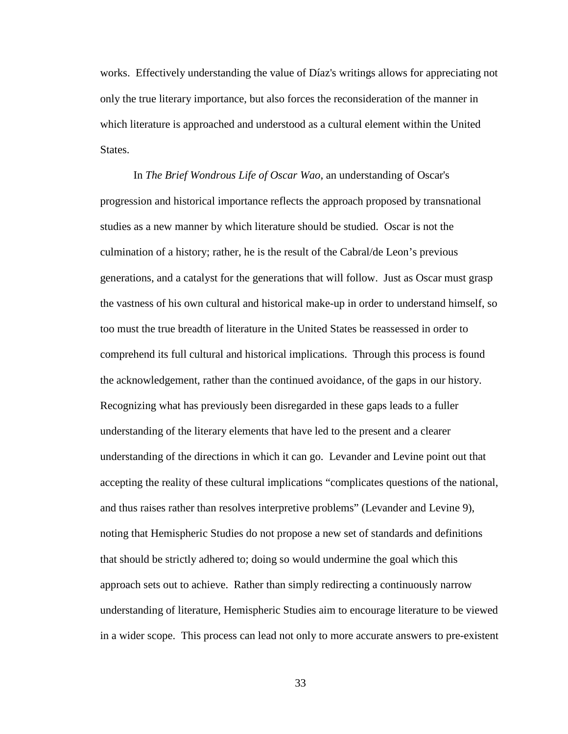works. Effectively understanding the value of Díaz's writings allows for appreciating not only the true literary importance, but also forces the reconsideration of the manner in which literature is approached and understood as a cultural element within the United States.

In *The Brief Wondrous Life of Oscar Wao*, an understanding of Oscar's progression and historical importance reflects the approach proposed by transnational studies as a new manner by which literature should be studied. Oscar is not the culmination of a history; rather, he is the result of the Cabral/de Leon's previous generations, and a catalyst for the generations that will follow. Just as Oscar must grasp the vastness of his own cultural and historical make-up in order to understand himself, so too must the true breadth of literature in the United States be reassessed in order to comprehend its full cultural and historical implications. Through this process is found the acknowledgement, rather than the continued avoidance, of the gaps in our history. Recognizing what has previously been disregarded in these gaps leads to a fuller understanding of the literary elements that have led to the present and a clearer understanding of the directions in which it can go. Levander and Levine point out that accepting the reality of these cultural implications "complicates questions of the national, and thus raises rather than resolves interpretive problems" (Levander and Levine 9), noting that Hemispheric Studies do not propose a new set of standards and definitions that should be strictly adhered to; doing so would undermine the goal which this approach sets out to achieve. Rather than simply redirecting a continuously narrow understanding of literature, Hemispheric Studies aim to encourage literature to be viewed in a wider scope. This process can lead not only to more accurate answers to pre-existent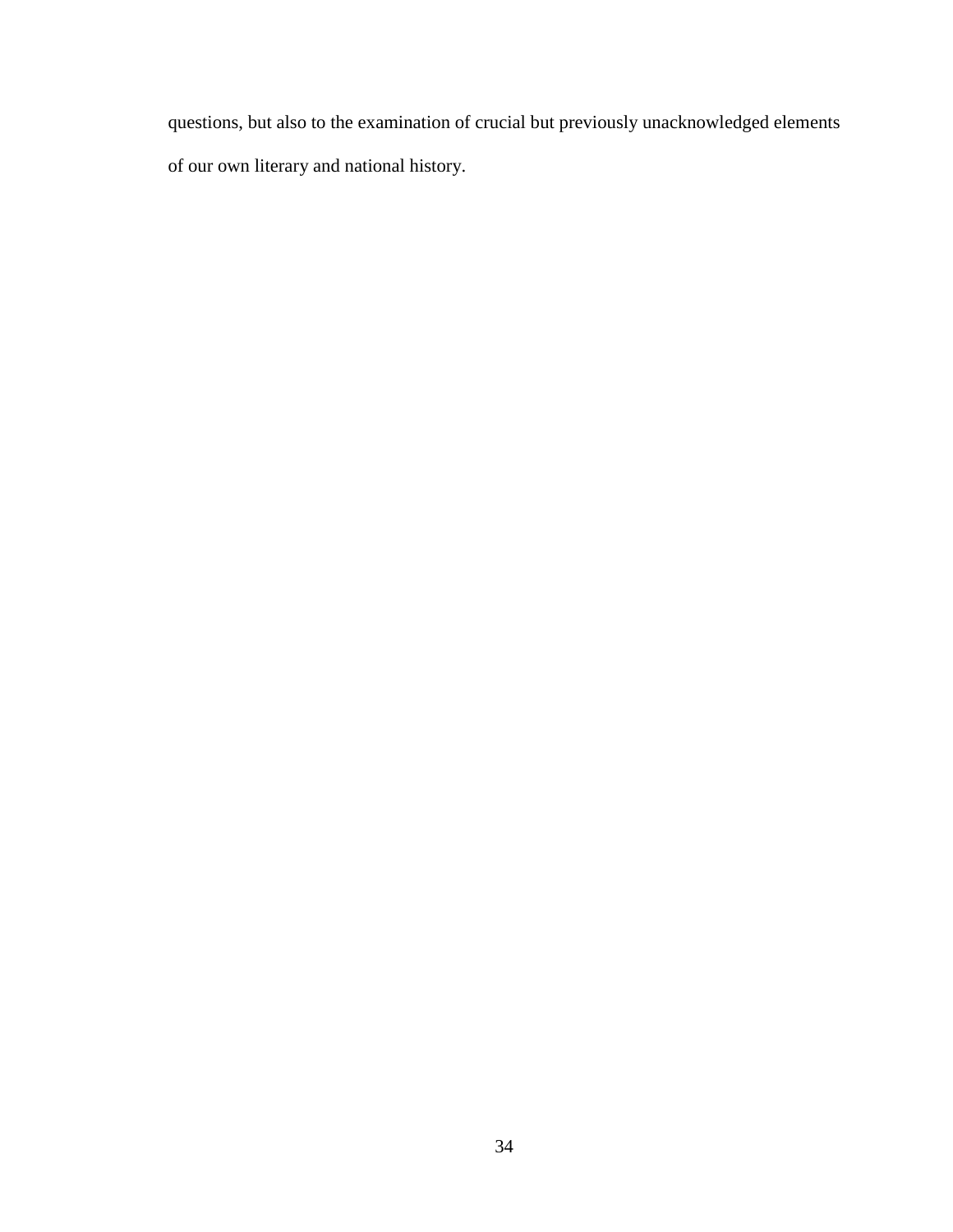questions, but also to the examination of crucial but previously unacknowledged elements of our own literary and national history.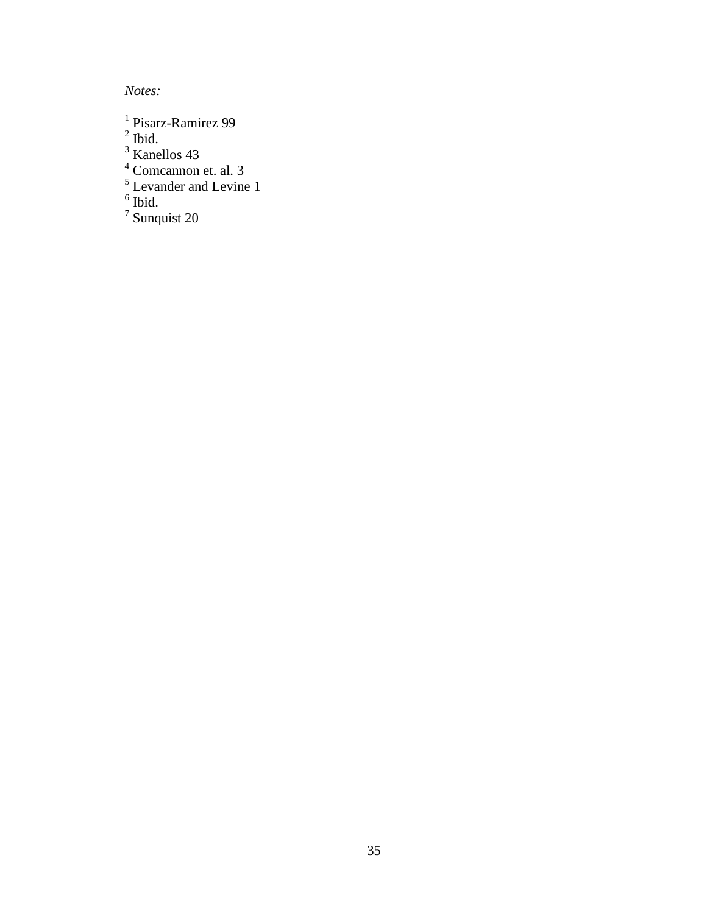*Notes:*

[1] Pisarz-Ramirez 99
[2] Ibid.
[3] Kanellos 43
[4] Comcannon et. al. 3
[5] Levander and Levine 1
[6] Ibid.
[7] Sunquist 20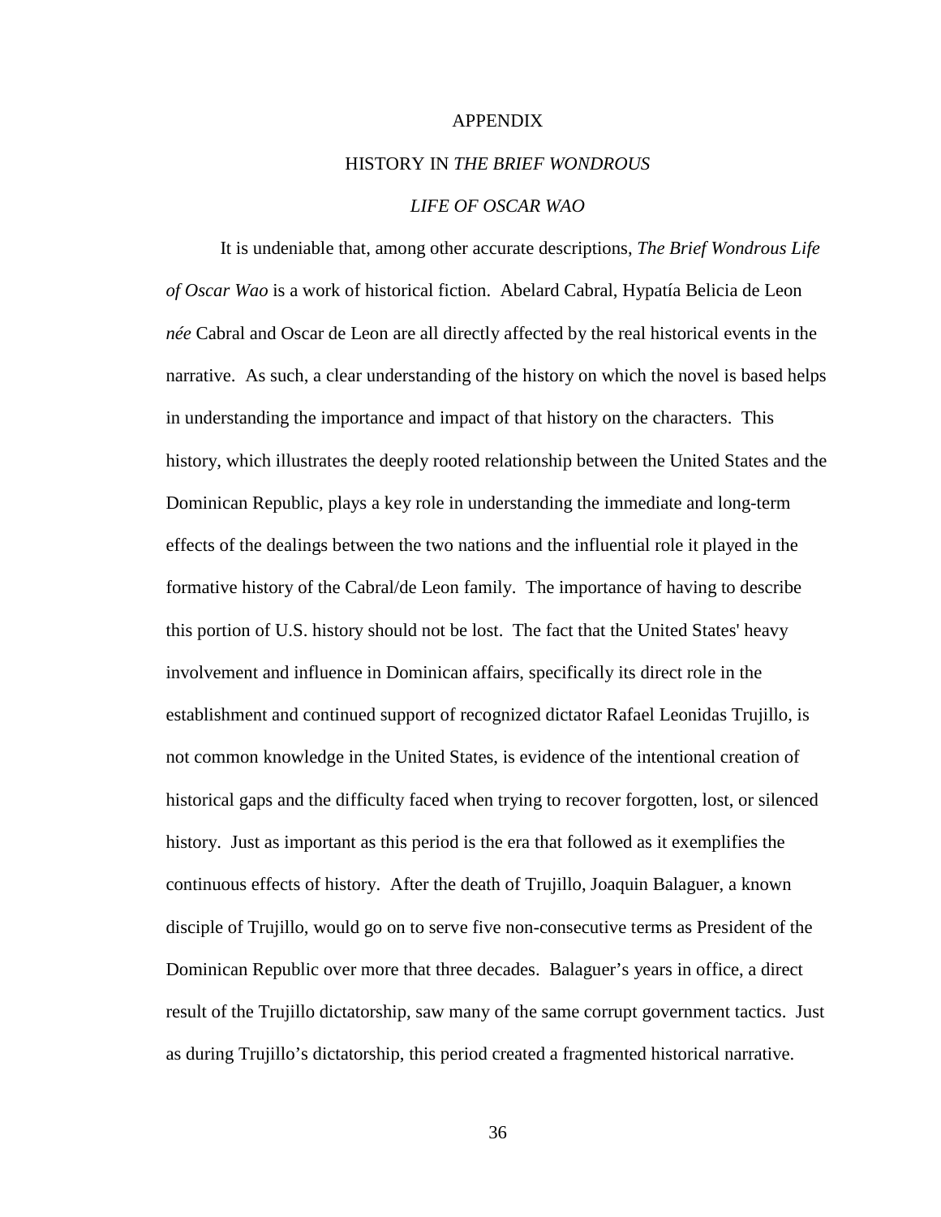# APPENDIX

## HISTORY IN *THE BRIEF WONDROUS LIFE OF OSCAR WAO*

It is undeniable that, among other accurate descriptions, *The Brief Wondrous Life of Oscar Wao* is a work of historical fiction. Abelard Cabral, Hypatía Belicia de Leon *née* Cabral and Oscar de Leon are all directly affected by the real historical events in the narrative. As such, a clear understanding of the history on which the novel is based helps in understanding the importance and impact of that history on the characters. This history, which illustrates the deeply rooted relationship between the United States and the Dominican Republic, plays a key role in understanding the immediate and long-term effects of the dealings between the two nations and the influential role it played in the formative history of the Cabral/de Leon family. The importance of having to describe this portion of U.S. history should not be lost. The fact that the United States' heavy involvement and influence in Dominican affairs, specifically its direct role in the establishment and continued support of recognized dictator Rafael Leonidas Trujillo, is not common knowledge in the United States, is evidence of the intentional creation of historical gaps and the difficulty faced when trying to recover forgotten, lost, or silenced history. Just as important as this period is the era that followed as it exemplifies the continuous effects of history. After the death of Trujillo, Joaquin Balaguer, a known disciple of Trujillo, would go on to serve five non-consecutive terms as President of the Dominican Republic over more that three decades. Balaguer's years in office, a direct result of the Trujillo dictatorship, saw many of the same corrupt government tactics. Just as during Trujillo's dictatorship, this period created a fragmented historical narrative.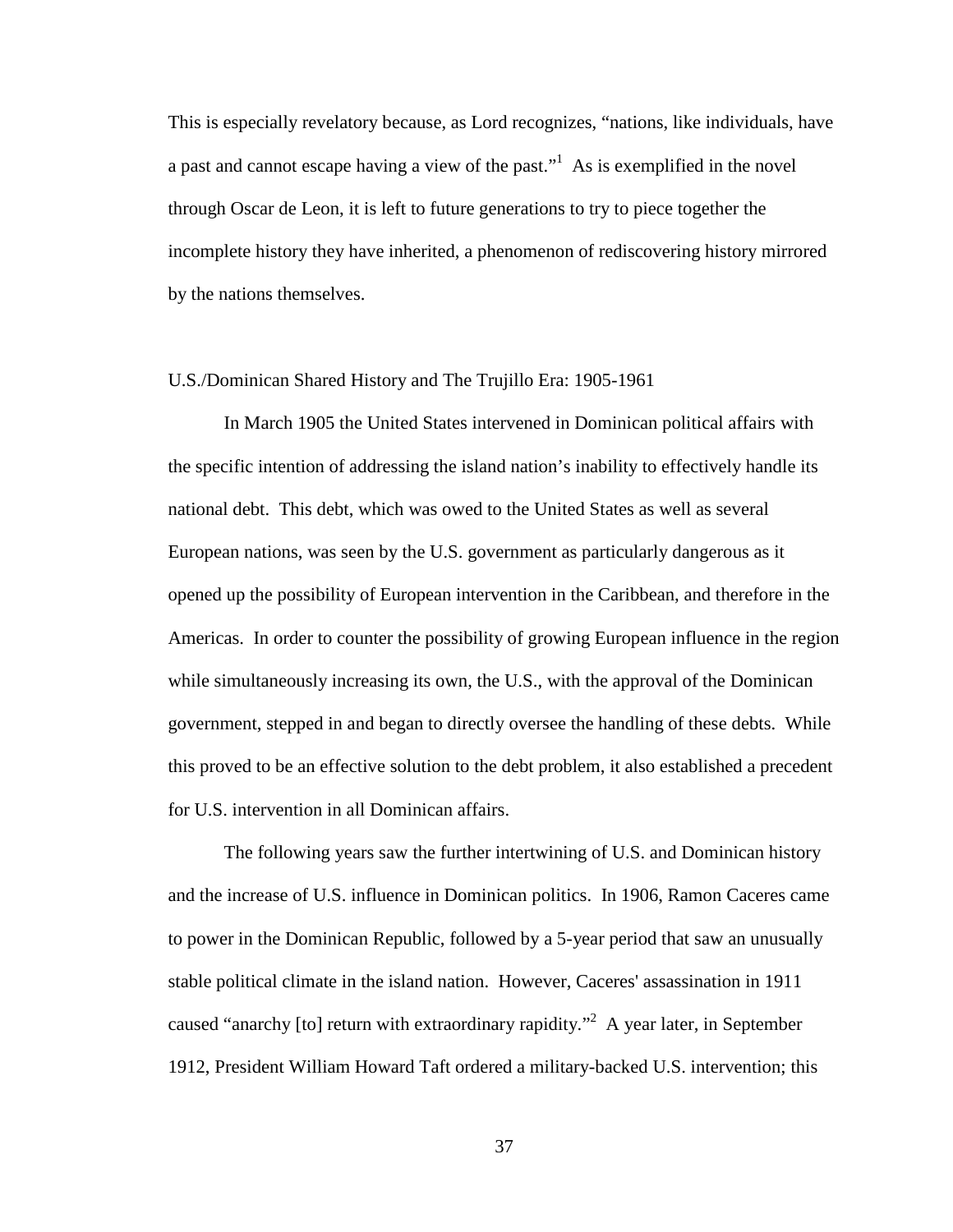This is especially revelatory because, as Lord recognizes, "nations, like individuals, have a past and cannot escape having a view of the past."[1] As is exemplified in the novel through Oscar de Leon, it is left to future generations to try to piece together the incomplete history they have inherited, a phenomenon of rediscovering history mirrored by the nations themselves.

## U.S./Dominican Shared History and The Trujillo Era: 1905-1961

In March 1905 the United States intervened in Dominican political affairs with the specific intention of addressing the island nation's inability to effectively handle its national debt. This debt, which was owed to the United States as well as several European nations, was seen by the U.S. government as particularly dangerous as it opened up the possibility of European intervention in the Caribbean, and therefore in the Americas. In order to counter the possibility of growing European influence in the region while simultaneously increasing its own, the U.S., with the approval of the Dominican government, stepped in and began to directly oversee the handling of these debts. While this proved to be an effective solution to the debt problem, it also established a precedent for U.S. intervention in all Dominican affairs.

The following years saw the further intertwining of U.S. and Dominican history and the increase of U.S. influence in Dominican politics. In 1906, Ramon Caceres came to power in the Dominican Republic, followed by a 5-year period that saw an unusually stable political climate in the island nation. However, Caceres' assassination in 1911 caused "anarchy [to] return with extraordinary rapidity."[2] A year later, in September 1912, President William Howard Taft ordered a military-backed U.S. intervention; this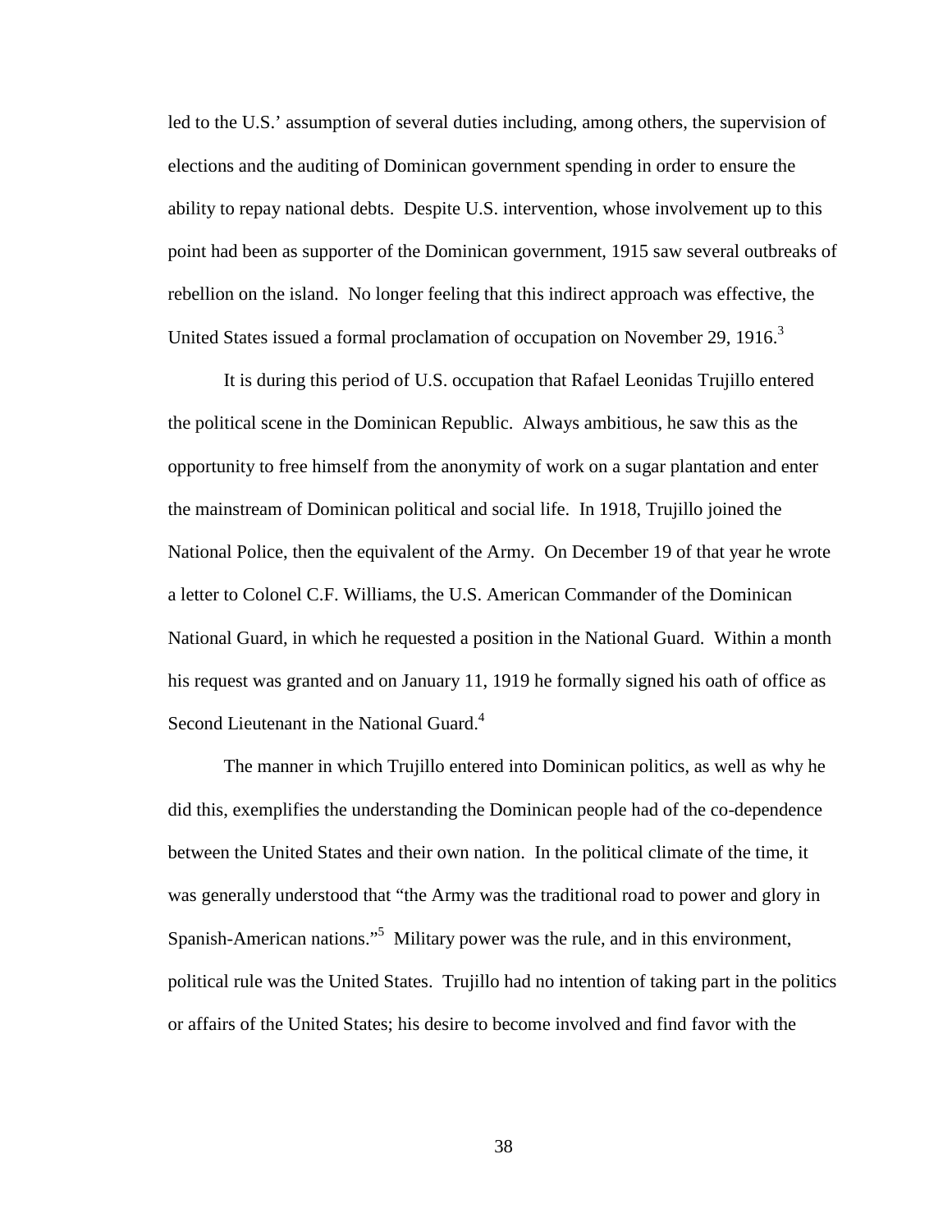led to the U.S.' assumption of several duties including, among others, the supervision of elections and the auditing of Dominican government spending in order to ensure the ability to repay national debts. Despite U.S. intervention, whose involvement up to this point had been as supporter of the Dominican government, 1915 saw several outbreaks of rebellion on the island. No longer feeling that this indirect approach was effective, the United States issued a formal proclamation of occupation on November 29, 1916.[3]

It is during this period of U.S. occupation that Rafael Leonidas Trujillo entered the political scene in the Dominican Republic. Always ambitious, he saw this as the opportunity to free himself from the anonymity of work on a sugar plantation and enter the mainstream of Dominican political and social life. In 1918, Trujillo joined the National Police, then the equivalent of the Army. On December 19 of that year he wrote a letter to Colonel C.F. Williams, the U.S. American Commander of the Dominican National Guard, in which he requested a position in the National Guard. Within a month his request was granted and on January 11, 1919 he formally signed his oath of office as Second Lieutenant in the National Guard.[4]

The manner in which Trujillo entered into Dominican politics, as well as why he did this, exemplifies the understanding the Dominican people had of the co-dependence between the United States and their own nation. In the political climate of the time, it was generally understood that "the Army was the traditional road to power and glory in Spanish-American nations."[5] Military power was the rule, and in this environment, political rule was the United States. Trujillo had no intention of taking part in the politics or affairs of the United States; his desire to become involved and find favor with the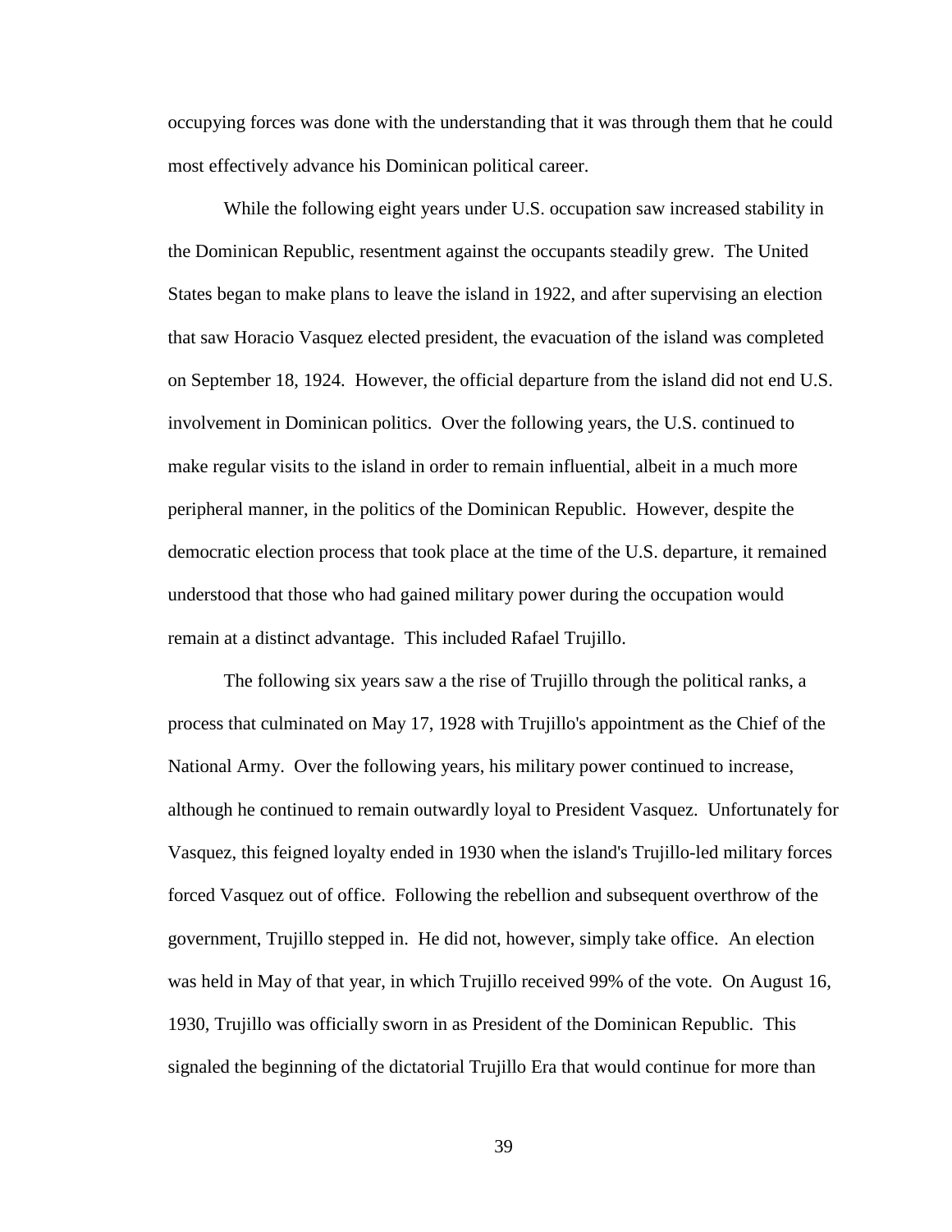occupying forces was done with the understanding that it was through them that he could most effectively advance his Dominican political career.

While the following eight years under U.S. occupation saw increased stability in the Dominican Republic, resentment against the occupants steadily grew. The United States began to make plans to leave the island in 1922, and after supervising an election that saw Horacio Vasquez elected president, the evacuation of the island was completed on September 18, 1924. However, the official departure from the island did not end U.S. involvement in Dominican politics. Over the following years, the U.S. continued to make regular visits to the island in order to remain influential, albeit in a much more peripheral manner, in the politics of the Dominican Republic. However, despite the democratic election process that took place at the time of the U.S. departure, it remained understood that those who had gained military power during the occupation would remain at a distinct advantage. This included Rafael Trujillo.

The following six years saw a the rise of Trujillo through the political ranks, a process that culminated on May 17, 1928 with Trujillo's appointment as the Chief of the National Army. Over the following years, his military power continued to increase, although he continued to remain outwardly loyal to President Vasquez. Unfortunately for Vasquez, this feigned loyalty ended in 1930 when the island's Trujillo-led military forces forced Vasquez out of office. Following the rebellion and subsequent overthrow of the government, Trujillo stepped in. He did not, however, simply take office. An election was held in May of that year, in which Trujillo received 99% of the vote. On August 16, 1930, Trujillo was officially sworn in as President of the Dominican Republic. This signaled the beginning of the dictatorial Trujillo Era that would continue for more than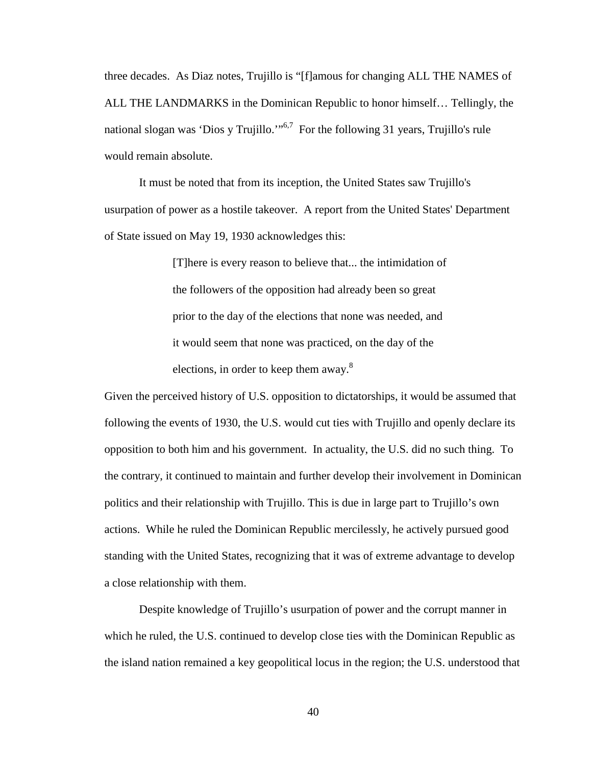three decades. As Diaz notes, Trujillo is "[f]amous for changing ALL THE NAMES of ALL THE LANDMARKS in the Dominican Republic to honor himself… Tellingly, the national slogan was 'Dios y Trujillo.'"[6,7] For the following 31 years, Trujillo's rule would remain absolute.

It must be noted that from its inception, the United States saw Trujillo's usurpation of power as a hostile takeover. A report from the United States' Department of State issued on May 19, 1930 acknowledges this:

> [T]here is every reason to believe that... the intimidation of the followers of the opposition had already been so great prior to the day of the elections that none was needed, and it would seem that none was practiced, on the day of the elections, in order to keep them away.[8]

Given the perceived history of U.S. opposition to dictatorships, it would be assumed that following the events of 1930, the U.S. would cut ties with Trujillo and openly declare its opposition to both him and his government. In actuality, the U.S. did no such thing. To the contrary, it continued to maintain and further develop their involvement in Dominican politics and their relationship with Trujillo. This is due in large part to Trujillo's own actions. While he ruled the Dominican Republic mercilessly, he actively pursued good standing with the United States, recognizing that it was of extreme advantage to develop a close relationship with them.

Despite knowledge of Trujillo's usurpation of power and the corrupt manner in which he ruled, the U.S. continued to develop close ties with the Dominican Republic as the island nation remained a key geopolitical locus in the region; the U.S. understood that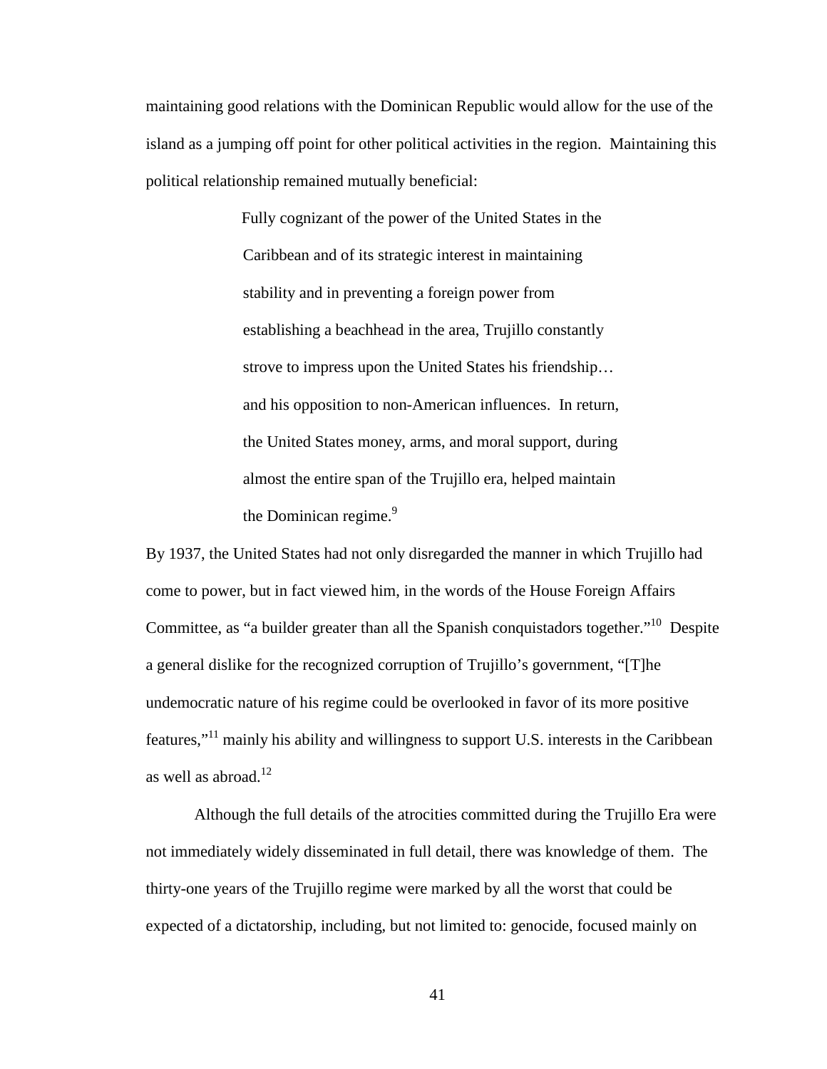maintaining good relations with the Dominican Republic would allow for the use of the island as a jumping off point for other political activities in the region. Maintaining this political relationship remained mutually beneficial:

> Fully cognizant of the power of the United States in the Caribbean and of its strategic interest in maintaining stability and in preventing a foreign power from establishing a beachhead in the area, Trujillo constantly strove to impress upon the United States his friendship… and his opposition to non-American influences. In return, the United States money, arms, and moral support, during almost the entire span of the Trujillo era, helped maintain the Dominican regime.[9]

By 1937, the United States had not only disregarded the manner in which Trujillo had come to power, but in fact viewed him, in the words of the House Foreign Affairs Committee, as "a builder greater than all the Spanish conquistadors together."[10] Despite a general dislike for the recognized corruption of Trujillo's government, "[T]he undemocratic nature of his regime could be overlooked in favor of its more positive features,"[11] mainly his ability and willingness to support U.S. interests in the Caribbean as well as abroad.[12]

Although the full details of the atrocities committed during the Trujillo Era were not immediately widely disseminated in full detail, there was knowledge of them. The thirty-one years of the Trujillo regime were marked by all the worst that could be expected of a dictatorship, including, but not limited to: genocide, focused mainly on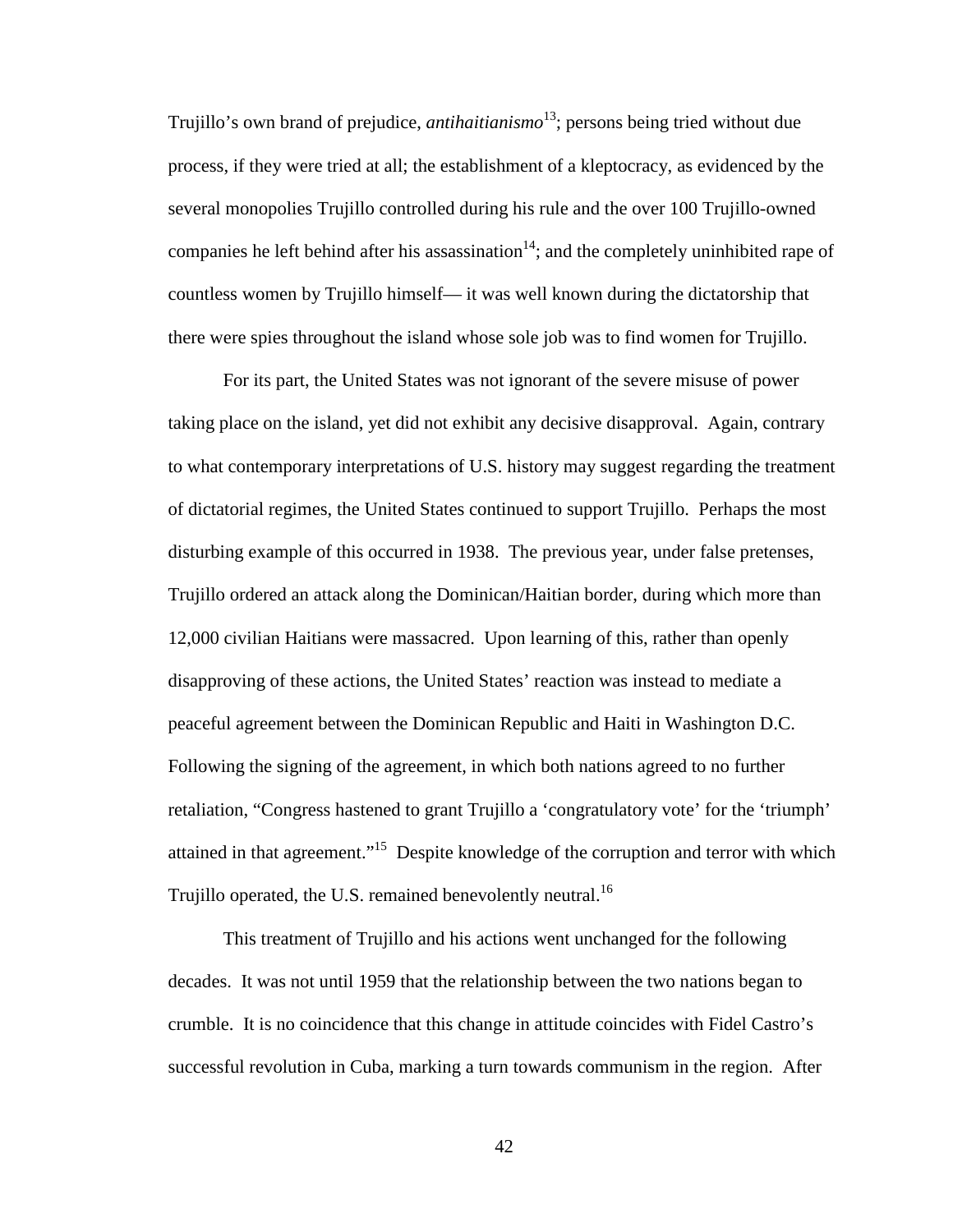Trujillo's own brand of prejudice, *antihaitianismo*[13]; persons being tried without due process, if they were tried at all; the establishment of a kleptocracy, as evidenced by the several monopolies Trujillo controlled during his rule and the over 100 Trujillo-owned companies he left behind after his assassination[14]; and the completely uninhibited rape of countless women by Trujillo himself— it was well known during the dictatorship that there were spies throughout the island whose sole job was to find women for Trujillo.

For its part, the United States was not ignorant of the severe misuse of power taking place on the island, yet did not exhibit any decisive disapproval. Again, contrary to what contemporary interpretations of U.S. history may suggest regarding the treatment of dictatorial regimes, the United States continued to support Trujillo. Perhaps the most disturbing example of this occurred in 1938. The previous year, under false pretenses, Trujillo ordered an attack along the Dominican/Haitian border, during which more than 12,000 civilian Haitians were massacred. Upon learning of this, rather than openly disapproving of these actions, the United States' reaction was instead to mediate a peaceful agreement between the Dominican Republic and Haiti in Washington D.C. Following the signing of the agreement, in which both nations agreed to no further retaliation, "Congress hastened to grant Trujillo a 'congratulatory vote' for the 'triumph' attained in that agreement."[15] Despite knowledge of the corruption and terror with which Trujillo operated, the U.S. remained benevolently neutral.[16]

This treatment of Trujillo and his actions went unchanged for the following decades. It was not until 1959 that the relationship between the two nations began to crumble. It is no coincidence that this change in attitude coincides with Fidel Castro's successful revolution in Cuba, marking a turn towards communism in the region. After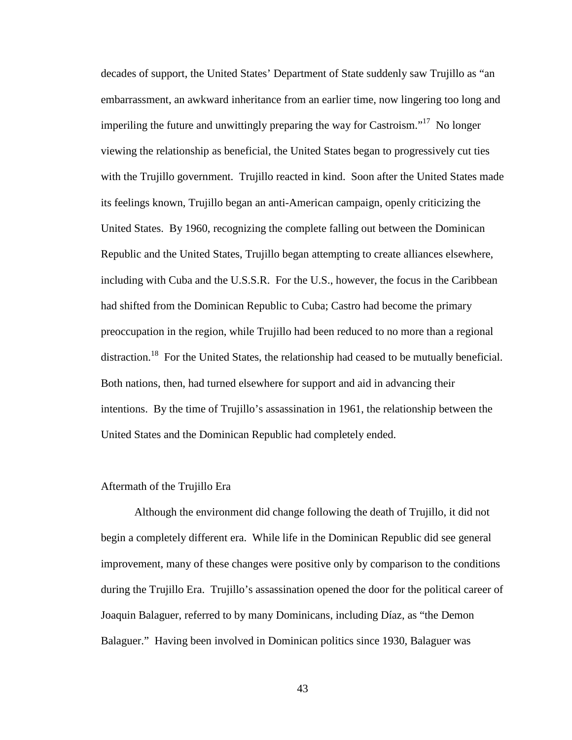decades of support, the United States' Department of State suddenly saw Trujillo as "an embarrassment, an awkward inheritance from an earlier time, now lingering too long and imperiling the future and unwittingly preparing the way for Castroism."[17] No longer viewing the relationship as beneficial, the United States began to progressively cut ties with the Trujillo government. Trujillo reacted in kind. Soon after the United States made its feelings known, Trujillo began an anti-American campaign, openly criticizing the United States. By 1960, recognizing the complete falling out between the Dominican Republic and the United States, Trujillo began attempting to create alliances elsewhere, including with Cuba and the U.S.S.R. For the U.S., however, the focus in the Caribbean had shifted from the Dominican Republic to Cuba; Castro had become the primary preoccupation in the region, while Trujillo had been reduced to no more than a regional distraction.[18] For the United States, the relationship had ceased to be mutually beneficial. Both nations, then, had turned elsewhere for support and aid in advancing their intentions. By the time of Trujillo's assassination in 1961, the relationship between the United States and the Dominican Republic had completely ended.

## Aftermath of the Trujillo Era

Although the environment did change following the death of Trujillo, it did not begin a completely different era. While life in the Dominican Republic did see general improvement, many of these changes were positive only by comparison to the conditions during the Trujillo Era. Trujillo's assassination opened the door for the political career of Joaquin Balaguer, referred to by many Dominicans, including Díaz, as "the Demon Balaguer." Having been involved in Dominican politics since 1930, Balaguer was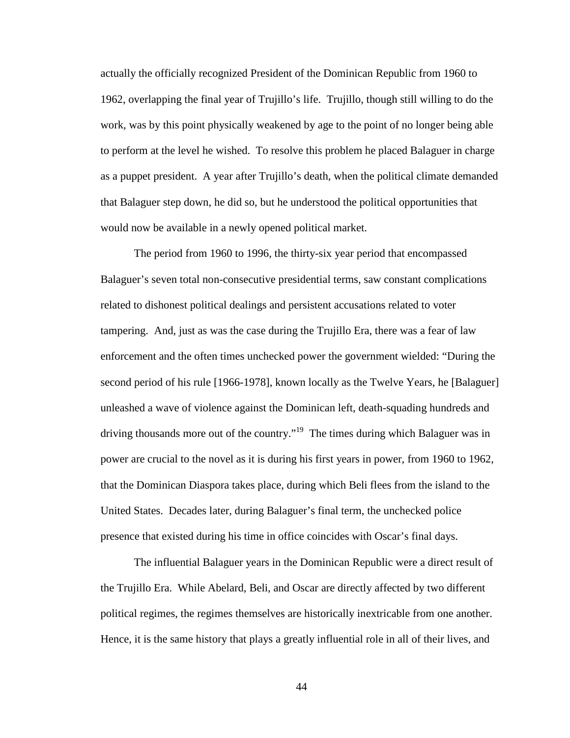actually the officially recognized President of the Dominican Republic from 1960 to 1962, overlapping the final year of Trujillo's life. Trujillo, though still willing to do the work, was by this point physically weakened by age to the point of no longer being able to perform at the level he wished. To resolve this problem he placed Balaguer in charge as a puppet president. A year after Trujillo's death, when the political climate demanded that Balaguer step down, he did so, but he understood the political opportunities that would now be available in a newly opened political market.

The period from 1960 to 1996, the thirty-six year period that encompassed Balaguer's seven total non-consecutive presidential terms, saw constant complications related to dishonest political dealings and persistent accusations related to voter tampering. And, just as was the case during the Trujillo Era, there was a fear of law enforcement and the often times unchecked power the government wielded: "During the second period of his rule [1966-1978], known locally as the Twelve Years, he [Balaguer] unleashed a wave of violence against the Dominican left, death-squading hundreds and driving thousands more out of the country."[19] The times during which Balaguer was in power are crucial to the novel as it is during his first years in power, from 1960 to 1962, that the Dominican Diaspora takes place, during which Beli flees from the island to the United States. Decades later, during Balaguer's final term, the unchecked police presence that existed during his time in office coincides with Oscar's final days.

The influential Balaguer years in the Dominican Republic were a direct result of the Trujillo Era. While Abelard, Beli, and Oscar are directly affected by two different political regimes, the regimes themselves are historically inextricable from one another. Hence, it is the same history that plays a greatly influential role in all of their lives, and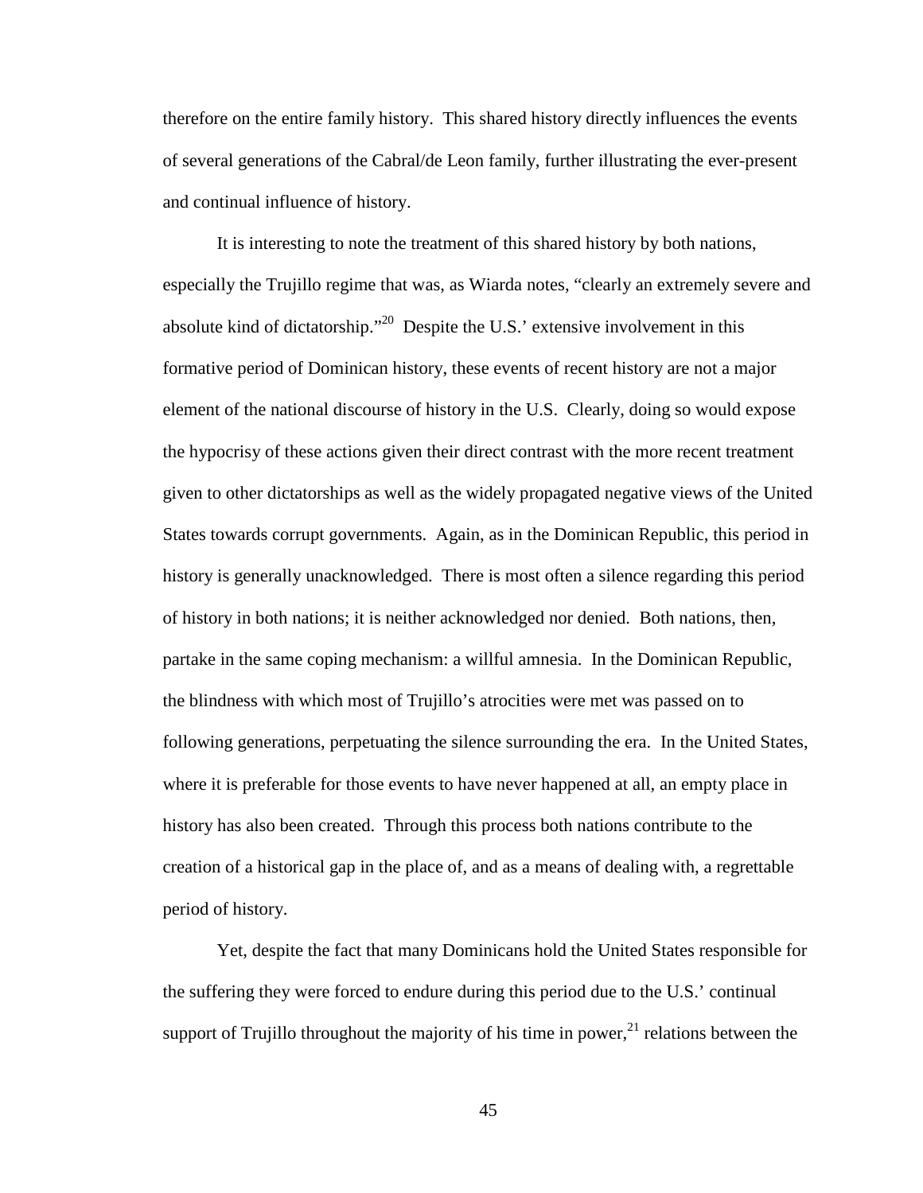therefore on the entire family history. This shared history directly influences the events of several generations of the Cabral/de Leon family, further illustrating the ever-present and continual influence of history.

It is interesting to note the treatment of this shared history by both nations, especially the Trujillo regime that was, as Wiarda notes, "clearly an extremely severe and absolute kind of dictatorship."[20] Despite the U.S.' extensive involvement in this formative period of Dominican history, these events of recent history are not a major element of the national discourse of history in the U.S. Clearly, doing so would expose the hypocrisy of these actions given their direct contrast with the more recent treatment given to other dictatorships as well as the widely propagated negative views of the United States towards corrupt governments. Again, as in the Dominican Republic, this period in history is generally unacknowledged. There is most often a silence regarding this period of history in both nations; it is neither acknowledged nor denied. Both nations, then, partake in the same coping mechanism: a willful amnesia. In the Dominican Republic, the blindness with which most of Trujillo's atrocities were met was passed on to following generations, perpetuating the silence surrounding the era. In the United States, where it is preferable for those events to have never happened at all, an empty place in history has also been created. Through this process both nations contribute to the creation of a historical gap in the place of, and as a means of dealing with, a regrettable period of history.

Yet, despite the fact that many Dominicans hold the United States responsible for the suffering they were forced to endure during this period due to the U.S.' continual support of Trujillo throughout the majority of his time in power,[21] relations between the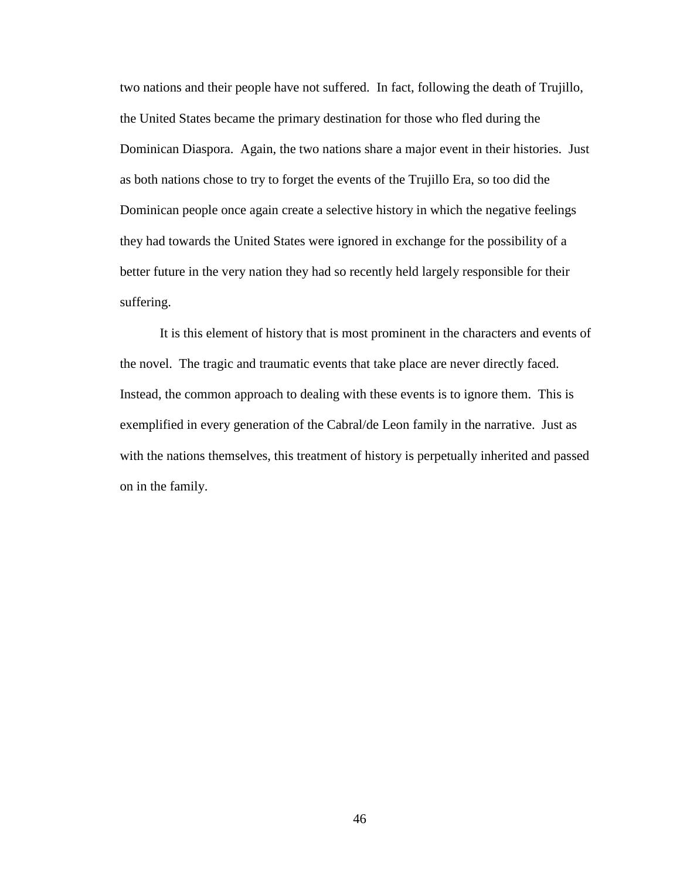two nations and their people have not suffered. In fact, following the death of Trujillo, the United States became the primary destination for those who fled during the Dominican Diaspora. Again, the two nations share a major event in their histories. Just as both nations chose to try to forget the events of the Trujillo Era, so too did the Dominican people once again create a selective history in which the negative feelings they had towards the United States were ignored in exchange for the possibility of a better future in the very nation they had so recently held largely responsible for their suffering.

It is this element of history that is most prominent in the characters and events of the novel. The tragic and traumatic events that take place are never directly faced. Instead, the common approach to dealing with these events is to ignore them. This is exemplified in every generation of the Cabral/de Leon family in the narrative. Just as with the nations themselves, this treatment of history is perpetually inherited and passed on in the family.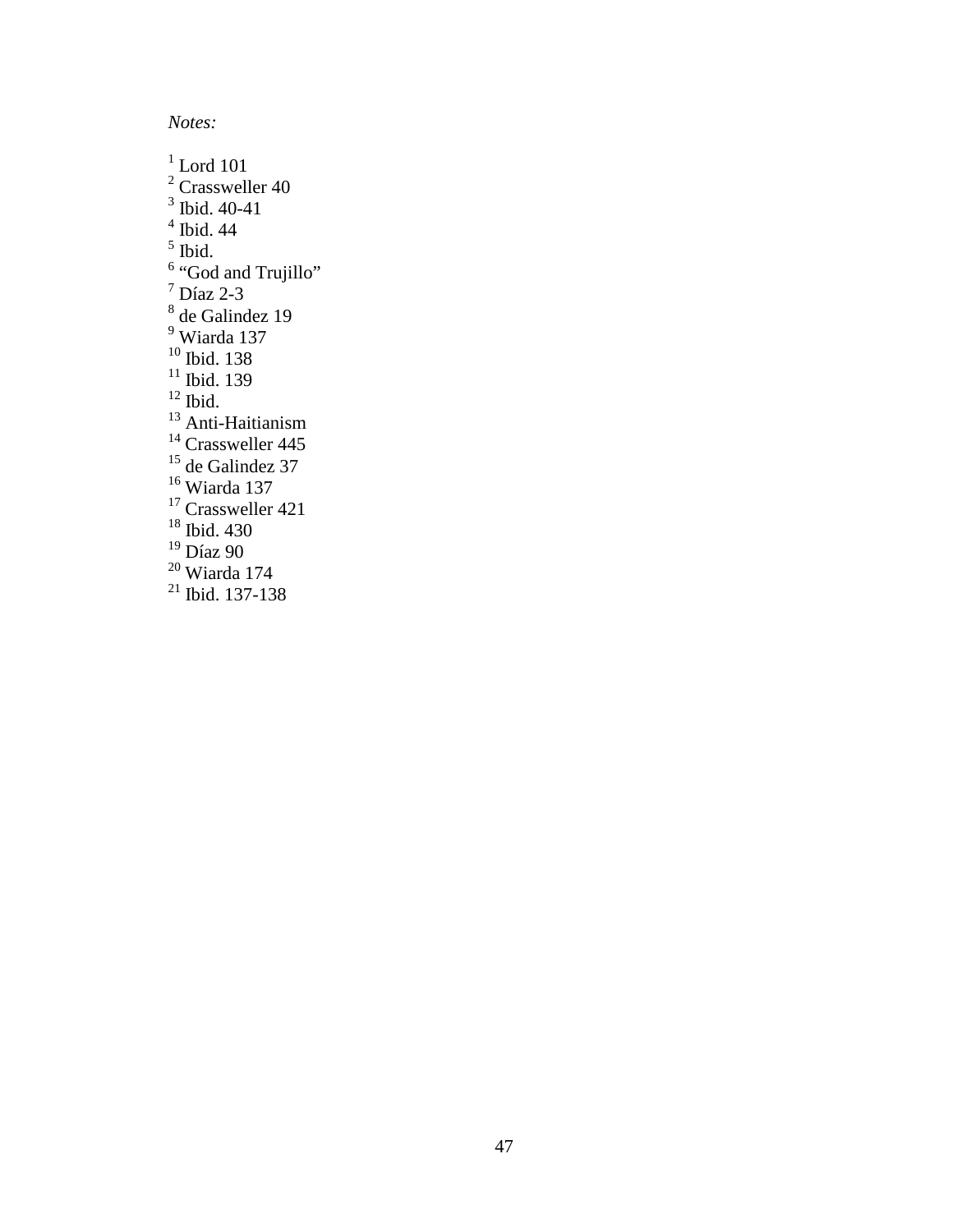*Notes:*

[1] Lord 101
[2] Crassweller 40
[3] Ibid. 40-41
[4] Ibid. 44
[5] Ibid.
[6] “God and Trujillo”
[7] Díaz 2-3
[8] de Galindez 19
[9] Wiarda 137
[10] Ibid. 138
[11] Ibid. 139
[12] Ibid.
[13] Anti-Haitianism
[14] Crassweller 445
[15] de Galindez 37
[16] Wiarda 137
[17] Crassweller 421
[18] Ibid. 430
[19] Díaz 90
[20] Wiarda 174
[21] Ibid. 137-138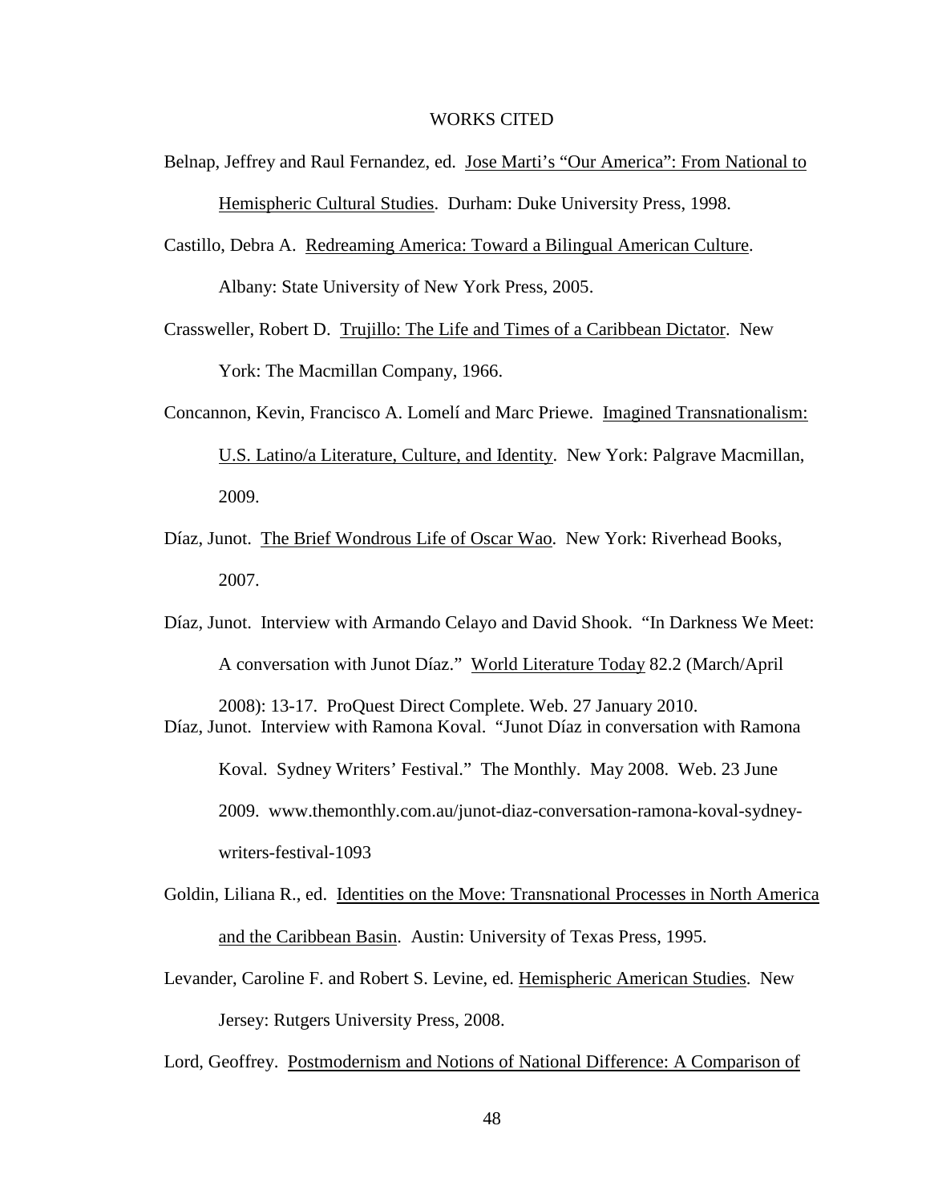# WORKS CITED

Belnap, Jeffrey and Raul Fernandez, ed. Jose Marti's "Our America": From National to Hemispheric Cultural Studies. Durham: Duke University Press, 1998.

Castillo, Debra A. Redreaming America: Toward a Bilingual American Culture. Albany: State University of New York Press, 2005.

Crassweller, Robert D. Trujillo: The Life and Times of a Caribbean Dictator. New York: The Macmillan Company, 1966.

Concannon, Kevin, Francisco A. Lomelí and Marc Priewe. Imagined Transnationalism: U.S. Latino/a Literature, Culture, and Identity. New York: Palgrave Macmillan, 2009.

Díaz, Junot. The Brief Wondrous Life of Oscar Wao. New York: Riverhead Books, 2007.

Díaz, Junot. Interview with Armando Celayo and David Shook. "In Darkness We Meet: A conversation with Junot Díaz." World Literature Today 82.2 (March/April 2008): 13-17. ProQuest Direct Complete. Web. 27 January 2010.

Díaz, Junot. Interview with Ramona Koval. "Junot Díaz in conversation with Ramona Koval. Sydney Writers' Festival." The Monthly. May 2008. Web. 23 June 2009. www.themonthly.com.au/junot-diaz-conversation-ramona-koval-sydney-writers-festival-1093

Goldin, Liliana R., ed. Identities on the Move: Transnational Processes in North America and the Caribbean Basin. Austin: University of Texas Press, 1995.

Levander, Caroline F. and Robert S. Levine, ed. Hemispheric American Studies. New Jersey: Rutgers University Press, 2008.

Lord, Geoffrey. Postmodernism and Notions of National Difference: A Comparison of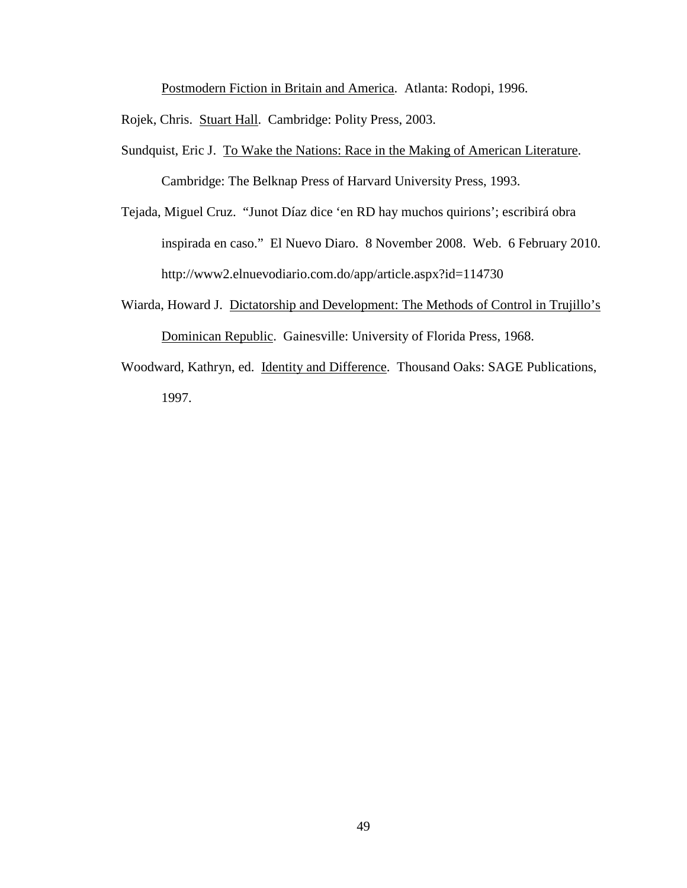Postmodern Fiction in Britain and America. Atlanta: Rodopi, 1996.

Rojek, Chris. Stuart Hall. Cambridge: Polity Press, 2003.

Sundquist, Eric J. To Wake the Nations: Race in the Making of American Literature. Cambridge: The Belknap Press of Harvard University Press, 1993.

Tejada, Miguel Cruz. "Junot Díaz dice 'en RD hay muchos quirions'; escribirá obra inspirada en caso." El Nuevo Diaro. 8 November 2008. Web. 6 February 2010. http://www2.elnuevodiario.com.do/app/article.aspx?id=114730

Wiarda, Howard J. Dictatorship and Development: The Methods of Control in Trujillo's Dominican Republic. Gainesville: University of Florida Press, 1968.

Woodward, Kathryn, ed. Identity and Difference. Thousand Oaks: SAGE Publications, 1997.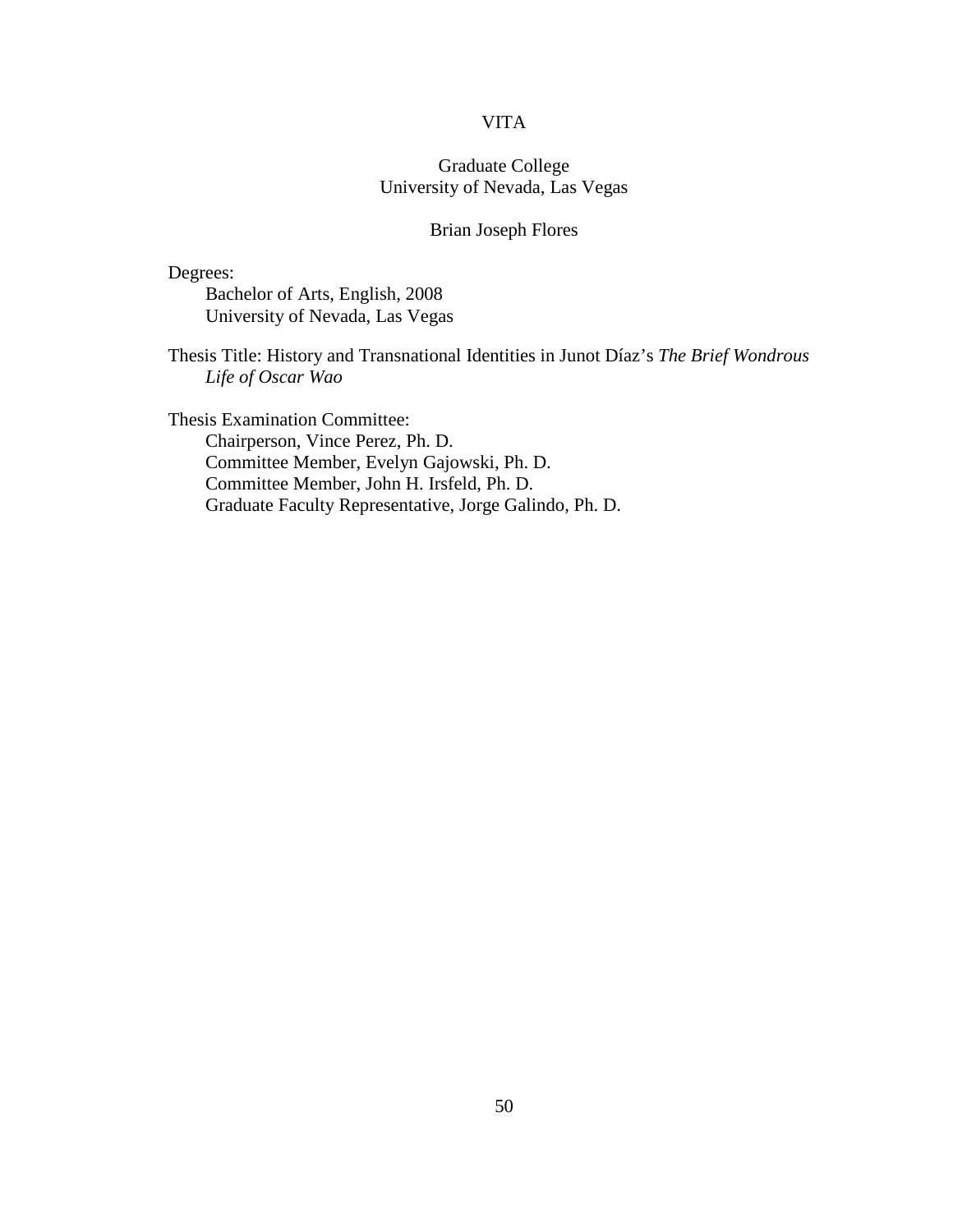# VITA

Graduate College
University of Nevada, Las Vegas

Brian Joseph Flores

Degrees:
Bachelor of Arts, English, 2008
University of Nevada, Las Vegas

Thesis Title: History and Transnational Identities in Junot Díaz's *The Brief Wondrous Life of Oscar Wao*

Thesis Examination Committee:
Chairperson, Vince Perez, Ph. D.
Committee Member, Evelyn Gajowski, Ph. D.
Committee Member, John H. Irsfeld, Ph. D.
Graduate Faculty Representative, Jorge Galindo, Ph. D.